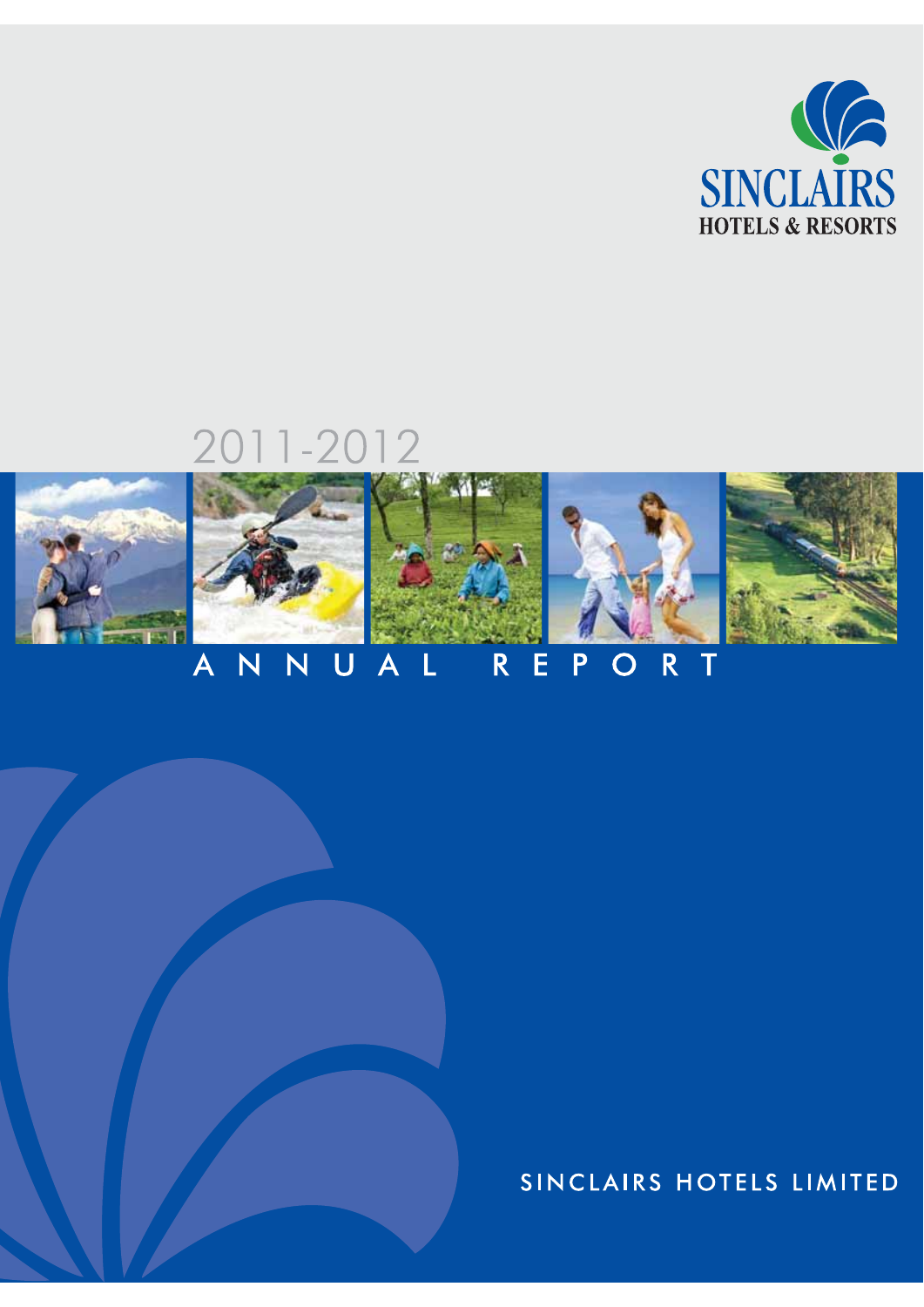SINCLAIRS
HOTELS & RESORTS

# 2011-2012

# ANNUAL REPORT

SINCLAIRS HOTELS LIMITED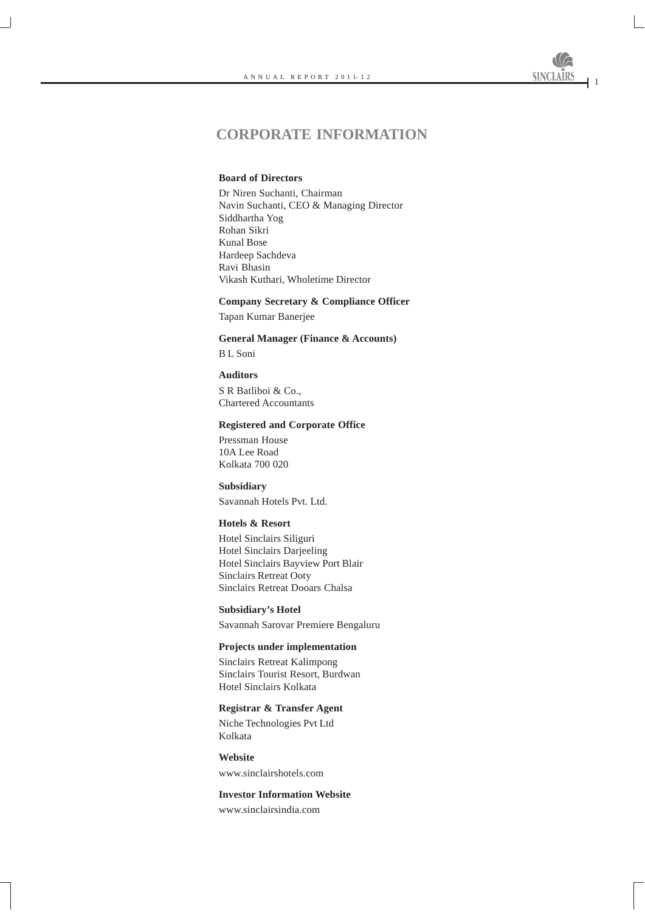# CORPORATE INFORMATION

**Board of Directors**

Dr Niren Suchanti, Chairman
Navin Suchanti, CEO & Managing Director
Siddhartha Yog
Rohan Sikri
Kunal Bose
Hardeep Sachdeva
Ravi Bhasin
Vikash Kuthari, Wholetime Director

**Company Secretary & Compliance Officer**

Tapan Kumar Banerjee

**General Manager (Finance & Accounts)**

B L Soni

**Auditors**

S R Batliboi & Co.,
Chartered Accountants

**Registered and Corporate Office**

Pressman House
10A Lee Road
Kolkata 700 020

**Subsidiary**

Savannah Hotels Pvt. Ltd.

**Hotels & Resort**

Hotel Sinclairs Siliguri
Hotel Sinclairs Darjeeling
Hotel Sinclairs Bayview Port Blair
Sinclairs Retreat Ooty
Sinclairs Retreat Dooars Chalsa

**Subsidiary's Hotel**

Savannah Sarovar Premiere Bengaluru

**Projects under implementation**

Sinclairs Retreat Kalimpong
Sinclairs Tourist Resort, Burdwan
Hotel Sinclairs Kolkata

**Registrar & Transfer Agent**

Niche Technologies Pvt Ltd
Kolkata

**Website**

www.sinclairshotels.com

**Investor Information Website**

www.sinclairsindia.com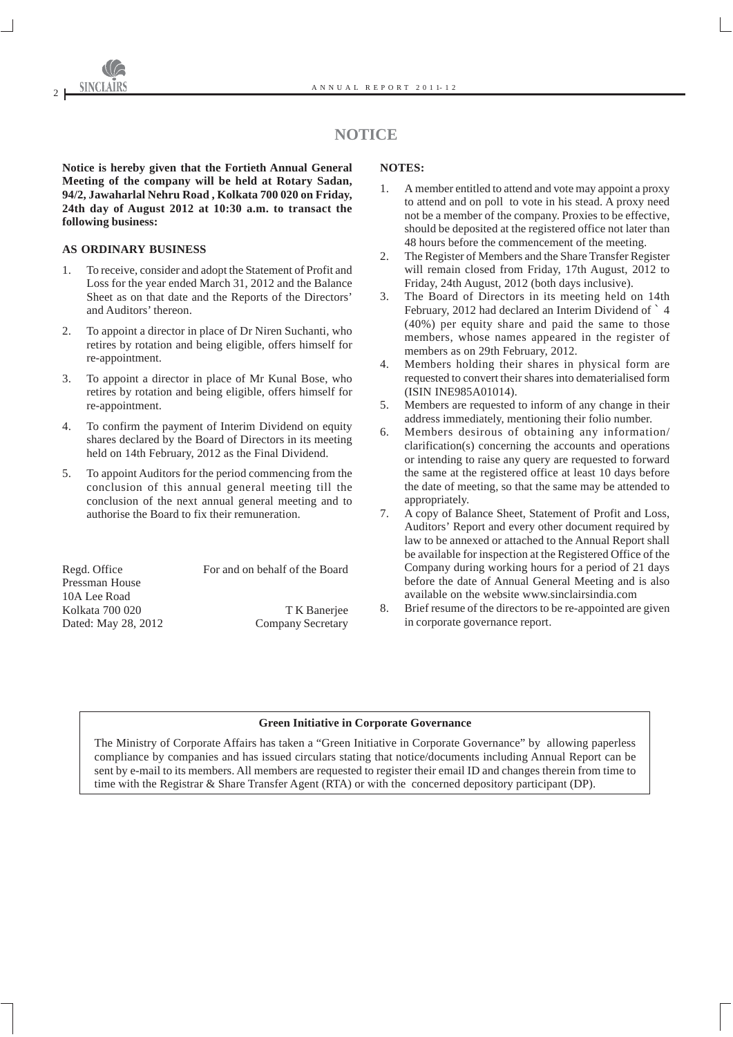# NOTICE

**Notice is hereby given that the Fortieth Annual General Meeting of the company will be held at Rotary Sadan, 94/2, Jawaharlal Nehru Road , Kolkata 700 020 on Friday, 24th day of August 2012 at 10:30 a.m. to transact the following business:**

### AS ORDINARY BUSINESS

1. To receive, consider and adopt the Statement of Profit and Loss for the year ended March 31, 2012 and the Balance Sheet as on that date and the Reports of the Directors' and Auditors' thereon.
2. To appoint a director in place of Dr Niren Suchanti, who retires by rotation and being eligible, offers himself for re-appointment.
3. To appoint a director in place of Mr Kunal Bose, who retires by rotation and being eligible, offers himself for re-appointment.
4. To confirm the payment of Interim Dividend on equity shares declared by the Board of Directors in its meeting held on 14th February, 2012 as the Final Dividend.
5. To appoint Auditors for the period commencing from the conclusion of this annual general meeting till the conclusion of the next annual general meeting and to authorise the Board to fix their remuneration.

Regd. Office
Pressman House
10A Lee Road
Kolkata 700 020
Dated: May 28, 2012

For and on behalf of the Board

T K Banerjee
Company Secretary

### NOTES:

1. A member entitled to attend and vote may appoint a proxy to attend and on poll to vote in his stead. A proxy need not be a member of the company. Proxies to be effective, should be deposited at the registered office not later than 48 hours before the commencement of the meeting.
2. The Register of Members and the Share Transfer Register will remain closed from Friday, 17th August, 2012 to Friday, 24th August, 2012 (both days inclusive).
3. The Board of Directors in its meeting held on 14th February, 2012 had declared an Interim Dividend of ` 4 (40%) per equity share and paid the same to those members, whose names appeared in the register of members as on 29th February, 2012.
4. Members holding their shares in physical form are requested to convert their shares into dematerialised form (ISIN INE985A01014).
5. Members are requested to inform of any change in their address immediately, mentioning their folio number.
6. Members desirous of obtaining any information/ clarification(s) concerning the accounts and operations or intending to raise any query are requested to forward the same at the registered office at least 10 days before the date of meeting, so that the same may be attended to appropriately.
7. A copy of Balance Sheet, Statement of Profit and Loss, Auditors' Report and every other document required by law to be annexed or attached to the Annual Report shall be available for inspection at the Registered Office of the Company during working hours for a period of 21 days before the date of Annual General Meeting and is also available on the website www.sinclairsindia.com
8. Brief resume of the directors to be re-appointed are given in corporate governance report.

**Green Initiative in Corporate Governance**

The Ministry of Corporate Affairs has taken a "Green Initiative in Corporate Governance" by allowing paperless compliance by companies and has issued circulars stating that notice/documents including Annual Report can be sent by e-mail to its members. All members are requested to register their email ID and changes therein from time to time with the Registrar & Share Transfer Agent (RTA) or with the concerned depository participant (DP).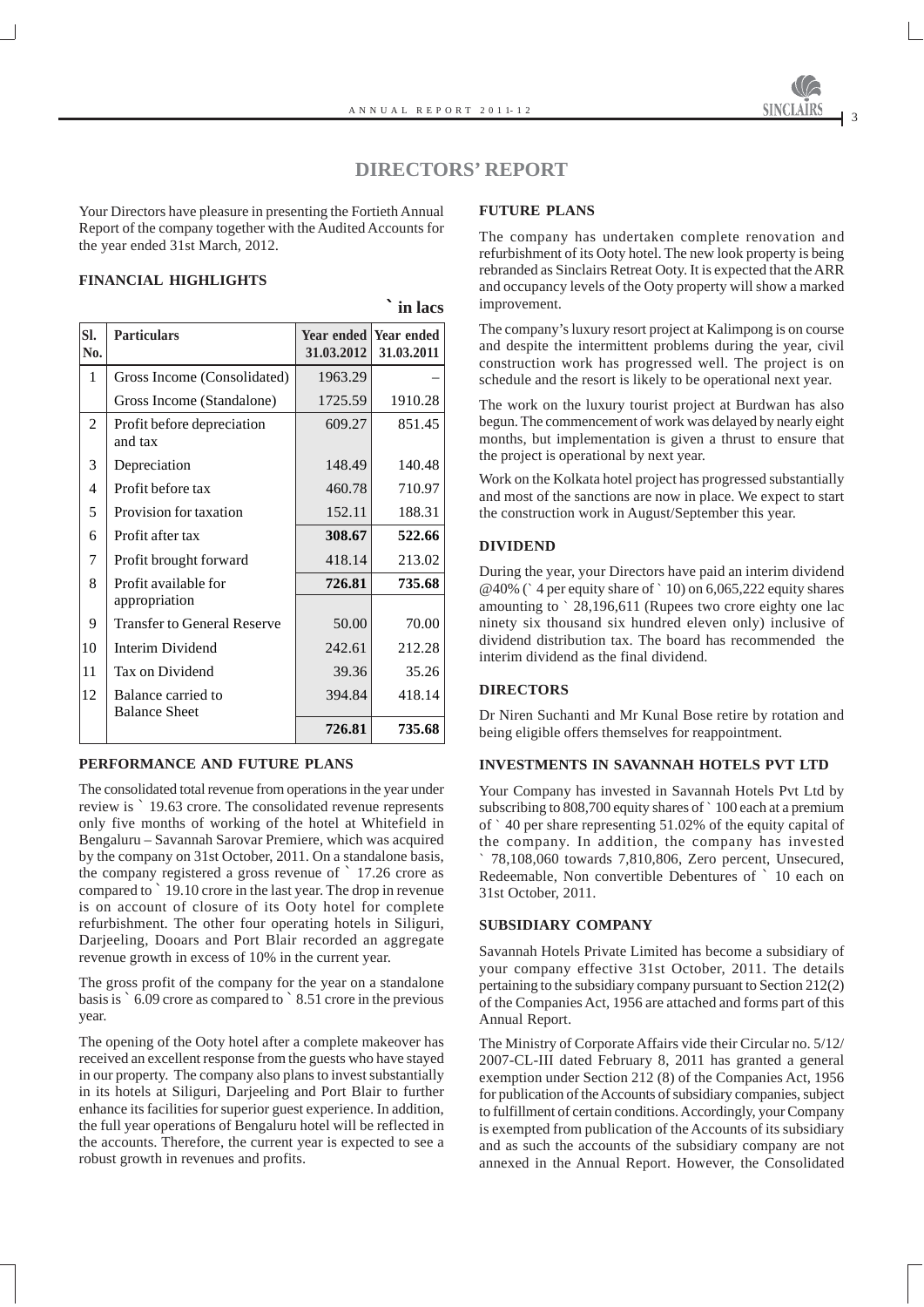# DIRECTORS' REPORT

Your Directors have pleasure in presenting the Fortieth Annual Report of the company together with the Audited Accounts for the year ended 31st March, 2012.

## FINANCIAL HIGHLIGHTS

` in lacs

| Sl. No. | Particulars | Year ended 31.03.2012 | Year ended 31.03.2011 |
|---|---|---|---|
| 1 | Gross Income (Consolidated) | 1963.29 | – |
| | Gross Income (Standalone) | 1725.59 | 1910.28 |
| 2 | Profit before depreciation and tax | 609.27 | 851.45 |
| 3 | Depreciation | 148.49 | 140.48 |
| 4 | Profit before tax | 460.78 | 710.97 |
| 5 | Provision for taxation | 152.11 | 188.31 |
| 6 | Profit after tax | **308.67** | **522.66** |
| 7 | Profit brought forward | 418.14 | 213.02 |
| 8 | Profit available for appropriation | **726.81** | **735.68** |
| 9 | Transfer to General Reserve | 50.00 | 70.00 |
| 10 | Interim Dividend | 242.61 | 212.28 |
| 11 | Tax on Dividend | 39.36 | 35.26 |
| 12 | Balance carried to Balance Sheet | 394.84 | 418.14 |
| | | **726.81** | **735.68** |

## PERFORMANCE AND FUTURE PLANS

The consolidated total revenue from operations in the year under review is ` 19.63 crore. The consolidated revenue represents only five months of working of the hotel at Whitefield in Bengaluru – Savannah Sarovar Premiere, which was acquired by the company on 31st October, 2011. On a standalone basis, the company registered a gross revenue of ` 17.26 crore as compared to ` 19.10 crore in the last year. The drop in revenue is on account of closure of its Ooty hotel for complete refurbishment. The other four operating hotels in Siliguri, Darjeeling, Dooars and Port Blair recorded an aggregate revenue growth in excess of 10% in the current year.

The gross profit of the company for the year on a standalone basis is ` 6.09 crore as compared to ` 8.51 crore in the previous year.

The opening of the Ooty hotel after a complete makeover has received an excellent response from the guests who have stayed in our property. The company also plans to invest substantially in its hotels at Siliguri, Darjeeling and Port Blair to further enhance its facilities for superior guest experience. In addition, the full year operations of Bengaluru hotel will be reflected in the accounts. Therefore, the current year is expected to see a robust growth in revenues and profits.

## FUTURE PLANS

The company has undertaken complete renovation and refurbishment of its Ooty hotel. The new look property is being rebranded as Sinclairs Retreat Ooty. It is expected that the ARR and occupancy levels of the Ooty property will show a marked improvement.

The company's luxury resort project at Kalimpong is on course and despite the intermittent problems during the year, civil construction work has progressed well. The project is on schedule and the resort is likely to be operational next year.

The work on the luxury tourist project at Burdwan has also begun. The commencement of work was delayed by nearly eight months, but implementation is given a thrust to ensure that the project is operational by next year.

Work on the Kolkata hotel project has progressed substantially and most of the sanctions are now in place. We expect to start the construction work in August/September this year.

## DIVIDEND

During the year, your Directors have paid an interim dividend @40% (` 4 per equity share of ` 10) on 6,065,222 equity shares amounting to ` 28,196,611 (Rupees two crore eighty one lac ninety six thousand six hundred eleven only) inclusive of dividend distribution tax. The board has recommended the interim dividend as the final dividend.

## DIRECTORS

Dr Niren Suchanti and Mr Kunal Bose retire by rotation and being eligible offers themselves for reappointment.

## INVESTMENTS IN SAVANNAH HOTELS PVT LTD

Your Company has invested in Savannah Hotels Pvt Ltd by subscribing to 808,700 equity shares of ` 100 each at a premium of ` 40 per share representing 51.02% of the equity capital of the company. In addition, the company has invested ` 78,108,060 towards 7,810,806, Zero percent, Unsecured, Redeemable, Non convertible Debentures of ` 10 each on 31st October, 2011.

## SUBSIDIARY COMPANY

Savannah Hotels Private Limited has become a subsidiary of your company effective 31st October, 2011. The details pertaining to the subsidiary company pursuant to Section 212(2) of the Companies Act, 1956 are attached and forms part of this Annual Report.

The Ministry of Corporate Affairs vide their Circular no. 5/12/2007-CL-III dated February 8, 2011 has granted a general exemption under Section 212 (8) of the Companies Act, 1956 for publication of the Accounts of subsidiary companies, subject to fulfillment of certain conditions. Accordingly, your Company is exempted from publication of the Accounts of its subsidiary and as such the accounts of the subsidiary company are not annexed in the Annual Report. However, the Consolidated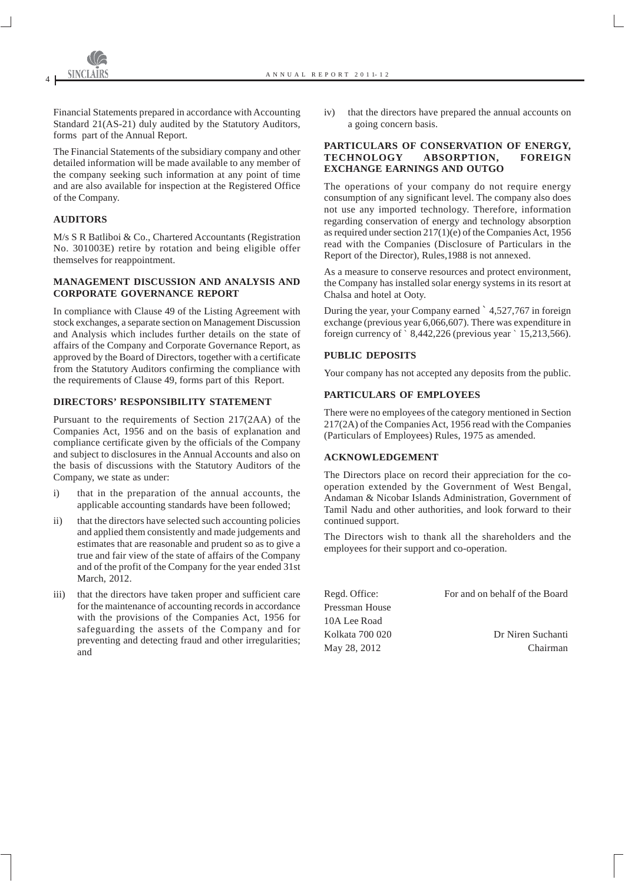Financial Statements prepared in accordance with Accounting Standard 21(AS-21) duly audited by the Statutory Auditors, forms part of the Annual Report.

The Financial Statements of the subsidiary company and other detailed information will be made available to any member of the company seeking such information at any point of time and are also available for inspection at the Registered Office of the Company.

### AUDITORS

M/s S R Batliboi & Co., Chartered Accountants (Registration No. 301003E) retire by rotation and being eligible offer themselves for reappointment.

### MANAGEMENT DISCUSSION AND ANALYSIS AND CORPORATE GOVERNANCE REPORT

In compliance with Clause 49 of the Listing Agreement with stock exchanges, a separate section on Management Discussion and Analysis which includes further details on the state of affairs of the Company and Corporate Governance Report, as approved by the Board of Directors, together with a certificate from the Statutory Auditors confirming the compliance with the requirements of Clause 49, forms part of this Report.

### DIRECTORS' RESPONSIBILITY STATEMENT

Pursuant to the requirements of Section 217(2AA) of the Companies Act, 1956 and on the basis of explanation and compliance certificate given by the officials of the Company and subject to disclosures in the Annual Accounts and also on the basis of discussions with the Statutory Auditors of the Company, we state as under:

i) that in the preparation of the annual accounts, the applicable accounting standards have been followed;

ii) that the directors have selected such accounting policies and applied them consistently and made judgements and estimates that are reasonable and prudent so as to give a true and fair view of the state of affairs of the Company and of the profit of the Company for the year ended 31st March, 2012.

iii) that the directors have taken proper and sufficient care for the maintenance of accounting records in accordance with the provisions of the Companies Act, 1956 for safeguarding the assets of the Company and for preventing and detecting fraud and other irregularities; and

iv) that the directors have prepared the annual accounts on a going concern basis.

### PARTICULARS OF CONSERVATION OF ENERGY, TECHNOLOGY ABSORPTION, FOREIGN EXCHANGE EARNINGS AND OUTGO

The operations of your company do not require energy consumption of any significant level. The company also does not use any imported technology. Therefore, information regarding conservation of energy and technology absorption as required under section 217(1)(e) of the Companies Act, 1956 read with the Companies (Disclosure of Particulars in the Report of the Director), Rules,1988 is not annexed.

As a measure to conserve resources and protect environment, the Company has installed solar energy systems in its resort at Chalsa and hotel at Ooty.

During the year, your Company earned ` 4,527,767 in foreign exchange (previous year 6,066,607). There was expenditure in foreign currency of ` 8,442,226 (previous year ` 15,213,566).

### PUBLIC DEPOSITS

Your company has not accepted any deposits from the public.

### PARTICULARS OF EMPLOYEES

There were no employees of the category mentioned in Section 217(2A) of the Companies Act, 1956 read with the Companies (Particulars of Employees) Rules, 1975 as amended.

### ACKNOWLEDGEMENT

The Directors place on record their appreciation for the co-operation extended by the Government of West Bengal, Andaman & Nicobar Islands Administration, Government of Tamil Nadu and other authorities, and look forward to their continued support.

The Directors wish to thank all the shareholders and the employees for their support and co-operation.

Regd. Office:
Pressman House
10A Lee Road
Kolkata 700 020
May 28, 2012

For and on behalf of the Board

Dr Niren Suchanti
Chairman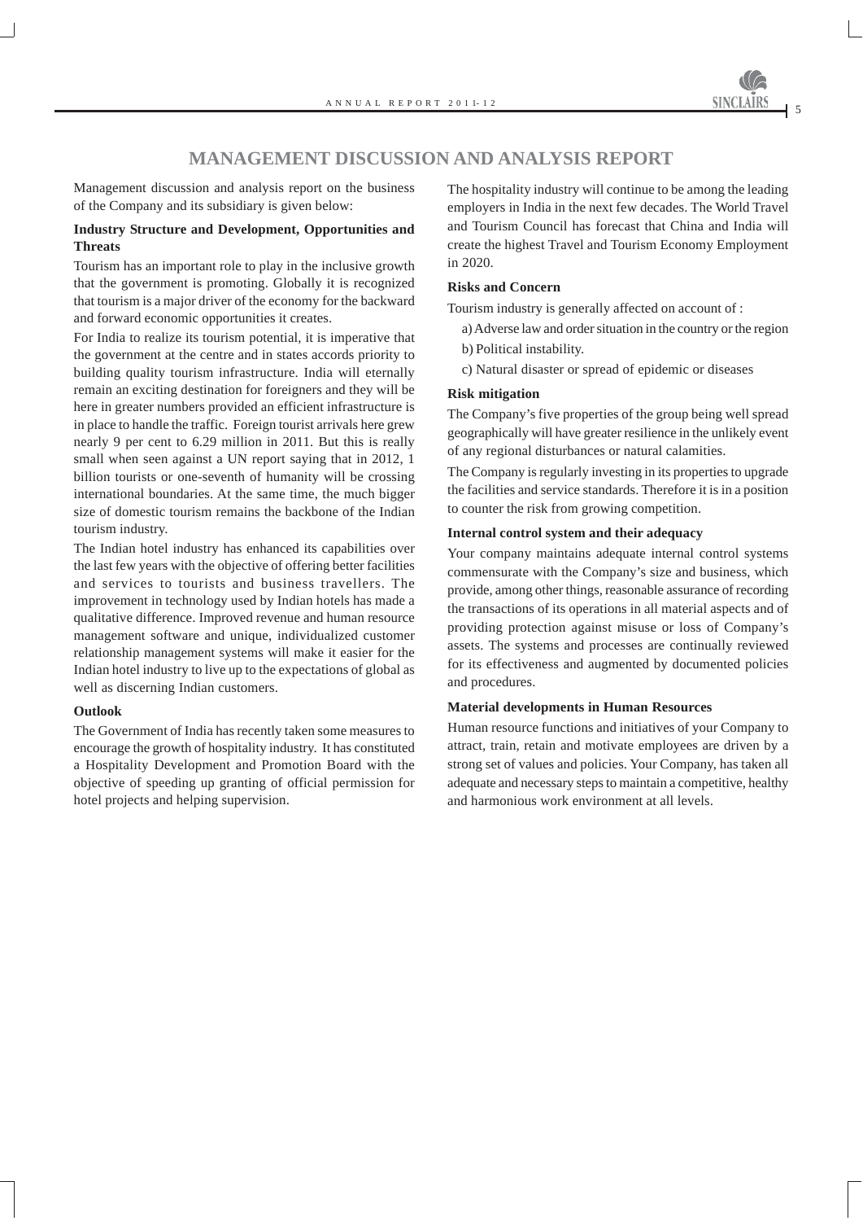# MANAGEMENT DISCUSSION AND ANALYSIS REPORT

Management discussion and analysis report on the business of the Company and its subsidiary is given below:

**Industry Structure and Development, Opportunities and Threats**

Tourism has an important role to play in the inclusive growth that the government is promoting. Globally it is recognized that tourism is a major driver of the economy for the backward and forward economic opportunities it creates.

For India to realize its tourism potential, it is imperative that the government at the centre and in states accords priority to building quality tourism infrastructure. India will eternally remain an exciting destination for foreigners and they will be here in greater numbers provided an efficient infrastructure is in place to handle the traffic. Foreign tourist arrivals here grew nearly 9 per cent to 6.29 million in 2011. But this is really small when seen against a UN report saying that in 2012, 1 billion tourists or one-seventh of humanity will be crossing international boundaries. At the same time, the much bigger size of domestic tourism remains the backbone of the Indian tourism industry.

The Indian hotel industry has enhanced its capabilities over the last few years with the objective of offering better facilities and services to tourists and business travellers. The improvement in technology used by Indian hotels has made a qualitative difference. Improved revenue and human resource management software and unique, individualized customer relationship management systems will make it easier for the Indian hotel industry to live up to the expectations of global as well as discerning Indian customers.

**Outlook**

The Government of India has recently taken some measures to encourage the growth of hospitality industry. It has constituted a Hospitality Development and Promotion Board with the objective of speeding up granting of official permission for hotel projects and helping supervision.

The hospitality industry will continue to be among the leading employers in India in the next few decades. The World Travel and Tourism Council has forecast that China and India will create the highest Travel and Tourism Economy Employment in 2020.

**Risks and Concern**

Tourism industry is generally affected on account of :

a) Adverse law and order situation in the country or the region

b) Political instability.

c) Natural disaster or spread of epidemic or diseases

**Risk mitigation**

The Company's five properties of the group being well spread geographically will have greater resilience in the unlikely event of any regional disturbances or natural calamities.

The Company is regularly investing in its properties to upgrade the facilities and service standards. Therefore it is in a position to counter the risk from growing competition.

**Internal control system and their adequacy**

Your company maintains adequate internal control systems commensurate with the Company's size and business, which provide, among other things, reasonable assurance of recording the transactions of its operations in all material aspects and of providing protection against misuse or loss of Company's assets. The systems and processes are continually reviewed for its effectiveness and augmented by documented policies and procedures.

**Material developments in Human Resources**

Human resource functions and initiatives of your Company to attract, train, retain and motivate employees are driven by a strong set of values and policies. Your Company, has taken all adequate and necessary steps to maintain a competitive, healthy and harmonious work environment at all levels.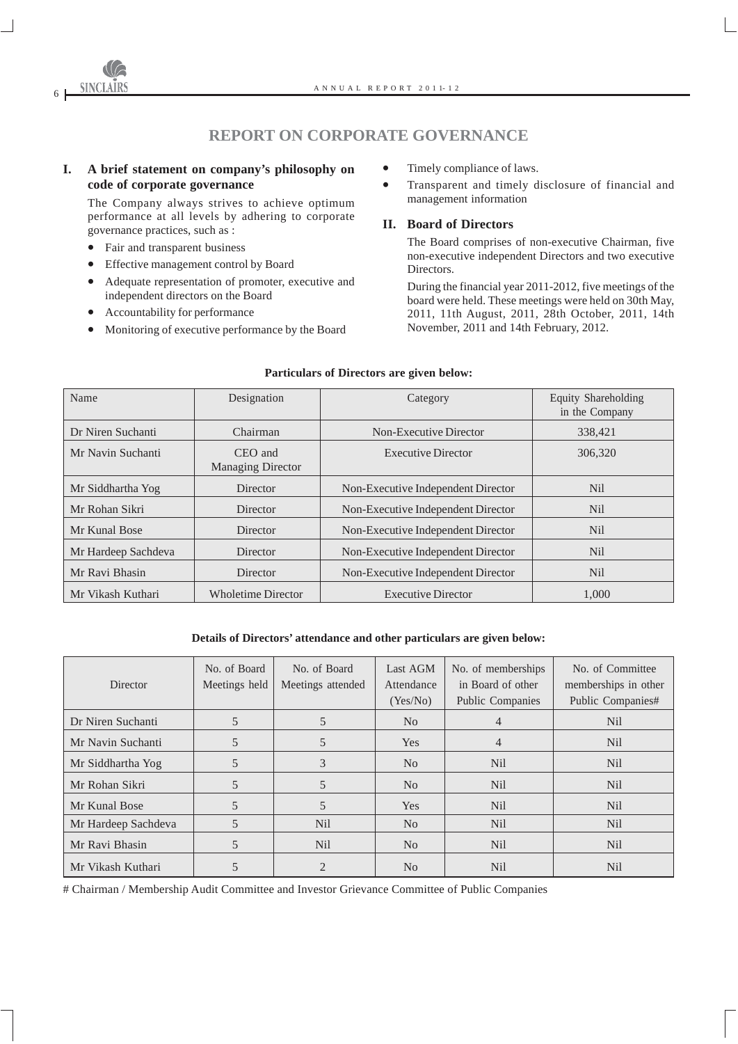# REPORT ON CORPORATE GOVERNANCE

## I. A brief statement on company's philosophy on code of corporate governance

The Company always strives to achieve optimum performance at all levels by adhering to corporate governance practices, such as :

- Fair and transparent business
- Effective management control by Board
- Adequate representation of promoter, executive and independent directors on the Board
- Accountability for performance
- Monitoring of executive performance by the Board
- Timely compliance of laws.
- Transparent and timely disclosure of financial and management information

## II. Board of Directors

The Board comprises of non-executive Chairman, five non-executive independent Directors and two executive Directors.

During the financial year 2011-2012, five meetings of the board were held. These meetings were held on 30th May, 2011, 11th August, 2011, 28th October, 2011, 14th November, 2011 and 14th February, 2012.

**Particulars of Directors are given below:**

| Name | Designation | Category | Equity Shareholding in the Company |
|---|---|---|---|
| Dr Niren Suchanti | Chairman | Non-Executive Director | 338,421 |
| Mr Navin Suchanti | CEO and Managing Director | Executive Director | 306,320 |
| Mr Siddhartha Yog | Director | Non-Executive Independent Director | Nil |
| Mr Rohan Sikri | Director | Non-Executive Independent Director | Nil |
| Mr Kunal Bose | Director | Non-Executive Independent Director | Nil |
| Mr Hardeep Sachdeva | Director | Non-Executive Independent Director | Nil |
| Mr Ravi Bhasin | Director | Non-Executive Independent Director | Nil |
| Mr Vikash Kuthari | Wholetime Director | Executive Director | 1,000 |

**Details of Directors' attendance and other particulars are given below:**

| Director | No. of Board Meetings held | No. of Board Meetings attended | Last AGM Attendance (Yes/No) | No. of memberships in Board of other Public Companies | No. of Committee memberships in other Public Companies# |
|---|---|---|---|---|---|
| Dr Niren Suchanti | 5 | 5 | No | 4 | Nil |
| Mr Navin Suchanti | 5 | 5 | Yes | 4 | Nil |
| Mr Siddhartha Yog | 5 | 3 | No | Nil | Nil |
| Mr Rohan Sikri | 5 | 5 | No | Nil | Nil |
| Mr Kunal Bose | 5 | 5 | Yes | Nil | Nil |
| Mr Hardeep Sachdeva | 5 | Nil | No | Nil | Nil |
| Mr Ravi Bhasin | 5 | Nil | No | Nil | Nil |
| Mr Vikash Kuthari | 5 | 2 | No | Nil | Nil |

# Chairman / Membership Audit Committee and Investor Grievance Committee of Public Companies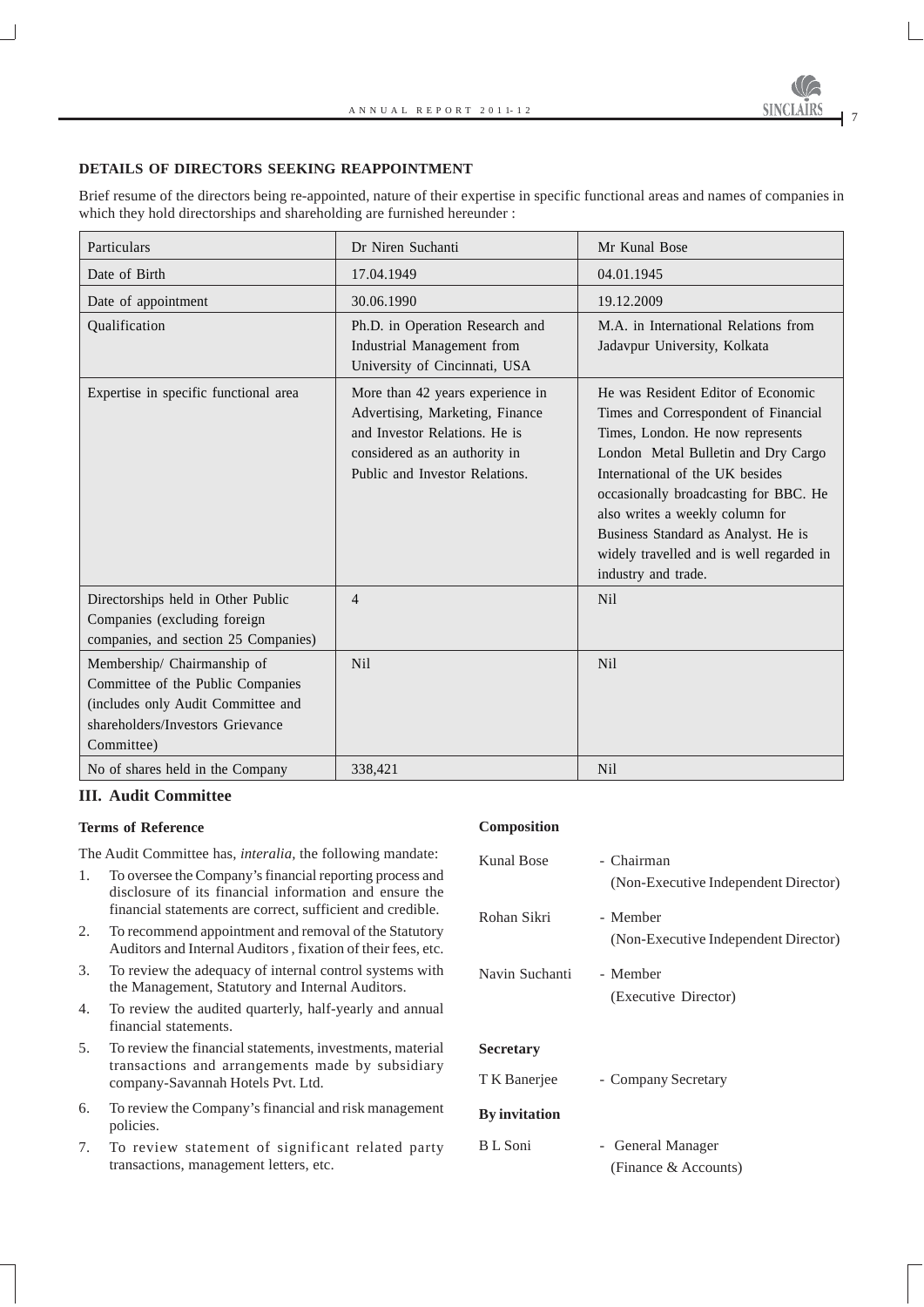**DETAILS OF DIRECTORS SEEKING REAPPOINTMENT**

Brief resume of the directors being re-appointed, nature of their expertise in specific functional areas and names of companies in which they hold directorships and shareholding are furnished hereunder :

| Particulars | Dr Niren Suchanti | Mr Kunal Bose |
|---|---|---|
| Date of Birth | 17.04.1949 | 04.01.1945 |
| Date of appointment | 30.06.1990 | 19.12.2009 |
| Qualification | Ph.D. in Operation Research and Industrial Management from University of Cincinnati, USA | M.A. in International Relations from Jadavpur University, Kolkata |
| Expertise in specific functional area | More than 42 years experience in Advertising, Marketing, Finance and Investor Relations. He is considered as an authority in Public and Investor Relations. | He was Resident Editor of Economic Times and Correspondent of Financial Times, London. He now represents London Metal Bulletin and Dry Cargo International of the UK besides occasionally broadcasting for BBC. He also writes a weekly column for Business Standard as Analyst. He is widely travelled and is well regarded in industry and trade. |
| Directorships held in Other Public Companies (excluding foreign companies, and section 25 Companies) | 4 | Nil |
| Membership/ Chairmanship of Committee of the Public Companies (includes only Audit Committee and shareholders/Investors Grievance Committee) | Nil | Nil |
| No of shares held in the Company | 338,421 | Nil |

## III. Audit Committee

**Terms of Reference**

The Audit Committee has, *interalia*, the following mandate:

1. To oversee the Company's financial reporting process and disclosure of its financial information and ensure the financial statements are correct, sufficient and credible.
2. To recommend appointment and removal of the Statutory Auditors and Internal Auditors , fixation of their fees, etc.
3. To review the adequacy of internal control systems with the Management, Statutory and Internal Auditors.
4. To review the audited quarterly, half-yearly and annual financial statements.
5. To review the financial statements, investments, material transactions and arrangements made by subsidiary company-Savannah Hotels Pvt. Ltd.
6. To review the Company's financial and risk management policies.
7. To review statement of significant related party transactions, management letters, etc.

**Composition**

Kunal Bose - Chairman (Non-Executive Independent Director)

Rohan Sikri - Member (Non-Executive Independent Director)

Navin Suchanti - Member (Executive Director)

**Secretary**

T K Banerjee - Company Secretary

**By invitation**

B L Soni - General Manager (Finance & Accounts)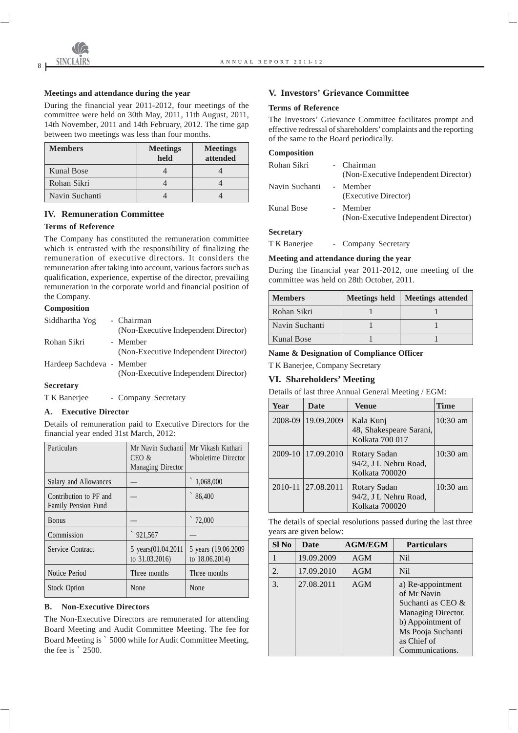### Meetings and attendance during the year

During the financial year 2011-2012, four meetings of the committee were held on 30th May, 2011, 11th August, 2011, 14th November, 2011 and 14th February, 2012. The time gap between two meetings was less than four months.

| Members | Meetings held | Meetings attended |
|---|---|---|
| Kunal Bose | 4 | 4 |
| Rohan Sikri | 4 | 4 |
| Navin Suchanti | 4 | 4 |

## IV. Remuneration Committee

### Terms of Reference

The Company has constituted the remuneration committee which is entrusted with the responsibility of finalizing the remuneration of executive directors. It considers the remuneration after taking into account, various factors such as qualification, experience, expertise of the director, prevailing remuneration in the corporate world and financial position of the Company.

### Composition

Siddhartha Yog - Chairman (Non-Executive Independent Director)

Rohan Sikri - Member (Non-Executive Independent Director)

Hardeep Sachdeva - Member (Non-Executive Independent Director)

### Secretary

T K Banerjee - Company Secretary

### A. Executive Director

Details of remuneration paid to Executive Directors for the financial year ended 31st March, 2012:

| Particulars | Mr Navin Suchanti CEO & Managing Director | Mr Vikash Kuthari Wholetime Director |
|---|---|---|
| Salary and Allowances | — | ` 1,068,000 |
| Contribution to PF and Family Pension Fund | — | ` 86,400 |
| Bonus | — | ` 72,000 |
| Commission | ` 921,567 | — |
| Service Contract | 5 years(01.04.2011 to 31.03.2016) | 5 years (19.06.2009 to 18.06.2014) |
| Notice Period | Three months | Three months |
| Stock Option | None | None |

### B. Non-Executive Directors

The Non-Executive Directors are remunerated for attending Board Meeting and Audit Committee Meeting. The fee for Board Meeting is ` 5000 while for Audit Committee Meeting, the fee is ` 2500.

## V. Investors' Grievance Committee

### Terms of Reference

The Investors' Grievance Committee facilitates prompt and effective redressal of shareholders' complaints and the reporting of the same to the Board periodically.

### Composition

Rohan Sikri - Chairman (Non-Executive Independent Director)

Navin Suchanti - Member (Executive Director)

Kunal Bose - Member (Non-Executive Independent Director)

### Secretary

T K Banerjee - Company Secretary

### Meeting and attendance during the year

During the financial year 2011-2012, one meeting of the committee was held on 28th October, 2011.

| Members | Meetings held | Meetings attended |
|---|---|---|
| Rohan Sikri | 1 | 1 |
| Navin Suchanti | 1 | 1 |
| Kunal Bose | 1 | 1 |

### Name & Designation of Compliance Officer

T K Banerjee, Company Secretary

## VI. Shareholders' Meeting

Details of last three Annual General Meeting / EGM:

| Year | Date | Venue | Time |
|---|---|---|---|
| 2008-09 | 19.09.2009 | Kala Kunj 48, Shakespeare Sarani, Kolkata 700 017 | 10:30 am |
| 2009-10 | 17.09.2010 | Rotary Sadan 94/2, J L Nehru Road, Kolkata 700020 | 10:30 am |
| 2010-11 | 27.08.2011 | Rotary Sadan 94/2, J L Nehru Road, Kolkata 700020 | 10:30 am |

The details of special resolutions passed during the last three years are given below:

| Sl No | Date | AGM/EGM | Particulars |
|---|---|---|---|
| 1 | 19.09.2009 | AGM | Nil |
| 2. | 17.09.2010 | AGM | Nil |
| 3. | 27.08.2011 | AGM | a) Re-appointment of Mr Navin Suchanti as CEO & Managing Director. b) Appointment of Ms Pooja Suchanti as Chief of Communications. |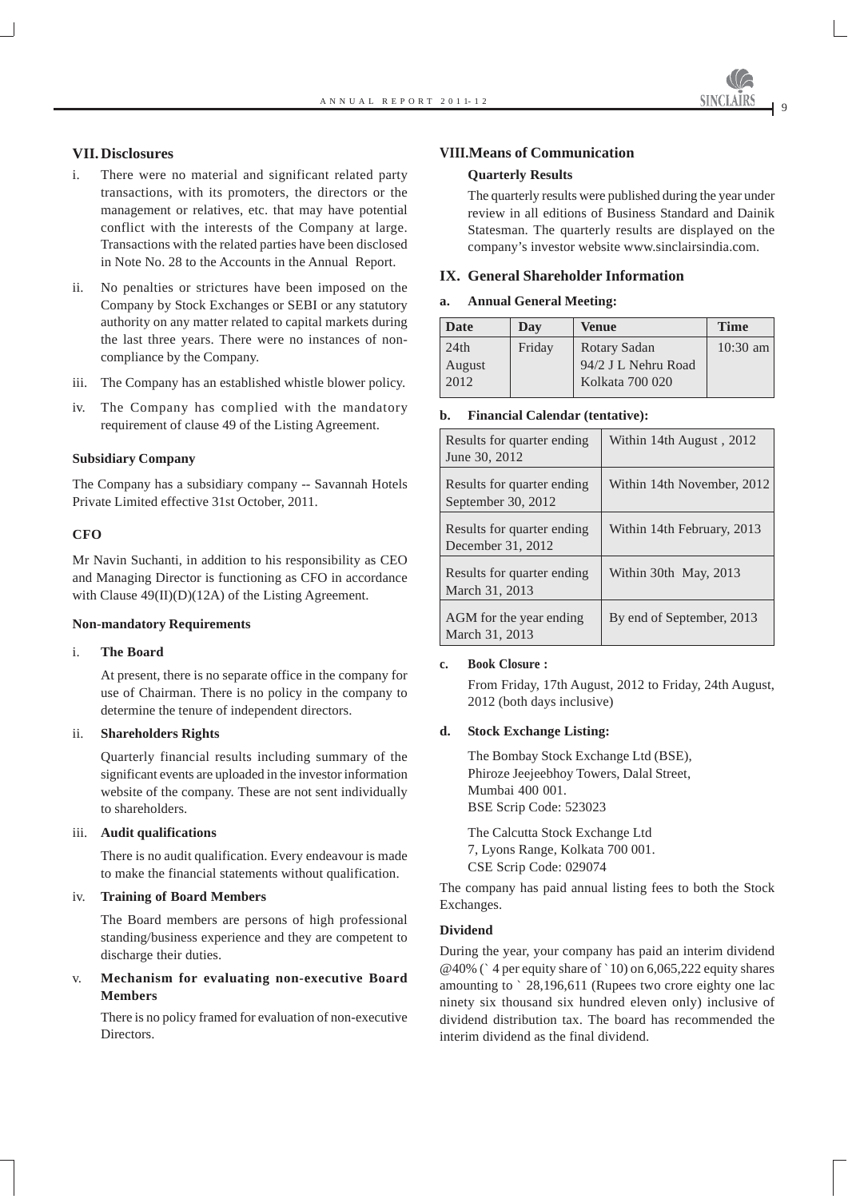## VII. Disclosures

i. There were no material and significant related party transactions, with its promoters, the directors or the management or relatives, etc. that may have potential conflict with the interests of the Company at large. Transactions with the related parties have been disclosed in Note No. 28 to the Accounts in the Annual Report.

ii. No penalties or strictures have been imposed on the Company by Stock Exchanges or SEBI or any statutory authority on any matter related to capital markets during the last three years. There were no instances of non-compliance by the Company.

iii. The Company has an established whistle blower policy.

iv. The Company has complied with the mandatory requirement of clause 49 of the Listing Agreement.

**Subsidiary Company**

The Company has a subsidiary company -- Savannah Hotels Private Limited effective 31st October, 2011.

**CFO**

Mr Navin Suchanti, in addition to his responsibility as CEO and Managing Director is functioning as CFO in accordance with Clause 49(II)(D)(12A) of the Listing Agreement.

**Non-mandatory Requirements**

i. **The Board**

At present, there is no separate office in the company for use of Chairman. There is no policy in the company to determine the tenure of independent directors.

ii. **Shareholders Rights**

Quarterly financial results including summary of the significant events are uploaded in the investor information website of the company. These are not sent individually to shareholders.

iii. **Audit qualifications**

There is no audit qualification. Every endeavour is made to make the financial statements without qualification.

iv. **Training of Board Members**

The Board members are persons of high professional standing/business experience and they are competent to discharge their duties.

v. **Mechanism for evaluating non-executive Board Members**

There is no policy framed for evaluation of non-executive Directors.

## VIII. Means of Communication

**Quarterly Results**

The quarterly results were published during the year under review in all editions of Business Standard and Dainik Statesman. The quarterly results are displayed on the company's investor website www.sinclairsindia.com.

## IX. General Shareholder Information

**a. Annual General Meeting:**

| Date | Day | Venue | Time |
|---|---|---|---|
| 24th August 2012 | Friday | Rotary Sadan 94/2 J L Nehru Road Kolkata 700 020 | 10:30 am |

**b. Financial Calendar (tentative):**

| | |
|---|---|
| Results for quarter ending June 30, 2012 | Within 14th August , 2012 |
| Results for quarter ending September 30, 2012 | Within 14th November, 2012 |
| Results for quarter ending December 31, 2012 | Within 14th February, 2013 |
| Results for quarter ending March 31, 2013 | Within 30th May, 2013 |
| AGM for the year ending March 31, 2013 | By end of September, 2013 |

**c. Book Closure :**

From Friday, 17th August, 2012 to Friday, 24th August, 2012 (both days inclusive)

**d. Stock Exchange Listing:**

The Bombay Stock Exchange Ltd (BSE),
Phiroze Jeejeebhoy Towers, Dalal Street,
Mumbai 400 001.
BSE Scrip Code: 523023

The Calcutta Stock Exchange Ltd
7, Lyons Range, Kolkata 700 001.
CSE Scrip Code: 029074

The company has paid annual listing fees to both the Stock Exchanges.

**Dividend**

During the year, your company has paid an interim dividend @40% (` 4 per equity share of ` 10) on 6,065,222 equity shares amounting to ` 28,196,611 (Rupees two crore eighty one lac ninety six thousand six hundred eleven only) inclusive of dividend distribution tax. The board has recommended the interim dividend as the final dividend.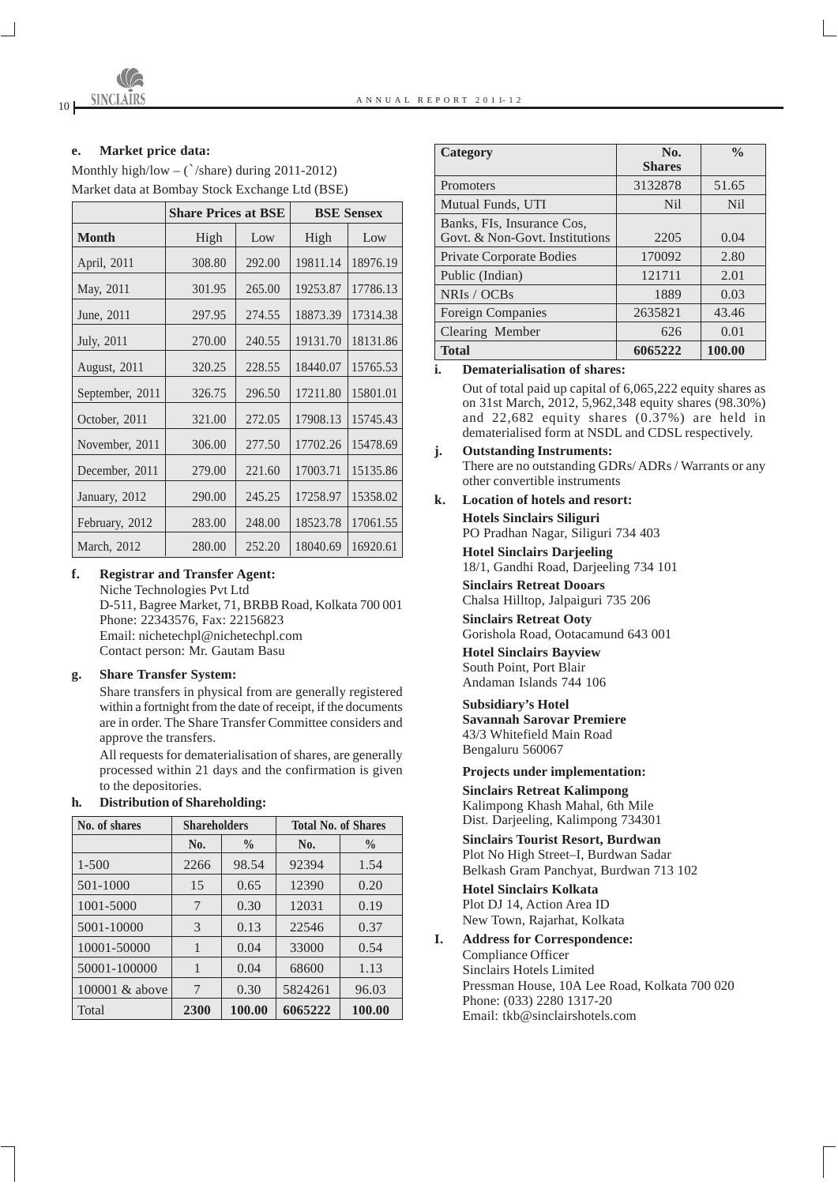**e. Market price data:**

Monthly high/low – (`/share) during 2011-2012)

Market data at Bombay Stock Exchange Ltd (BSE)

| | Share Prices at BSE | | BSE Sensex | |
|---|---|---|---|---|
| **Month** | High | Low | High | Low |
| April, 2011 | 308.80 | 292.00 | 19811.14 | 18976.19 |
| May, 2011 | 301.95 | 265.00 | 19253.87 | 17786.13 |
| June, 2011 | 297.95 | 274.55 | 18873.39 | 17314.38 |
| July, 2011 | 270.00 | 240.55 | 19131.70 | 18131.86 |
| August, 2011 | 320.25 | 228.55 | 18440.07 | 15765.53 |
| September, 2011 | 326.75 | 296.50 | 17211.80 | 15801.01 |
| October, 2011 | 321.00 | 272.05 | 17908.13 | 15745.43 |
| November, 2011 | 306.00 | 277.50 | 17702.26 | 15478.69 |
| December, 2011 | 279.00 | 221.60 | 17003.71 | 15135.86 |
| January, 2012 | 290.00 | 245.25 | 17258.97 | 15358.02 |
| February, 2012 | 283.00 | 248.00 | 18523.78 | 17061.55 |
| March, 2012 | 280.00 | 252.20 | 18040.69 | 16920.61 |

**f. Registrar and Transfer Agent:**

Niche Technologies Pvt Ltd
D-511, Bagree Market, 71, BRBB Road, Kolkata 700 001
Phone: 22343576, Fax: 22156823
Email: nichetechpl@nichetechpl.com
Contact person: Mr. Gautam Basu

**g. Share Transfer System:**

Share transfers in physical from are generally registered within a fortnight from the date of receipt, if the documents are in order. The Share Transfer Committee considers and approve the transfers.

All requests for dematerialisation of shares, are generally processed within 21 days and the confirmation is given to the depositories.

**h. Distribution of Shareholding:**

| No. of shares | Shareholders | | Total No. of Shares | |
|---|---|---|---|---|
| | No. | % | No. | % |
| 1-500 | 2266 | 98.54 | 92394 | 1.54 |
| 501-1000 | 15 | 0.65 | 12390 | 0.20 |
| 1001-5000 | 7 | 0.30 | 12031 | 0.19 |
| 5001-10000 | 3 | 0.13 | 22546 | 0.37 |
| 10001-50000 | 1 | 0.04 | 33000 | 0.54 |
| 50001-100000 | 1 | 0.04 | 68600 | 1.13 |
| 100001 & above | 7 | 0.30 | 5824261 | 96.03 |
| Total | **2300** | **100.00** | **6065222** | **100.00** |

| Category | No. Shares | % |
|---|---|---|
| Promoters | 3132878 | 51.65 |
| Mutual Funds, UTI | Nil | Nil |
| Banks, FIs, Insurance Cos, Govt. & Non-Govt. Institutions | 2205 | 0.04 |
| Private Corporate Bodies | 170092 | 2.80 |
| Public (Indian) | 121711 | 2.01 |
| NRIs / OCBs | 1889 | 0.03 |
| Foreign Companies | 2635821 | 43.46 |
| Clearing Member | 626 | 0.01 |
| **Total** | **6065222** | **100.00** |

**i. Dematerialisation of shares:**

Out of total paid up capital of 6,065,222 equity shares as on 31st March, 2012, 5,962,348 equity shares (98.30%) and 22,682 equity shares (0.37%) are held in dematerialised form at NSDL and CDSL respectively.

**j. Outstanding Instruments:**

There are no outstanding GDRs/ ADRs / Warrants or any other convertible instruments

**k. Location of hotels and resort:**

**Hotels Sinclairs Siliguri**
PO Pradhan Nagar, Siliguri 734 403

**Hotel Sinclairs Darjeeling**
18/1, Gandhi Road, Darjeeling 734 101

**Sinclairs Retreat Dooars**
Chalsa Hilltop, Jalpaiguri 735 206

**Sinclairs Retreat Ooty**
Gorishola Road, Ootacamund 643 001

**Hotel Sinclairs Bayview**
South Point, Port Blair
Andaman Islands 744 106

**Subsidiary's Hotel**
**Savannah Sarovar Premiere**
43/3 Whitefield Main Road
Bengaluru 560067

**Projects under implementation:**

**Sinclairs Retreat Kalimpong**
Kalimpong Khash Mahal, 6th Mile
Dist. Darjeeling, Kalimpong 734301

**Sinclairs Tourist Resort, Burdwan**
Plot No High Street–I, Burdwan Sadar
Belkash Gram Panchyat, Burdwan 713 102

**Hotel Sinclairs Kolkata**
Plot DJ 14, Action Area ID
New Town, Rajarhat, Kolkata

**I. Address for Correspondence:**

Compliance Officer
Sinclairs Hotels Limited
Pressman House, 10A Lee Road, Kolkata 700 020
Phone: (033) 2280 1317-20
Email: tkb@sinclairshotels.com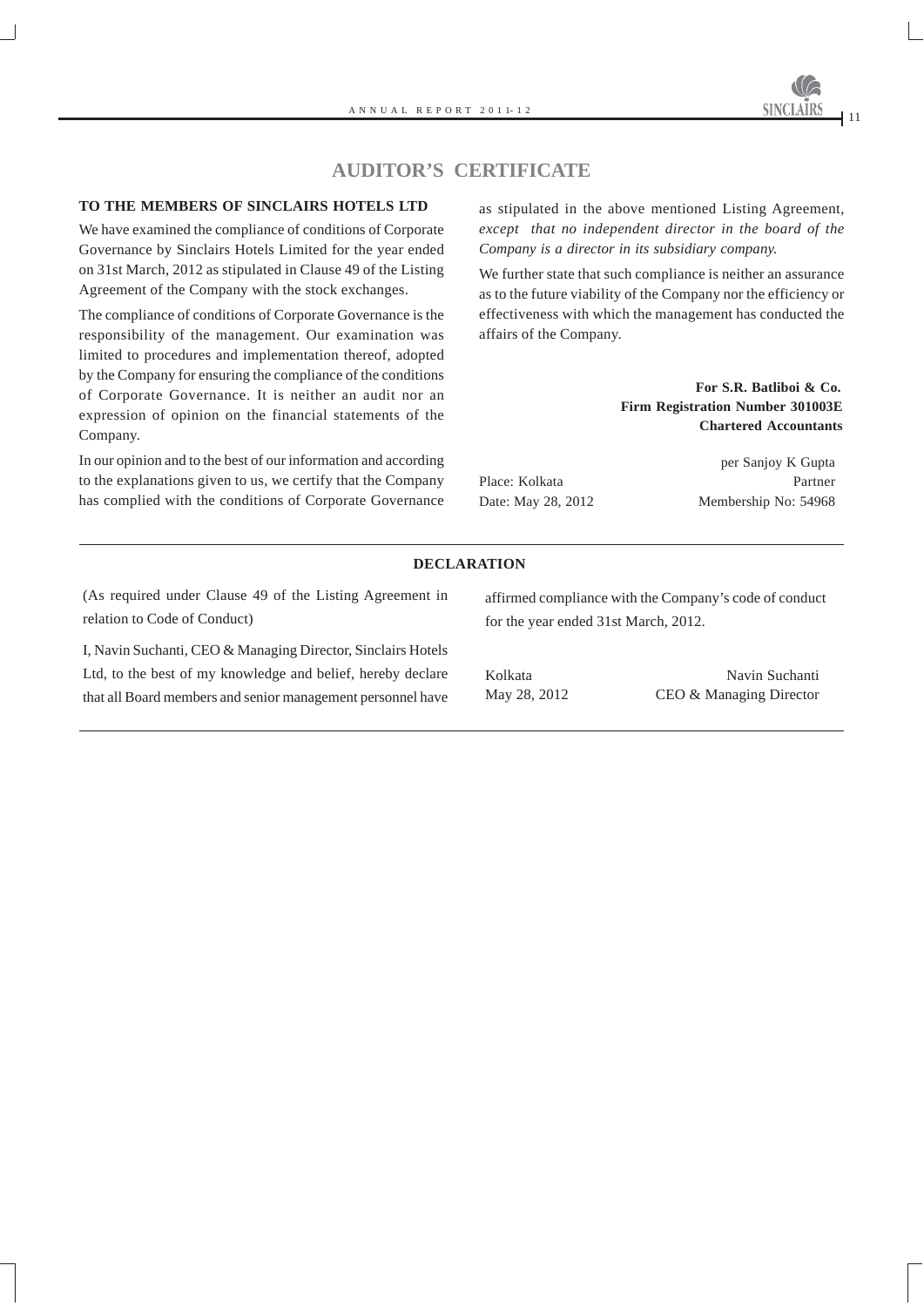# AUDITOR'S CERTIFICATE

**TO THE MEMBERS OF SINCLAIRS HOTELS LTD**

We have examined the compliance of conditions of Corporate Governance by Sinclairs Hotels Limited for the year ended on 31st March, 2012 as stipulated in Clause 49 of the Listing Agreement of the Company with the stock exchanges.

The compliance of conditions of Corporate Governance is the responsibility of the management. Our examination was limited to procedures and implementation thereof, adopted by the Company for ensuring the compliance of the conditions of Corporate Governance. It is neither an audit nor an expression of opinion on the financial statements of the Company.

In our opinion and to the best of our information and according to the explanations given to us, we certify that the Company has complied with the conditions of Corporate Governance as stipulated in the above mentioned Listing Agreement, *except that no independent director in the board of the Company is a director in its subsidiary company.*

We further state that such compliance is neither an assurance as to the future viability of the Company nor the efficiency or effectiveness with which the management has conducted the affairs of the Company.

**For S.R. Batliboi & Co.**
**Firm Registration Number 301003E**
**Chartered Accountants**

per Sanjoy K Gupta
Partner
Membership No: 54968

Place: Kolkata
Date: May 28, 2012

---

## DECLARATION

(As required under Clause 49 of the Listing Agreement in relation to Code of Conduct)

I, Navin Suchanti, CEO & Managing Director, Sinclairs Hotels Ltd, to the best of my knowledge and belief, hereby declare that all Board members and senior management personnel have affirmed compliance with the Company's code of conduct for the year ended 31st March, 2012.

Kolkata
May 28, 2012

Navin Suchanti
CEO & Managing Director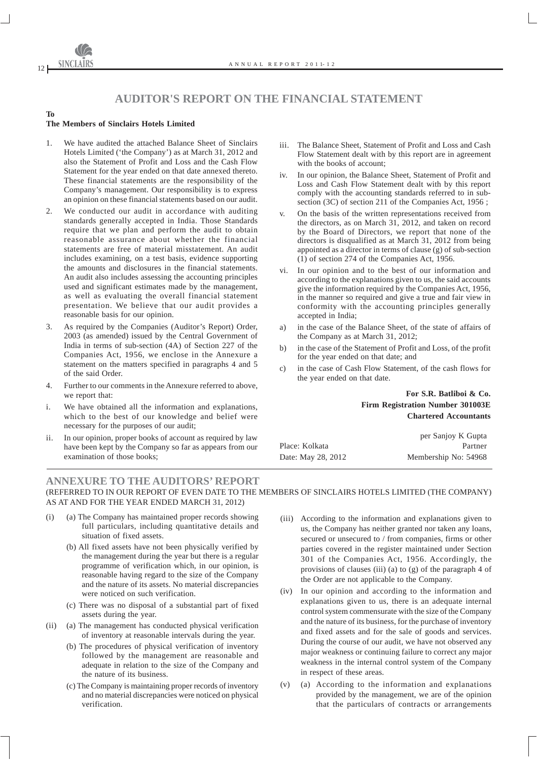# AUDITOR'S REPORT ON THE FINANCIAL STATEMENT

**To**

**The Members of Sinclairs Hotels Limited**

1. We have audited the attached Balance Sheet of Sinclairs Hotels Limited ('the Company') as at March 31, 2012 and also the Statement of Profit and Loss and the Cash Flow Statement for the year ended on that date annexed thereto. These financial statements are the responsibility of the Company's management. Our responsibility is to express an opinion on these financial statements based on our audit.
2. We conducted our audit in accordance with auditing standards generally accepted in India. Those Standards require that we plan and perform the audit to obtain reasonable assurance about whether the financial statements are free of material misstatement. An audit includes examining, on a test basis, evidence supporting the amounts and disclosures in the financial statements. An audit also includes assessing the accounting principles used and significant estimates made by the management, as well as evaluating the overall financial statement presentation. We believe that our audit provides a reasonable basis for our opinion.
3. As required by the Companies (Auditor's Report) Order, 2003 (as amended) issued by the Central Government of India in terms of sub-section (4A) of Section 227 of the Companies Act, 1956, we enclose in the Annexure a statement on the matters specified in paragraphs 4 and 5 of the said Order.
4. Further to our comments in the Annexure referred to above, we report that:

i. We have obtained all the information and explanations, which to the best of our knowledge and belief were necessary for the purposes of our audit;

ii. In our opinion, proper books of account as required by law have been kept by the Company so far as appears from our examination of those books;

iii. The Balance Sheet, Statement of Profit and Loss and Cash Flow Statement dealt with by this report are in agreement with the books of account;

iv. In our opinion, the Balance Sheet, Statement of Profit and Loss and Cash Flow Statement dealt with by this report comply with the accounting standards referred to in sub-section (3C) of section 211 of the Companies Act, 1956 ;

v. On the basis of the written representations received from the directors, as on March 31, 2012, and taken on record by the Board of Directors, we report that none of the directors is disqualified as at March 31, 2012 from being appointed as a director in terms of clause (g) of sub-section (1) of section 274 of the Companies Act, 1956.

vi. In our opinion and to the best of our information and according to the explanations given to us, the said accounts give the information required by the Companies Act, 1956, in the manner so required and give a true and fair view in conformity with the accounting principles generally accepted in India;

a) in the case of the Balance Sheet, of the state of affairs of the Company as at March 31, 2012;

b) in the case of the Statement of Profit and Loss, of the profit for the year ended on that date; and

c) in the case of Cash Flow Statement, of the cash flows for the year ended on that date.

**For S.R. Batliboi & Co.**
**Firm Registration Number 301003E**
**Chartered Accountants**

per Sanjoy K Gupta
Partner
Membership No: 54968

Place: Kolkata
Date: May 28, 2012

## ANNEXURE TO THE AUDITORS' REPORT

(REFERRED TO IN OUR REPORT OF EVEN DATE TO THE MEMBERS OF SINCLAIRS HOTELS LIMITED (THE COMPANY) AS AT AND FOR THE YEAR ENDED MARCH 31, 2012)

(i) (a) The Company has maintained proper records showing full particulars, including quantitative details and situation of fixed assets.

(b) All fixed assets have not been physically verified by the management during the year but there is a regular programme of verification which, in our opinion, is reasonable having regard to the size of the Company and the nature of its assets. No material discrepancies were noticed on such verification.

(c) There was no disposal of a substantial part of fixed assets during the year.

(ii) (a) The management has conducted physical verification of inventory at reasonable intervals during the year.

(b) The procedures of physical verification of inventory followed by the management are reasonable and adequate in relation to the size of the Company and the nature of its business.

(c) The Company is maintaining proper records of inventory and no material discrepancies were noticed on physical verification.

(iii) According to the information and explanations given to us, the Company has neither granted nor taken any loans, secured or unsecured to / from companies, firms or other parties covered in the register maintained under Section 301 of the Companies Act, 1956. Accordingly, the provisions of clauses (iii) (a) to (g) of the paragraph 4 of the Order are not applicable to the Company.

(iv) In our opinion and according to the information and explanations given to us, there is an adequate internal control system commensurate with the size of the Company and the nature of its business, for the purchase of inventory and fixed assets and for the sale of goods and services. During the course of our audit, we have not observed any major weakness or continuing failure to correct any major weakness in the internal control system of the Company in respect of these areas.

(v) (a) According to the information and explanations provided by the management, we are of the opinion that the particulars of contracts or arrangements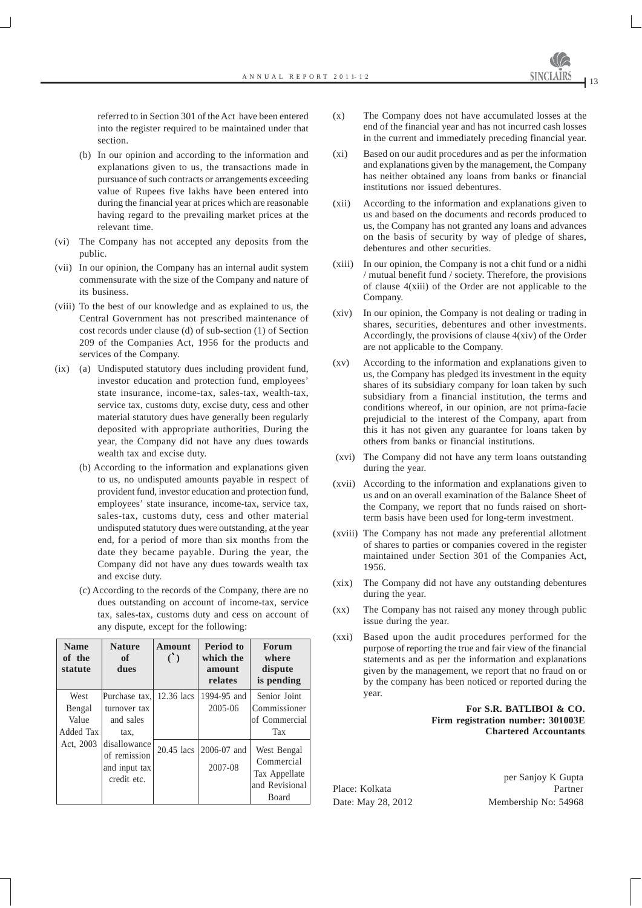referred to in Section 301 of the Act have been entered into the register required to be maintained under that section.

(b) In our opinion and according to the information and explanations given to us, the transactions made in pursuance of such contracts or arrangements exceeding value of Rupees five lakhs have been entered into during the financial year at prices which are reasonable having regard to the prevailing market prices at the relevant time.

(vi) The Company has not accepted any deposits from the public.

(vii) In our opinion, the Company has an internal audit system commensurate with the size of the Company and nature of its business.

(viii) To the best of our knowledge and as explained to us, the Central Government has not prescribed maintenance of cost records under clause (d) of sub-section (1) of Section 209 of the Companies Act, 1956 for the products and services of the Company.

(ix) (a) Undisputed statutory dues including provident fund, investor education and protection fund, employees' state insurance, income-tax, sales-tax, wealth-tax, service tax, customs duty, excise duty, cess and other material statutory dues have generally been regularly deposited with appropriate authorities, During the year, the Company did not have any dues towards wealth tax and excise duty.

(b) According to the information and explanations given to us, no undisputed amounts payable in respect of provident fund, investor education and protection fund, employees' state insurance, income-tax, service tax, sales-tax, customs duty, cess and other material undisputed statutory dues were outstanding, at the year end, for a period of more than six months from the date they became payable. During the year, the Company did not have any dues towards wealth tax and excise duty.

(c) According to the records of the Company, there are no dues outstanding on account of income-tax, service tax, sales-tax, customs duty and cess on account of any dispute, except for the following:

| Name of the statute | Nature of dues | Amount (`) | Period to which the amount relates | Forum where dispute is pending |
|---|---|---|---|---|
| West Bengal Value Added Tax Act, 2003 | Purchase tax, turnover tax and sales tax, disallowance of remission and input tax credit etc. | 12.36 lacs | 1994-95 and 2005-06 | Senior Joint Commissioner of Commercial Tax |
| | | 20.45 lacs | 2006-07 and 2007-08 | West Bengal Commercial Tax Appellate and Revisional Board |

(x) The Company does not have accumulated losses at the end of the financial year and has not incurred cash losses in the current and immediately preceding financial year.

(xi) Based on our audit procedures and as per the information and explanations given by the management, the Company has neither obtained any loans from banks or financial institutions nor issued debentures.

(xii) According to the information and explanations given to us and based on the documents and records produced to us, the Company has not granted any loans and advances on the basis of security by way of pledge of shares, debentures and other securities.

(xiii) In our opinion, the Company is not a chit fund or a nidhi / mutual benefit fund / society. Therefore, the provisions of clause 4(xiii) of the Order are not applicable to the Company.

(xiv) In our opinion, the Company is not dealing or trading in shares, securities, debentures and other investments. Accordingly, the provisions of clause 4(xiv) of the Order are not applicable to the Company.

(xv) According to the information and explanations given to us, the Company has pledged its investment in the equity shares of its subsidiary company for loan taken by such subsidiary from a financial institution, the terms and conditions whereof, in our opinion, are not prima-facie prejudicial to the interest of the Company, apart from this it has not given any guarantee for loans taken by others from banks or financial institutions.

(xvi) The Company did not have any term loans outstanding during the year.

(xvii) According to the information and explanations given to us and on an overall examination of the Balance Sheet of the Company, we report that no funds raised on short-term basis have been used for long-term investment.

(xviii) The Company has not made any preferential allotment of shares to parties or companies covered in the register maintained under Section 301 of the Companies Act, 1956.

(xix) The Company did not have any outstanding debentures during the year.

(xx) The Company has not raised any money through public issue during the year.

(xxi) Based upon the audit procedures performed for the purpose of reporting the true and fair view of the financial statements and as per the information and explanations given by the management, we report that no fraud on or by the company has been noticed or reported during the year.

**For S.R. BATLIBOI & CO.**
**Firm registration number: 301003E**
**Chartered Accountants**

per Sanjoy K Gupta
Partner
Membership No: 54968

Place: Kolkata
Date: May 28, 2012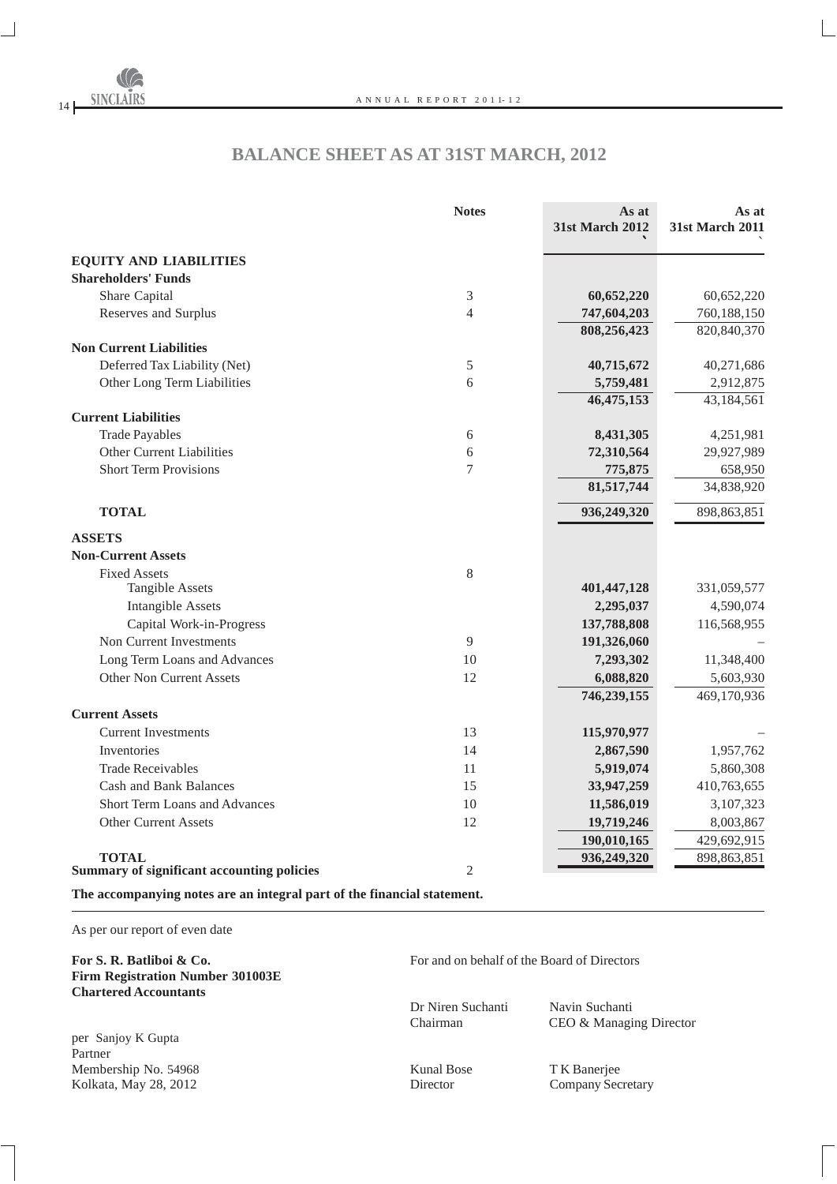# BALANCE SHEET AS AT 31ST MARCH, 2012

| | Notes | As at 31st March 2012 ` | As at 31st March 2011 ` |
|---|---|---|---|
| **EQUITY AND LIABILITIES** | | | |
| **Shareholders' Funds** | | | |
| Share Capital | 3 | **60,652,220** | 60,652,220 |
| Reserves and Surplus | 4 | **747,604,203** | 760,188,150 |
| | | **808,256,423** | 820,840,370 |
| **Non Current Liabilities** | | | |
| Deferred Tax Liability (Net) | 5 | **40,715,672** | 40,271,686 |
| Other Long Term Liabilities | 6 | **5,759,481** | 2,912,875 |
| | | **46,475,153** | 43,184,561 |
| **Current Liabilities** | | | |
| Trade Payables | 6 | **8,431,305** | 4,251,981 |
| Other Current Liabilities | 6 | **72,310,564** | 29,927,989 |
| Short Term Provisions | 7 | **775,875** | 658,950 |
| | | **81,517,744** | 34,838,920 |
| **TOTAL** | | **936,249,320** | 898,863,851 |
| **ASSETS** | | | |
| **Non-Current Assets** | | | |
| Fixed Assets | 8 | | |
| Tangible Assets | | **401,447,128** | 331,059,577 |
| Intangible Assets | | **2,295,037** | 4,590,074 |
| Capital Work-in-Progress | | **137,788,808** | 116,568,955 |
| Non Current Investments | 9 | **191,326,060** | – |
| Long Term Loans and Advances | 10 | **7,293,302** | 11,348,400 |
| Other Non Current Assets | 12 | **6,088,820** | 5,603,930 |
| | | **746,239,155** | 469,170,936 |
| **Current Assets** | | | |
| Current Investments | 13 | **115,970,977** | – |
| Inventories | 14 | **2,867,590** | 1,957,762 |
| Trade Receivables | 11 | **5,919,074** | 5,860,308 |
| Cash and Bank Balances | 15 | **33,947,259** | 410,763,655 |
| Short Term Loans and Advances | 10 | **11,586,019** | 3,107,323 |
| Other Current Assets | 12 | **19,719,246** | 8,003,867 |
| | | **190,010,165** | 429,692,915 |
| **TOTAL** | | **936,249,320** | 898,863,851 |
| **Summary of significant accounting policies** | 2 | | |

**The accompanying notes are an integral part of the financial statement.**

As per our report of even date

**For S. R. Batliboi & Co.**
**Firm Registration Number 301003E**
**Chartered Accountants**

per Sanjoy K Gupta
Partner
Membership No. 54968
Kolkata, May 28, 2012

For and on behalf of the Board of Directors

Dr Niren Suchanti
Chairman

Navin Suchanti
CEO & Managing Director

Kunal Bose
Director

T K Banerjee
Company Secretary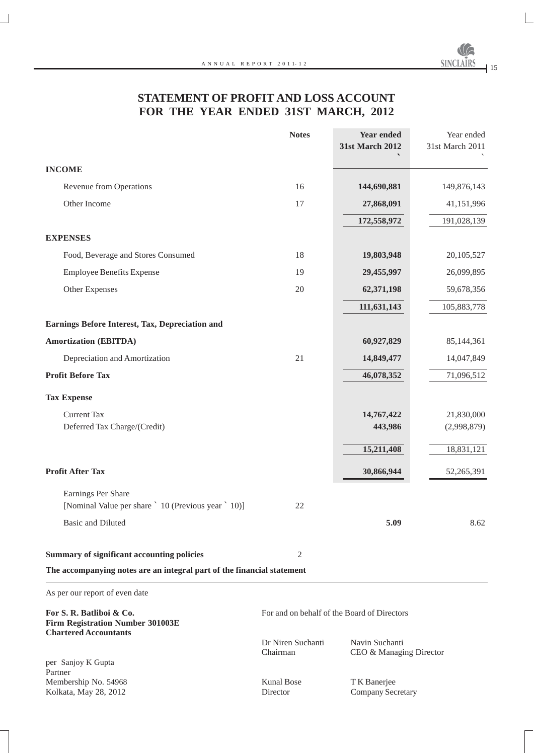# STATEMENT OF PROFIT AND LOSS ACCOUNT
# FOR THE YEAR ENDED 31ST MARCH, 2012

| | Notes | **Year ended 31st March 2012 `** | Year ended 31st March 2011 ` |
|---|---|---|---|
| **INCOME** | | | |
| Revenue from Operations | 16 | **144,690,881** | 149,876,143 |
| Other Income | 17 | **27,868,091** | 41,151,996 |
| | | **172,558,972** | 191,028,139 |
| **EXPENSES** | | | |
| Food, Beverage and Stores Consumed | 18 | **19,803,948** | 20,105,527 |
| Employee Benefits Expense | 19 | **29,455,997** | 26,099,895 |
| Other Expenses | 20 | **62,371,198** | 59,678,356 |
| | | **111,631,143** | 105,883,778 |
| **Earnings Before Interest, Tax, Depreciation and Amortization (EBITDA)** | | **60,927,829** | 85,144,361 |
| Depreciation and Amortization | 21 | **14,849,477** | 14,047,849 |
| **Profit Before Tax** | | **46,078,352** | 71,096,512 |
| **Tax Expense** | | | |
| Current Tax | | **14,767,422** | 21,830,000 |
| Deferred Tax Charge/(Credit) | | **443,986** | (2,998,879) |
| | | **15,211,408** | 18,831,121 |
| **Profit After Tax** | | **30,866,944** | 52,265,391 |
| Earnings Per Share [Nominal Value per share ` 10 (Previous year ` 10)] | 22 | | |
| Basic and Diluted | | **5.09** | 8.62 |
| **Summary of significant accounting policies** | 2 | | |

**The accompanying notes are an integral part of the financial statement**

As per our report of even date

**For S. R. Batliboi & Co.**
**Firm Registration Number 301003E**
**Chartered Accountants**

per Sanjoy K Gupta
Partner
Membership No. 54968
Kolkata, May 28, 2012

For and on behalf of the Board of Directors

Dr Niren Suchanti
Chairman

Navin Suchanti
CEO & Managing Director

Kunal Bose
Director

T K Banerjee
Company Secretary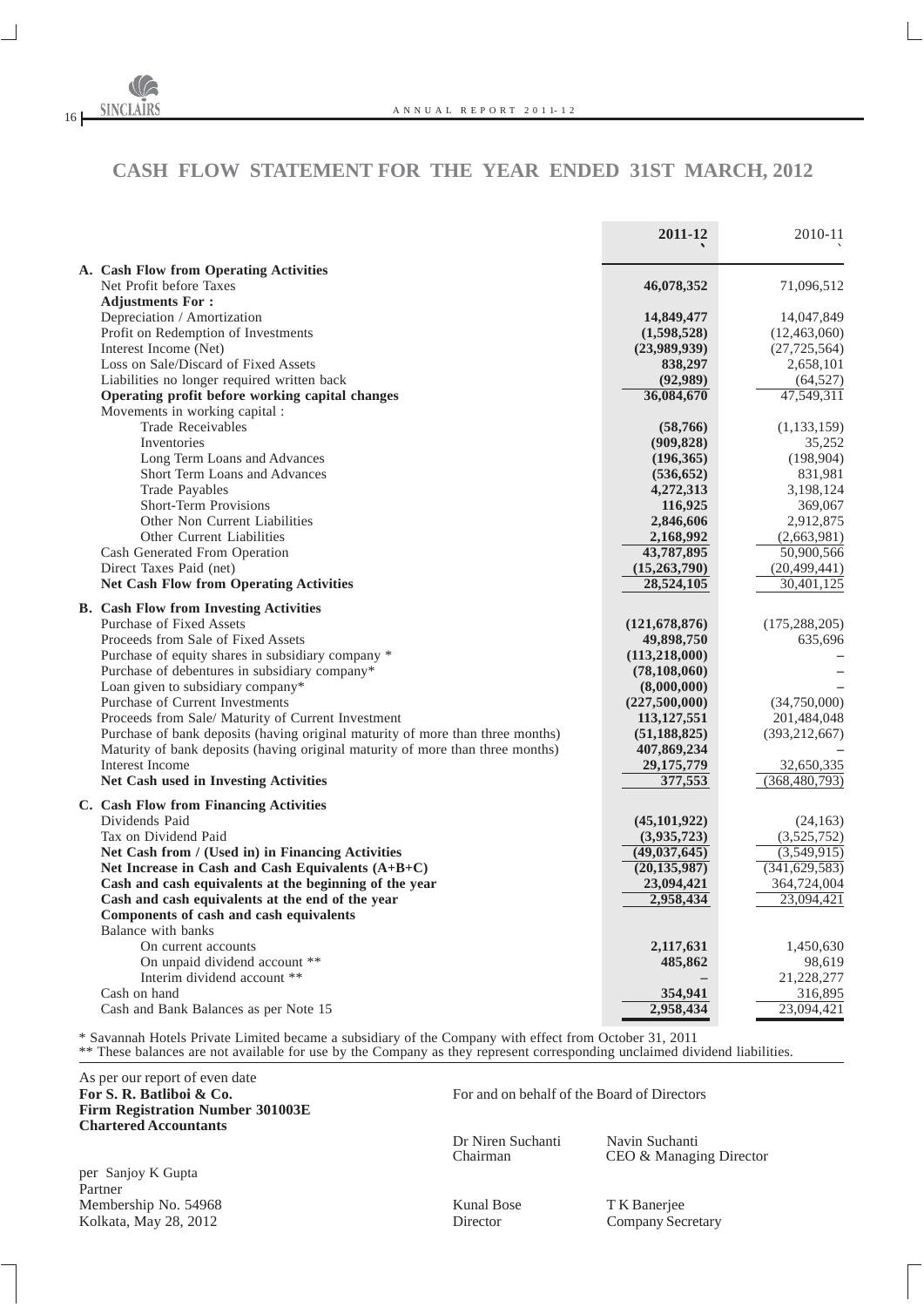# CASH FLOW STATEMENT FOR THE YEAR ENDED 31ST MARCH, 2012

| | 2011-12 ` | 2010-11 ` |
|---|---|---|
| **A. Cash Flow from Operating Activities** | | |
| Net Profit before Taxes | **46,078,352** | 71,096,512 |
| **Adjustments For :** | | |
| Depreciation / Amortization | **14,849,477** | 14,047,849 |
| Profit on Redemption of Investments | **(1,598,528)** | (12,463,060) |
| Interest Income (Net) | **(23,989,939)** | (27,725,564) |
| Loss on Sale/Discard of Fixed Assets | **838,297** | 2,658,101 |
| Liabilities no longer required written back | **(92,989)** | (64,527) |
| **Operating profit before working capital changes** | **36,084,670** | 47,549,311 |
| Movements in working capital : | | |
| Trade Receivables | **(58,766)** | (1,133,159) |
| Inventories | **(909,828)** | 35,252 |
| Long Term Loans and Advances | **(196,365)** | (198,904) |
| Short Term Loans and Advances | **(536,652)** | 831,981 |
| Trade Payables | **4,272,313** | 3,198,124 |
| Short-Term Provisions | **116,925** | 369,067 |
| Other Non Current Liabilities | **2,846,606** | 2,912,875 |
| Other Current Liabilities | **2,168,992** | (2,663,981) |
| Cash Generated From Operation | **43,787,895** | 50,900,566 |
| Direct Taxes Paid (net) | **(15,263,790)** | (20,499,441) |
| **Net Cash Flow from Operating Activities** | **28,524,105** | 30,401,125 |
| **B. Cash Flow from Investing Activities** | | |
| Purchase of Fixed Assets | **(121,678,876)** | (175,288,205) |
| Proceeds from Sale of Fixed Assets | **49,898,750** | 635,696 |
| Purchase of equity shares in subsidiary company * | **(113,218,000)** | – |
| Purchase of debentures in subsidiary company* | **(78,108,060)** | – |
| Loan given to subsidiary company* | **(8,000,000)** | – |
| Purchase of Current Investments | **(227,500,000)** | (34,750,000) |
| Proceeds from Sale/ Maturity of Current Investment | **113,127,551** | 201,484,048 |
| Purchase of bank deposits (having original maturity of more than three months) | **(51,188,825)** | (393,212,667) |
| Maturity of bank deposits (having original maturity of more than three months) | **407,869,234** | – |
| Interest Income | **29,175,779** | 32,650,335 |
| **Net Cash used in Investing Activities** | **377,553** | (368,480,793) |
| **C. Cash Flow from Financing Activities** | | |
| Dividends Paid | **(45,101,922)** | (24,163) |
| Tax on Dividend Paid | **(3,935,723)** | (3,525,752) |
| **Net Cash from / (Used in) in Financing Activities** | **(49,037,645)** | (3,549,915) |
| **Net Increase in Cash and Cash Equivalents (A+B+C)** | **(20,135,987)** | (341,629,583) |
| **Cash and cash equivalents at the beginning of the year** | **23,094,421** | 364,724,004 |
| **Cash and cash equivalents at the end of the year** | **2,958,434** | 23,094,421 |
| **Components of cash and cash equivalents** | | |
| Balance with banks | | |
| On current accounts | **2,117,631** | 1,450,630 |
| On unpaid dividend account ** | **485,862** | 98,619 |
| Interim dividend account ** | **–** | 21,228,277 |
| Cash on hand | **354,941** | 316,895 |
| Cash and Bank Balances as per Note 15 | **2,958,434** | 23,094,421 |

\* Savannah Hotels Private Limited became a subsidiary of the Company with effect from October 31, 2011

\*\* These balances are not available for use by the Company as they represent corresponding unclaimed dividend liabilities.

As per our report of even date
**For S. R. Batliboi & Co.**
**Firm Registration Number 301003E**
**Chartered Accountants**

per Sanjoy K Gupta
Partner
Membership No. 54968
Kolkata, May 28, 2012

For and on behalf of the Board of Directors

Dr Niren Suchanti
Chairman

Navin Suchanti
CEO & Managing Director

Kunal Bose
Director

T K Banerjee
Company Secretary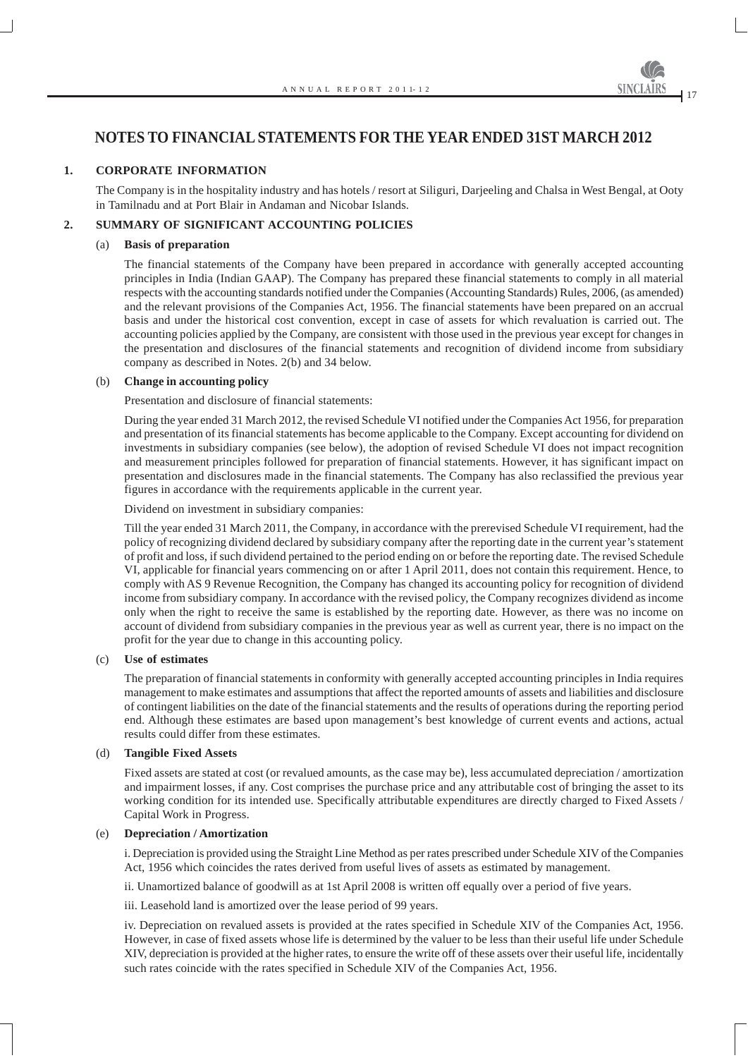# NOTES TO FINANCIAL STATEMENTS FOR THE YEAR ENDED 31ST MARCH 2012

## 1. CORPORATE INFORMATION

The Company is in the hospitality industry and has hotels / resort at Siliguri, Darjeeling and Chalsa in West Bengal, at Ooty in Tamilnadu and at Port Blair in Andaman and Nicobar Islands.

## 2. SUMMARY OF SIGNIFICANT ACCOUNTING POLICIES

### (a) Basis of preparation

The financial statements of the Company have been prepared in accordance with generally accepted accounting principles in India (Indian GAAP). The Company has prepared these financial statements to comply in all material respects with the accounting standards notified under the Companies (Accounting Standards) Rules, 2006, (as amended) and the relevant provisions of the Companies Act, 1956. The financial statements have been prepared on an accrual basis and under the historical cost convention, except in case of assets for which revaluation is carried out. The accounting policies applied by the Company, are consistent with those used in the previous year except for changes in the presentation and disclosures of the financial statements and recognition of dividend income from subsidiary company as described in Notes. 2(b) and 34 below.

### (b) Change in accounting policy

Presentation and disclosure of financial statements:

During the year ended 31 March 2012, the revised Schedule VI notified under the Companies Act 1956, for preparation and presentation of its financial statements has become applicable to the Company. Except accounting for dividend on investments in subsidiary companies (see below), the adoption of revised Schedule VI does not impact recognition and measurement principles followed for preparation of financial statements. However, it has significant impact on presentation and disclosures made in the financial statements. The Company has also reclassified the previous year figures in accordance with the requirements applicable in the current year.

Dividend on investment in subsidiary companies:

Till the year ended 31 March 2011, the Company, in accordance with the prerevised Schedule VI requirement, had the policy of recognizing dividend declared by subsidiary company after the reporting date in the current year's statement of profit and loss, if such dividend pertained to the period ending on or before the reporting date. The revised Schedule VI, applicable for financial years commencing on or after 1 April 2011, does not contain this requirement. Hence, to comply with AS 9 Revenue Recognition, the Company has changed its accounting policy for recognition of dividend income from subsidiary company. In accordance with the revised policy, the Company recognizes dividend as income only when the right to receive the same is established by the reporting date. However, as there was no income on account of dividend from subsidiary companies in the previous year as well as current year, there is no impact on the profit for the year due to change in this accounting policy.

### (c) Use of estimates

The preparation of financial statements in conformity with generally accepted accounting principles in India requires management to make estimates and assumptions that affect the reported amounts of assets and liabilities and disclosure of contingent liabilities on the date of the financial statements and the results of operations during the reporting period end. Although these estimates are based upon management's best knowledge of current events and actions, actual results could differ from these estimates.

### (d) Tangible Fixed Assets

Fixed assets are stated at cost (or revalued amounts, as the case may be), less accumulated depreciation / amortization and impairment losses, if any. Cost comprises the purchase price and any attributable cost of bringing the asset to its working condition for its intended use. Specifically attributable expenditures are directly charged to Fixed Assets / Capital Work in Progress.

### (e) Depreciation / Amortization

i. Depreciation is provided using the Straight Line Method as per rates prescribed under Schedule XIV of the Companies Act, 1956 which coincides the rates derived from useful lives of assets as estimated by management.

ii. Unamortized balance of goodwill as at 1st April 2008 is written off equally over a period of five years.

iii. Leasehold land is amortized over the lease period of 99 years.

iv. Depreciation on revalued assets is provided at the rates specified in Schedule XIV of the Companies Act, 1956. However, in case of fixed assets whose life is determined by the valuer to be less than their useful life under Schedule XIV, depreciation is provided at the higher rates, to ensure the write off of these assets over their useful life, incidentally such rates coincide with the rates specified in Schedule XIV of the Companies Act, 1956.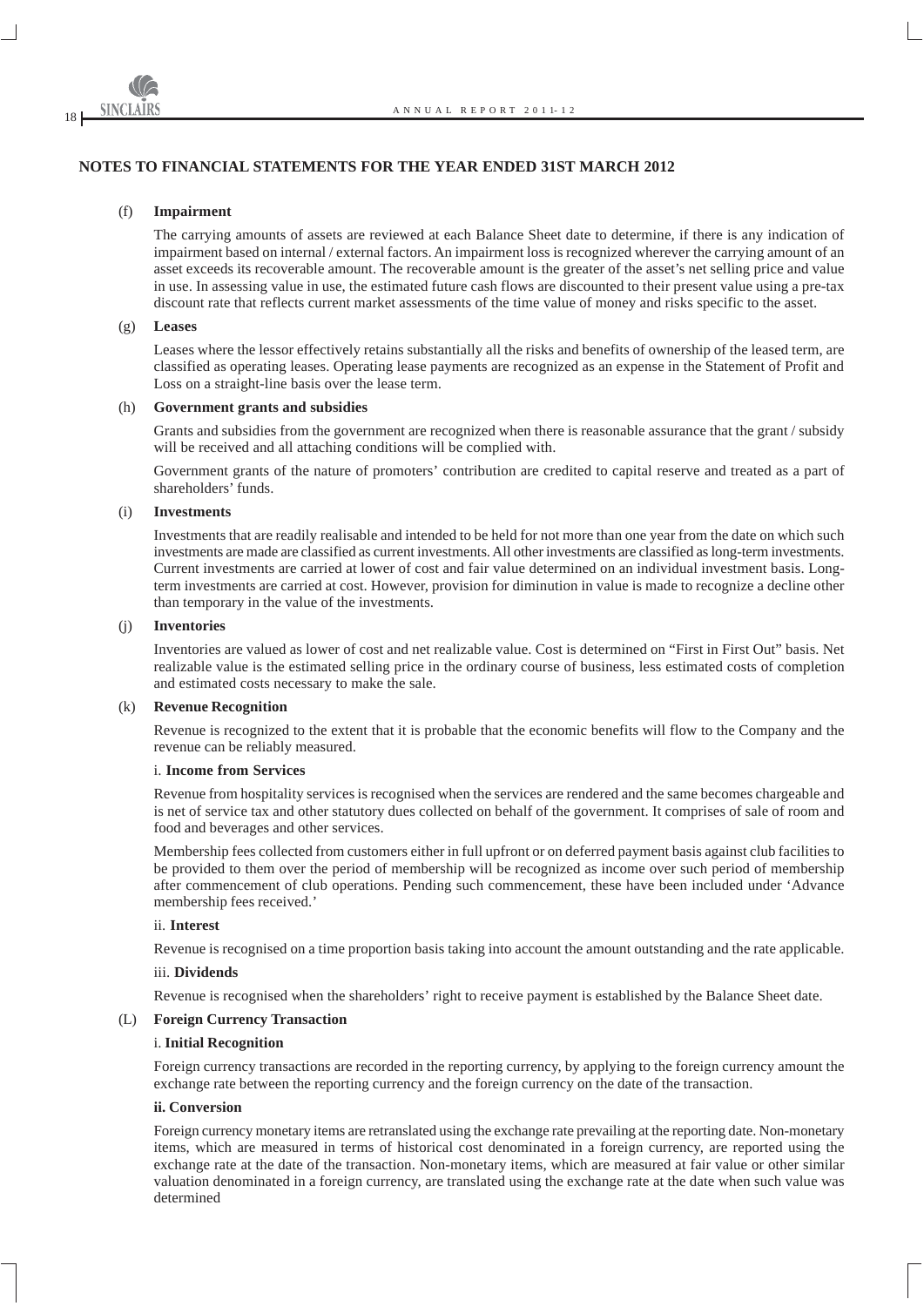## NOTES TO FINANCIAL STATEMENTS FOR THE YEAR ENDED 31ST MARCH 2012

(f) **Impairment**

The carrying amounts of assets are reviewed at each Balance Sheet date to determine, if there is any indication of impairment based on internal / external factors. An impairment loss is recognized wherever the carrying amount of an asset exceeds its recoverable amount. The recoverable amount is the greater of the asset's net selling price and value in use. In assessing value in use, the estimated future cash flows are discounted to their present value using a pre-tax discount rate that reflects current market assessments of the time value of money and risks specific to the asset.

(g) **Leases**

Leases where the lessor effectively retains substantially all the risks and benefits of ownership of the leased term, are classified as operating leases. Operating lease payments are recognized as an expense in the Statement of Profit and Loss on a straight-line basis over the lease term.

(h) **Government grants and subsidies**

Grants and subsidies from the government are recognized when there is reasonable assurance that the grant / subsidy will be received and all attaching conditions will be complied with.

Government grants of the nature of promoters' contribution are credited to capital reserve and treated as a part of shareholders' funds.

(i) **Investments**

Investments that are readily realisable and intended to be held for not more than one year from the date on which such investments are made are classified as current investments. All other investments are classified as long-term investments. Current investments are carried at lower of cost and fair value determined on an individual investment basis. Long-term investments are carried at cost. However, provision for diminution in value is made to recognize a decline other than temporary in the value of the investments.

(j) **Inventories**

Inventories are valued as lower of cost and net realizable value. Cost is determined on "First in First Out" basis. Net realizable value is the estimated selling price in the ordinary course of business, less estimated costs of completion and estimated costs necessary to make the sale.

(k) **Revenue Recognition**

Revenue is recognized to the extent that it is probable that the economic benefits will flow to the Company and the revenue can be reliably measured.

i. **Income from Services**

Revenue from hospitality services is recognised when the services are rendered and the same becomes chargeable and is net of service tax and other statutory dues collected on behalf of the government. It comprises of sale of room and food and beverages and other services.

Membership fees collected from customers either in full upfront or on deferred payment basis against club facilities to be provided to them over the period of membership will be recognized as income over such period of membership after commencement of club operations. Pending such commencement, these have been included under 'Advance membership fees received.'

ii. **Interest**

Revenue is recognised on a time proportion basis taking into account the amount outstanding and the rate applicable.

iii. **Dividends**

Revenue is recognised when the shareholders' right to receive payment is established by the Balance Sheet date.

(L) **Foreign Currency Transaction**

i. **Initial Recognition**

Foreign currency transactions are recorded in the reporting currency, by applying to the foreign currency amount the exchange rate between the reporting currency and the foreign currency on the date of the transaction.

**ii. Conversion**

Foreign currency monetary items are retranslated using the exchange rate prevailing at the reporting date. Non-monetary items, which are measured in terms of historical cost denominated in a foreign currency, are reported using the exchange rate at the date of the transaction. Non-monetary items, which are measured at fair value or other similar valuation denominated in a foreign currency, are translated using the exchange rate at the date when such value was determined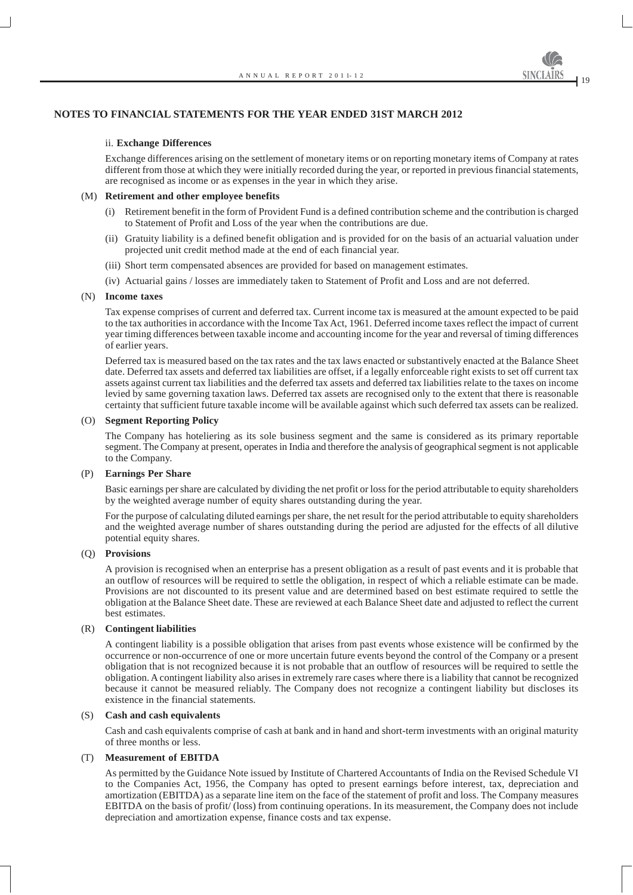## NOTES TO FINANCIAL STATEMENTS FOR THE YEAR ENDED 31ST MARCH 2012

ii. **Exchange Differences**

Exchange differences arising on the settlement of monetary items or on reporting monetary items of Company at rates different from those at which they were initially recorded during the year, or reported in previous financial statements, are recognised as income or as expenses in the year in which they arise.

(M) **Retirement and other employee benefits**

(i) Retirement benefit in the form of Provident Fund is a defined contribution scheme and the contribution is charged to Statement of Profit and Loss of the year when the contributions are due.

(ii) Gratuity liability is a defined benefit obligation and is provided for on the basis of an actuarial valuation under projected unit credit method made at the end of each financial year.

(iii) Short term compensated absences are provided for based on management estimates.

(iv) Actuarial gains / losses are immediately taken to Statement of Profit and Loss and are not deferred.

(N) **Income taxes**

Tax expense comprises of current and deferred tax. Current income tax is measured at the amount expected to be paid to the tax authorities in accordance with the Income Tax Act, 1961. Deferred income taxes reflect the impact of current year timing differences between taxable income and accounting income for the year and reversal of timing differences of earlier years.

Deferred tax is measured based on the tax rates and the tax laws enacted or substantively enacted at the Balance Sheet date. Deferred tax assets and deferred tax liabilities are offset, if a legally enforceable right exists to set off current tax assets against current tax liabilities and the deferred tax assets and deferred tax liabilities relate to the taxes on income levied by same governing taxation laws. Deferred tax assets are recognised only to the extent that there is reasonable certainty that sufficient future taxable income will be available against which such deferred tax assets can be realized.

(O) **Segment Reporting Policy**

The Company has hoteliering as its sole business segment and the same is considered as its primary reportable segment. The Company at present, operates in India and therefore the analysis of geographical segment is not applicable to the Company.

(P) **Earnings Per Share**

Basic earnings per share are calculated by dividing the net profit or loss for the period attributable to equity shareholders by the weighted average number of equity shares outstanding during the year.

For the purpose of calculating diluted earnings per share, the net result for the period attributable to equity shareholders and the weighted average number of shares outstanding during the period are adjusted for the effects of all dilutive potential equity shares.

(Q) **Provisions**

A provision is recognised when an enterprise has a present obligation as a result of past events and it is probable that an outflow of resources will be required to settle the obligation, in respect of which a reliable estimate can be made. Provisions are not discounted to its present value and are determined based on best estimate required to settle the obligation at the Balance Sheet date. These are reviewed at each Balance Sheet date and adjusted to reflect the current best estimates.

(R) **Contingent liabilities**

A contingent liability is a possible obligation that arises from past events whose existence will be confirmed by the occurrence or non-occurrence of one or more uncertain future events beyond the control of the Company or a present obligation that is not recognized because it is not probable that an outflow of resources will be required to settle the obligation. A contingent liability also arises in extremely rare cases where there is a liability that cannot be recognized because it cannot be measured reliably. The Company does not recognize a contingent liability but discloses its existence in the financial statements.

(S) **Cash and cash equivalents**

Cash and cash equivalents comprise of cash at bank and in hand and short-term investments with an original maturity of three months or less.

(T) **Measurement of EBITDA**

As permitted by the Guidance Note issued by Institute of Chartered Accountants of India on the Revised Schedule VI to the Companies Act, 1956, the Company has opted to present earnings before interest, tax, depreciation and amortization (EBITDA) as a separate line item on the face of the statement of profit and loss. The Company measures EBITDA on the basis of profit/ (loss) from continuing operations. In its measurement, the Company does not include depreciation and amortization expense, finance costs and tax expense.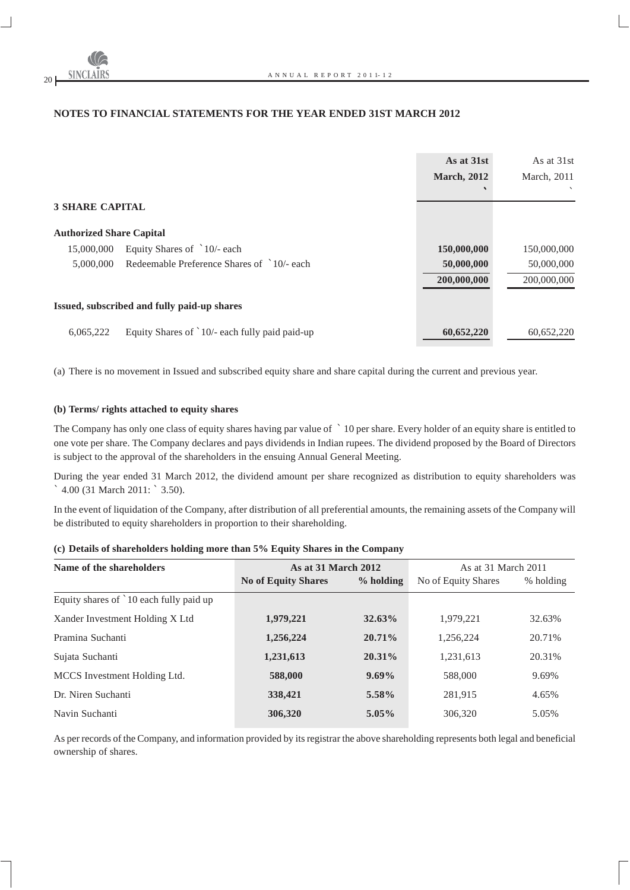## NOTES TO FINANCIAL STATEMENTS FOR THE YEAR ENDED 31ST MARCH 2012

| | | As at 31st March, 2012 ` | As at 31st March, 2011 ` |
|---|---|---|---|
| **3 SHARE CAPITAL** | | | |
| **Authorized Share Capital** | | | |
| 15,000,000 | Equity Shares of `10/- each | **150,000,000** | 150,000,000 |
| 5,000,000 | Redeemable Preference Shares of `10/- each | **50,000,000** | 50,000,000 |
| | | **200,000,000** | 200,000,000 |
| **Issued, subscribed and fully paid-up shares** | | | |
| 6,065,222 | Equity Shares of `10/- each fully paid paid-up | **60,652,220** | 60,652,220 |

(a) There is no movement in Issued and subscribed equity share and share capital during the current and previous year.

**(b) Terms/ rights attached to equity shares**

The Company has only one class of equity shares having par value of ` 10 per share. Every holder of an equity share is entitled to one vote per share. The Company declares and pays dividends in Indian rupees. The dividend proposed by the Board of Directors is subject to the approval of the shareholders in the ensuing Annual General Meeting.

During the year ended 31 March 2012, the dividend amount per share recognized as distribution to equity shareholders was ` 4.00 (31 March 2011: ` 3.50).

In the event of liquidation of the Company, after distribution of all preferential amounts, the remaining assets of the Company will be distributed to equity shareholders in proportion to their shareholding.

**(c) Details of shareholders holding more than 5% Equity Shares in the Company**

| Name of the shareholders | As at 31 March 2012 | | As at 31 March 2011 | |
|---|---|---|---|---|
| | **No of Equity Shares** | **% holding** | No of Equity Shares | % holding |
| Equity shares of `10 each fully paid up | | | | |
| Xander Investment Holding X Ltd | **1,979,221** | **32.63%** | 1,979,221 | 32.63% |
| Pramina Suchanti | **1,256,224** | **20.71%** | 1,256,224 | 20.71% |
| Sujata Suchanti | **1,231,613** | **20.31%** | 1,231,613 | 20.31% |
| MCCS Investment Holding Ltd. | **588,000** | **9.69%** | 588,000 | 9.69% |
| Dr. Niren Suchanti | **338,421** | **5.58%** | 281,915 | 4.65% |
| Navin Suchanti | **306,320** | **5.05%** | 306,320 | 5.05% |

As per records of the Company, and information provided by its registrar the above shareholding represents both legal and beneficial ownership of shares.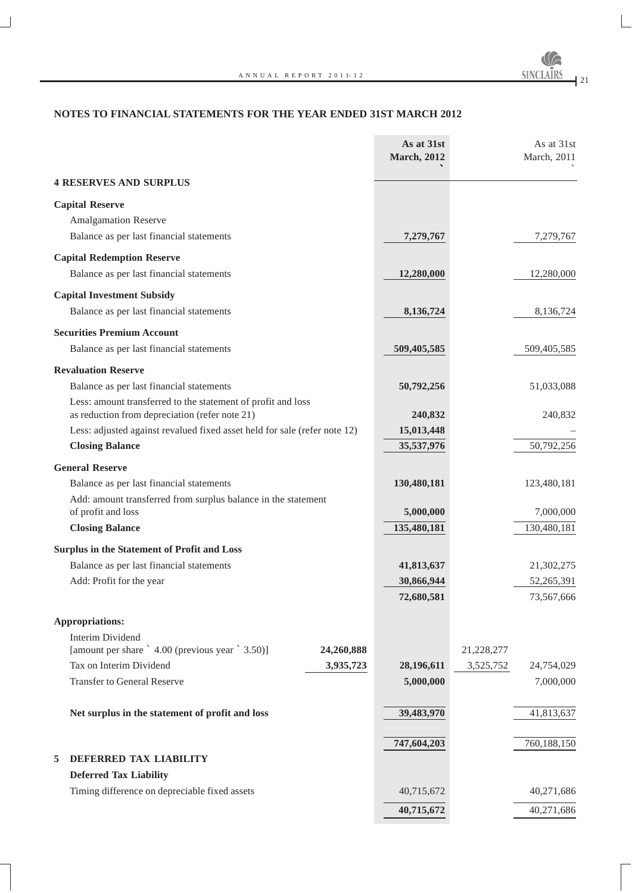## NOTES TO FINANCIAL STATEMENTS FOR THE YEAR ENDED 31ST MARCH 2012

| | | As at 31st March, 2012 ` | | As at 31st March, 2011 ` |
|---|---|---|---|---|
| **4 RESERVES AND SURPLUS** | | | | |
| **Capital Reserve** | | | | |
| Amalgamation Reserve | | | | |
| Balance as per last financial statements | | **7,279,767** | | 7,279,767 |
| **Capital Redemption Reserve** | | | | |
| Balance as per last financial statements | | **12,280,000** | | 12,280,000 |
| **Capital Investment Subsidy** | | | | |
| Balance as per last financial statements | | **8,136,724** | | 8,136,724 |
| **Securities Premium Account** | | | | |
| Balance as per last financial statements | | **509,405,585** | | 509,405,585 |
| **Revaluation Reserve** | | | | |
| Balance as per last financial statements | | **50,792,256** | | 51,033,088 |
| Less: amount transferred to the statement of profit and loss as reduction from depreciation (refer note 21) | | **240,832** | | 240,832 |
| Less: adjusted against revalued fixed asset held for sale (refer note 12) | | **15,013,448** | | – |
| **Closing Balance** | | **35,537,976** | | 50,792,256 |
| **General Reserve** | | | | |
| Balance as per last financial statements | | **130,480,181** | | 123,480,181 |
| Add: amount transferred from surplus balance in the statement of profit and loss | | **5,000,000** | | 7,000,000 |
| **Closing Balance** | | **135,480,181** | | 130,480,181 |
| **Surplus in the Statement of Profit and Loss** | | | | |
| Balance as per last financial statements | | **41,813,637** | | 21,302,275 |
| Add: Profit for the year | | **30,866,944** | | 52,265,391 |
| | | **72,680,581** | | 73,567,666 |
| **Appropriations:** | | | | |
| Interim Dividend [amount per share ` 4.00 (previous year ` 3.50)] | **24,260,888** | | 21,228,277 | |
| Tax on Interim Dividend | **3,935,723** | **28,196,611** | 3,525,752 | 24,754,029 |
| Transfer to General Reserve | | **5,000,000** | | 7,000,000 |
| **Net surplus in the statement of profit and loss** | | **39,483,970** | | 41,813,637 |
| | | **747,604,203** | | 760,188,150 |
| **5 DEFERRED TAX LIABILITY** | | | | |
| **Deferred Tax Liability** | | | | |
| Timing difference on depreciable fixed assets | | 40,715,672 | | 40,271,686 |
| | | **40,715,672** | | 40,271,686 |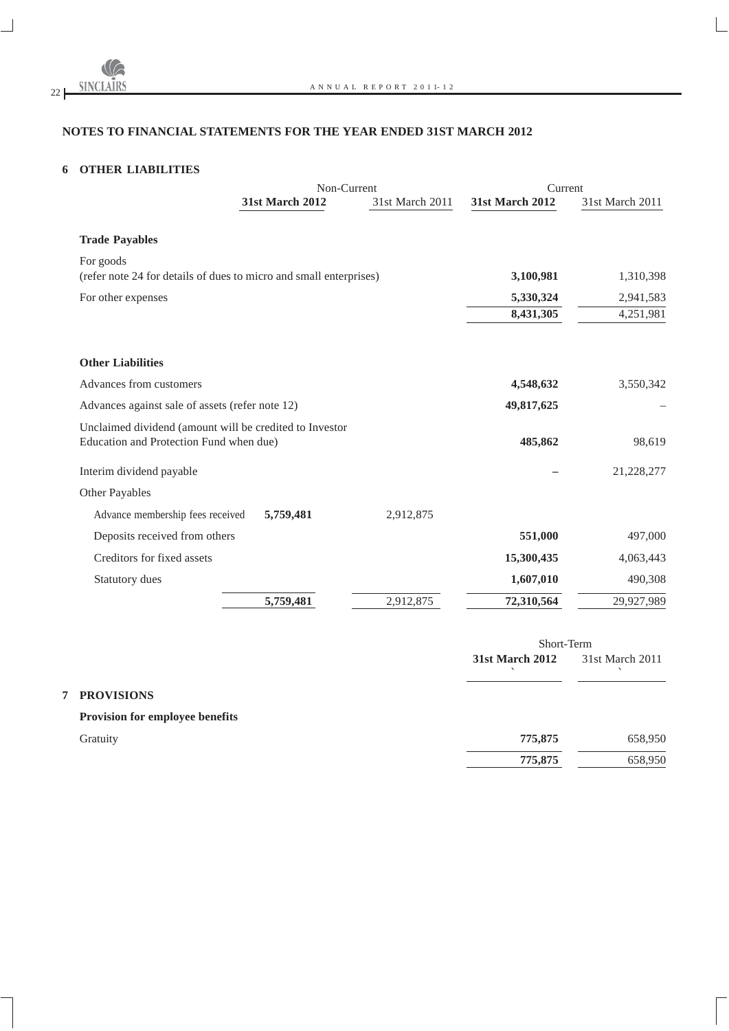## NOTES TO FINANCIAL STATEMENTS FOR THE YEAR ENDED 31ST MARCH 2012

### 6 OTHER LIABILITIES

| | Non-Current | | Current | |
|---|---|---|---|---|
| | **31st March 2012** | 31st March 2011 | **31st March 2012** | 31st March 2011 |
| **Trade Payables** | | | | |
| For goods (refer note 24 for details of dues to micro and small enterprises) | | | **3,100,981** | 1,310,398 |
| For other expenses | | | **5,330,324** | 2,941,583 |
| | | | **8,431,305** | 4,251,981 |
| **Other Liabilities** | | | | |
| Advances from customers | | | **4,548,632** | 3,550,342 |
| Advances against sale of assets (refer note 12) | | | **49,817,625** | – |
| Unclaimed dividend (amount will be credited to Investor Education and Protection Fund when due) | | | **485,862** | 98,619 |
| Interim dividend payable | | | **–** | 21,228,277 |
| Other Payables | | | | |
| Advance membership fees received | **5,759,481** | 2,912,875 | | |
| Deposits received from others | | | **551,000** | 497,000 |
| Creditors for fixed assets | | | **15,300,435** | 4,063,443 |
| Statutory dues | | | **1,607,010** | 490,308 |
| | **5,759,481** | 2,912,875 | **72,310,564** | 29,927,989 |

### 7 PROVISIONS

| | Short-Term | |
|---|---|---|
| | **31st March 2012** ` | 31st March 2011 ` |
| **Provision for employee benefits** | | |
| Gratuity | **775,875** | 658,950 |
| | **775,875** | 658,950 |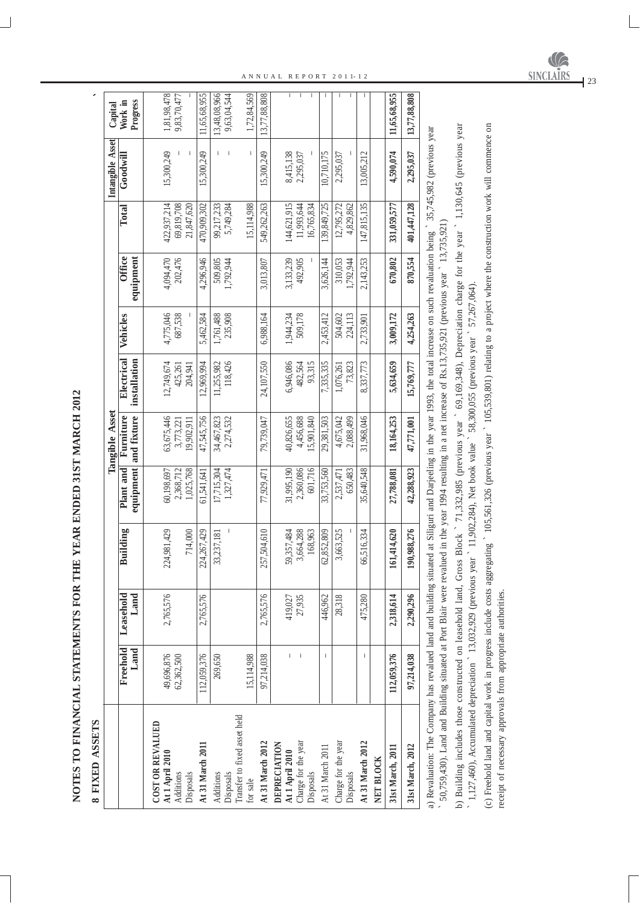# NOTES TO FINANCIAL STATEMENTS FOR THE YEAR ENDED 31ST MARCH 2012

## 8 FIXED ASSETS

|  | Tangible Asset | | | | | | | | | Intangible Asset | Capital Work in Progress |
|---|---|---|---|---|---|---|---|---|---|---|---|
|  | Freehold Land | Leasehold Land | Building | Plant and equipment | Furniture and fixture | Electrical installation | Vehicles | Office equipment | Total | Goodwill | |
| **COST OR REVALUED** | | | | | | | | | | | |
| **At 1 April 2010** | 49,696,876 | 2,765,576 | 224,981,429 | 60,198,697 | 63,675,446 | 12,749,674 | 4,775,046 | 4,094,470 | 422,937,214 | 15,300,249 | 1,81,98,478 |
| Additions | 62,362,500 | | | 2,368,712 | 3,773,221 | 425,261 | 687,538 | 202,476 | 69,819,708 | – | 9,83,70,477 |
| Disposals | | | 714,000 | 1,025,768 | 19,902,911 | 204,941 | – | | 21,847,620 | – | – |
| **At 31 March 2011** | 112,059,376 | 2,765,576 | 224,267,429 | 61,541,641 | 47,545,756 | 12,969,994 | 5,462,584 | 4,296,946 | 470,909,302 | 15,300,249 | 11,65,68,955 |
| Additions | 269,650 | | 33,237,181 | 17,715,304 | 34,467,823 | 11,255,982 | 1,761,488 | 509,805 | 99,217,233 | – | 13,48,08,966 |
| Disposals | | | – | 1,327,474 | 2,274,532 | 118,426 | 235,908 | 1,792,944 | 5,749,284 | – | 9,63,04,544 |
| Transfer to fixed asset held for sale | 15,114,988 | | | | | | | | 15,114,988 | – | 1,72,84,569 |
| **At 31 March 2012** | 97,214,038 | 2,765,576 | 257,504,610 | 77,929,471 | 79,739,047 | 24,107,550 | 6,988,164 | 3,013,807 | 549,262,263 | 15,300,249 | 13,77,88,808 |
| **DEPRECIATION** | | | | | | | | | | | |
| **At 1 April 2010** | – | 419,027 | 59,357,484 | 31,995,190 | 40,826,655 | 6,946,086 | 1,944,234 | 3,133,239 | 144,621,915 | 8,415,138 | – |
| Charge for the year | – | 27,935 | 3,664,288 | 2,360,086 | 4,456,688 | 482,564 | 509,178 | 492,905 | 11,993,644 | 2,295,037 | – |
| Disposals | | | 168,963 | 601,716 | 15,901,840 | 93,315 | | – | 16,765,834 | – | – |
| At 31 March 2011 | – | 446,962 | 62,852,809 | 33,753,560 | 29,381,503 | 7,335,335 | 2,453,412 | 3,626,144 | 139,849,725 | 10,710,175 | – |
| Charge for the year | | 28,318 | 3,663,525 | 2,537,471 | 4,675,042 | 1,076,261 | 504,602 | 310,053 | 12,795,272 | 2,295,037 | – |
| Disposals | | | – | 650,483 | 2,088,499 | 73,823 | 224,113 | 1,792,944 | 4,829,862 | – | – |
| **At 31 March 2012** | – | 475,280 | 66,516,334 | 35,640,548 | 31,968,046 | 8,337,773 | 2,733,901 | 2,143,253 | 147,815,135 | 13,005,212 | – |
| **NET BLOCK** | | | | | | | | | | | |
| **31st March, 2011** | 112,059,376 | 2,318,614 | 161,414,620 | 27,788,081 | 18,164,253 | 5,634,659 | 3,009,172 | 670,802 | 331,059,577 | 4,590,074 | 11,65,68,955 |
| **31st March, 2012** | 97,214,038 | 2,290,296 | 190,988,276 | 42,288,923 | 47,771,001 | 15,769,777 | 4,254,263 | 870,554 | 401,447,128 | 2,295,037 | 13,77,88,808 |

a) Revaluation: The Company has revalued land and building situated at Siliguri and Darjeeling in the year 1993, the total increase on such revaluation being ` 35,745,982 (previous year ` 50,759,430). Land and Building situated at Port Blair were revalued in the year 1994 resulting in a net increase of Rs.13,735,921 (previous year ` 13,735,921)

b) Building includes those constructed on leasehold land, Gross Block ` 71,332,985 (previous year ` 69,169,348), Depreciation charge for the year ` 1,130,645 (previous year ` 1,127,460), Accumulated depreciation ` 13,032,929 (previous year ` 11,902,284), Net book value ` 58,300,055 (previous year ` 57,267,064).

(c) Freehold land and capital work in progress include costs aggregating ` 105,561,326 (previous year ` 105,539,801) relating to a project where the construction work will commence on receipt of necessary approvals from appropriate authorities.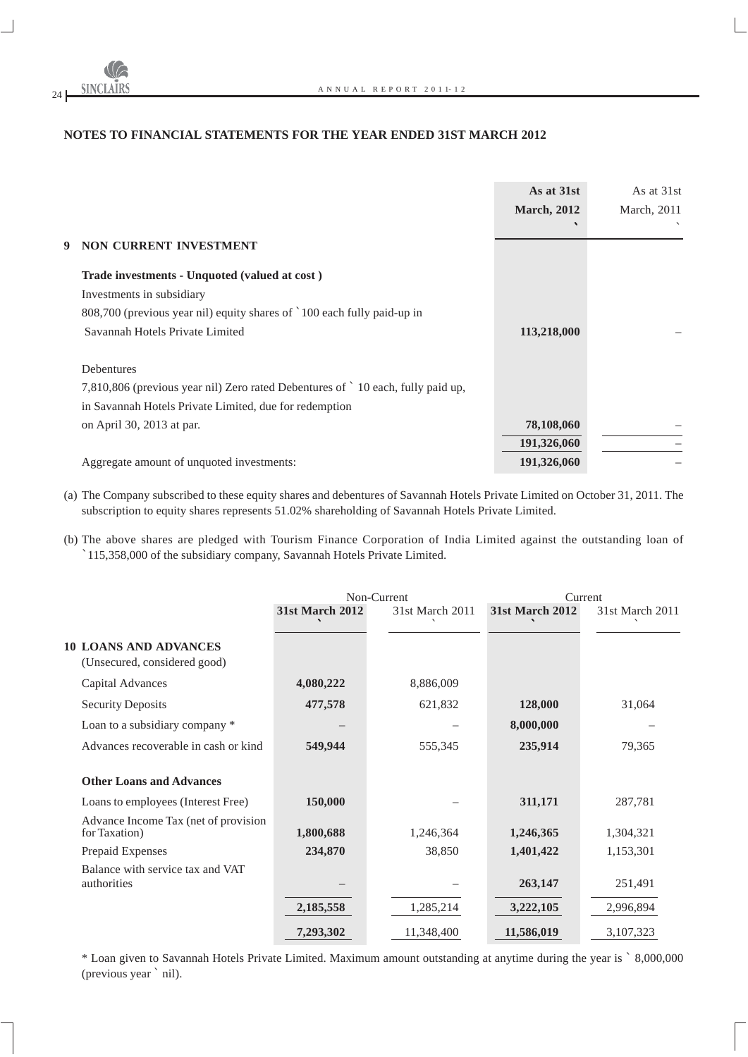## NOTES TO FINANCIAL STATEMENTS FOR THE YEAR ENDED 31ST MARCH 2012

| | As at 31st March, 2012 ` | As at 31st March, 2011 ` |
|---|---|---|
| **9 NON CURRENT INVESTMENT** | | |
| **Trade investments - Unquoted (valued at cost )** | | |
| Investments in subsidiary | | |
| 808,700 (previous year nil) equity shares of ` 100 each fully paid-up in Savannah Hotels Private Limited | **113,218,000** | – |
| Debentures | | |
| 7,810,806 (previous year nil) Zero rated Debentures of ` 10 each, fully paid up, in Savannah Hotels Private Limited, due for redemption on April 30, 2013 at par. | **78,108,060** | – |
| | **191,326,060** | – |
| Aggregate amount of unquoted investments: | **191,326,060** | – |

(a) The Company subscribed to these equity shares and debentures of Savannah Hotels Private Limited on October 31, 2011. The subscription to equity shares represents 51.02% shareholding of Savannah Hotels Private Limited.

(b) The above shares are pledged with Tourism Finance Corporation of India Limited against the outstanding loan of `115,358,000 of the subsidiary company, Savannah Hotels Private Limited.

| | Non-Current | | Current | |
|---|---|---|---|---|
| | 31st March 2012 ` | 31st March 2011 ` | 31st March 2012 ` | 31st March 2011 ` |
| **10 LOANS AND ADVANCES** (Unsecured, considered good) | | | | |
| Capital Advances | **4,080,222** | 8,886,009 | | |
| Security Deposits | **477,578** | 621,832 | **128,000** | 31,064 |
| Loan to a subsidiary company * | – | – | **8,000,000** | – |
| Advances recoverable in cash or kind | **549,944** | 555,345 | **235,914** | 79,365 |
| **Other Loans and Advances** | | | | |
| Loans to employees (Interest Free) | **150,000** | – | **311,171** | 287,781 |
| Advance Income Tax (net of provision for Taxation) | **1,800,688** | 1,246,364 | **1,246,365** | 1,304,321 |
| Prepaid Expenses | **234,870** | 38,850 | **1,401,422** | 1,153,301 |
| Balance with service tax and VAT authorities | – | – | **263,147** | 251,491 |
| | **2,185,558** | 1,285,214 | **3,222,105** | 2,996,894 |
| | **7,293,302** | 11,348,400 | **11,586,019** | 3,107,323 |

\* Loan given to Savannah Hotels Private Limited. Maximum amount outstanding at anytime during the year is ` 8,000,000 (previous year ` nil).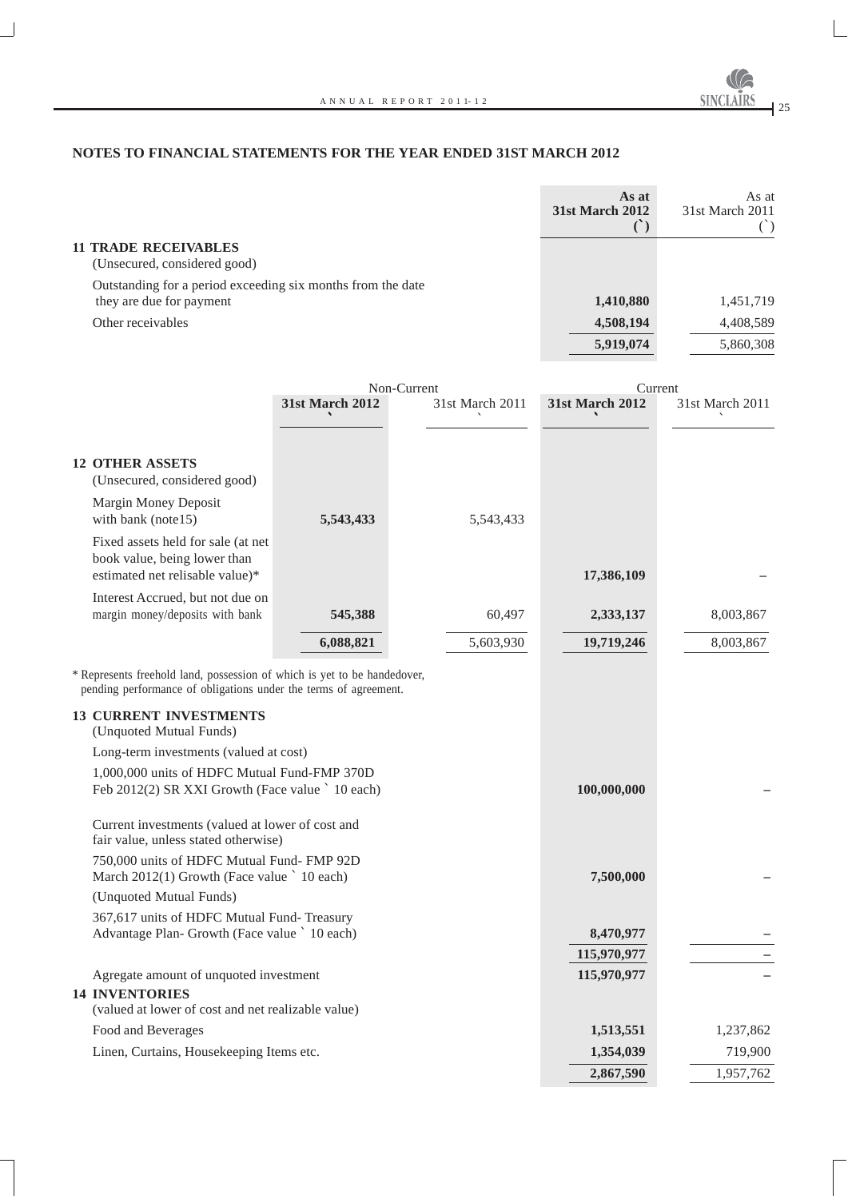## NOTES TO FINANCIAL STATEMENTS FOR THE YEAR ENDED 31ST MARCH 2012

| | As at 31st March 2012 (`) | As at 31st March 2011 (`) |
|---|---|---|
| **11 TRADE RECEIVABLES** | | |
| (Unsecured, considered good) | | |
| Outstanding for a period exceeding six months from the date they are due for payment | **1,410,880** | 1,451,719 |
| Other receivables | **4,508,194** | 4,408,589 |
| | **5,919,074** | 5,860,308 |

| | Non-Current | | Current | |
|---|---|---|---|---|
| | **31st March 2012 `** | 31st March 2011 ` | **31st March 2012 `** | 31st March 2011 ` |
| **12 OTHER ASSETS** | | | | |
| (Unsecured, considered good) | | | | |
| Margin Money Deposit with bank (note15) | **5,543,433** | 5,543,433 | | |
| Fixed assets held for sale (at net book value, being lower than estimated net relisable value)* | | | **17,386,109** | – |
| Interest Accrued, but not due on margin money/deposits with bank | **545,388** | 60,497 | **2,333,137** | 8,003,867 |
| | **6,088,821** | 5,603,930 | **19,719,246** | 8,003,867 |

\* Represents freehold land, possession of which is yet to be handedover, pending performance of obligations under the terms of agreement.

| | As at 31st March 2012 (`) | As at 31st March 2011 (`) |
|---|---|---|
| **13 CURRENT INVESTMENTS** | | |
| (Unquoted Mutual Funds) | | |
| Long-term investments (valued at cost) | | |
| 1,000,000 units of HDFC Mutual Fund-FMP 370D Feb 2012(2) SR XXI Growth (Face value ` 10 each) | **100,000,000** | – |
| Current investments (valued at lower of cost and fair value, unless stated otherwise) | | |
| 750,000 units of HDFC Mutual Fund- FMP 92D March 2012(1) Growth (Face value ` 10 each) | **7,500,000** | – |
| (Unquoted Mutual Funds) | | |
| 367,617 units of HDFC Mutual Fund- Treasury Advantage Plan- Growth (Face value ` 10 each) | **8,470,977** | – |
| | **115,970,977** | – |
| Agregate amount of unquoted investment | **115,970,977** | – |
| **14 INVENTORIES** | | |
| (valued at lower of cost and net realizable value) | | |
| Food and Beverages | **1,513,551** | 1,237,862 |
| Linen, Curtains, Housekeeping Items etc. | **1,354,039** | 719,900 |
| | **2,867,590** | 1,957,762 |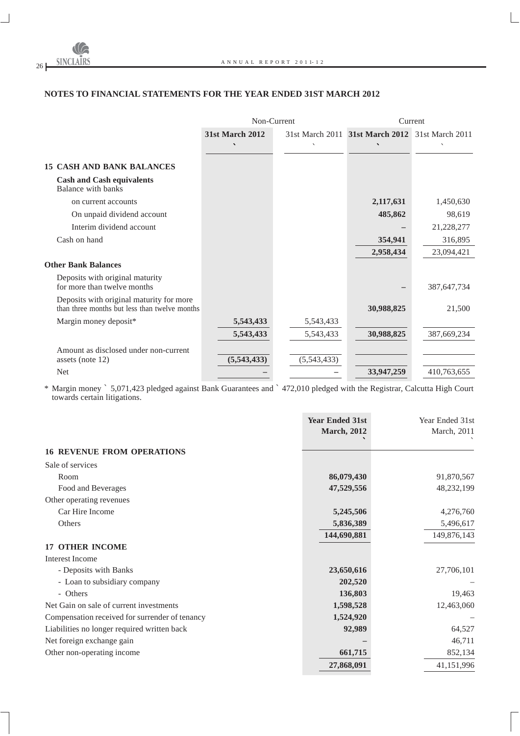## NOTES TO FINANCIAL STATEMENTS FOR THE YEAR ENDED 31ST MARCH 2012

| | Non-Current | | Current | |
|---|---|---|---|---|
| | 31st March 2012 ` | 31st March 2011 ` | 31st March 2012 ` | 31st March 2011 ` |
| **15 CASH AND BANK BALANCES** | | | | |
| **Cash and Cash equivalents** | | | | |
| Balance with banks | | | | |
| on current accounts | | | 2,117,631 | 1,450,630 |
| On unpaid dividend account | | | 485,862 | 98,619 |
| Interim dividend account | | | – | 21,228,277 |
| Cash on hand | | | 354,941 | 316,895 |
| | | | 2,958,434 | 23,094,421 |
| **Other Bank Balances** | | | | |
| Deposits with original maturity for more than twelve months | | | – | 387,647,734 |
| Deposits with original maturity for more than three months but less than twelve months | | | 30,988,825 | 21,500 |
| Margin money deposit* | 5,543,433 | 5,543,433 | | |
| | 5,543,433 | 5,543,433 | 30,988,825 | 387,669,234 |
| Amount as disclosed under non-current assets (note 12) | (5,543,433) | (5,543,433) | | |
| Net | – | – | 33,947,259 | 410,763,655 |

\* Margin money ` 5,071,423 pledged against Bank Guarantees and ` 472,010 pledged with the Registrar, Calcutta High Court towards certain litigations.

| | Year Ended 31st March, 2012 ` | Year Ended 31st March, 2011 ` |
|---|---|---|
| **16 REVENUE FROM OPERATIONS** | | |
| Sale of services | | |
| Room | 86,079,430 | 91,870,567 |
| Food and Beverages | 47,529,556 | 48,232,199 |
| Other operating revenues | | |
| Car Hire Income | 5,245,506 | 4,276,760 |
| Others | 5,836,389 | 5,496,617 |
| | 144,690,881 | 149,876,143 |
| **17 OTHER INCOME** | | |
| Interest Income | | |
| - Deposits with Banks | 23,650,616 | 27,706,101 |
| - Loan to subsidiary company | 202,520 | – |
| - Others | 136,803 | 19,463 |
| Net Gain on sale of current investments | 1,598,528 | 12,463,060 |
| Compensation received for surrender of tenancy | 1,524,920 | – |
| Liabilities no longer required written back | 92,989 | 64,527 |
| Net foreign exchange gain | – | 46,711 |
| Other non-operating income | 661,715 | 852,134 |
| | 27,868,091 | 41,151,996 |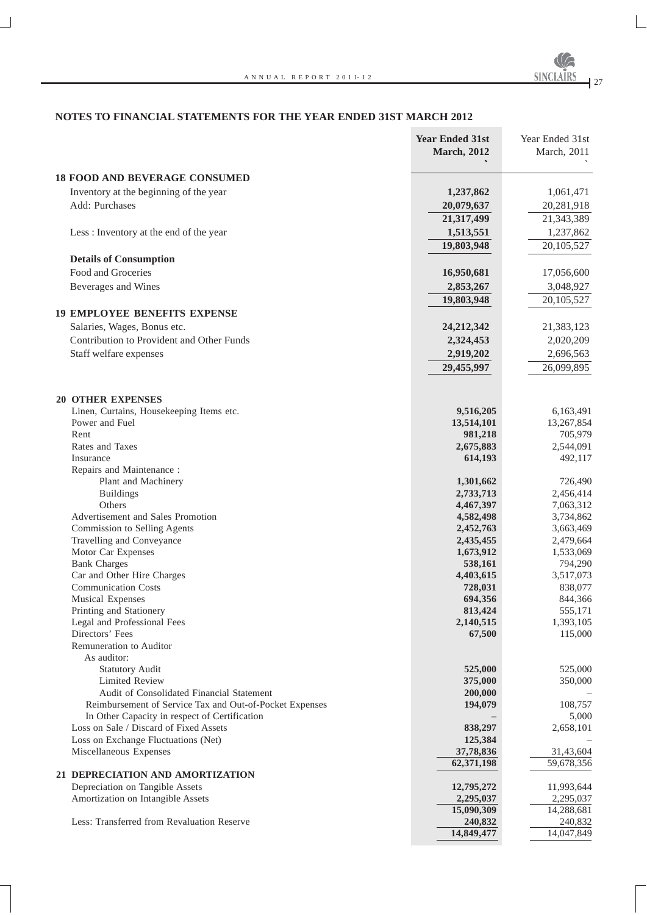## NOTES TO FINANCIAL STATEMENTS FOR THE YEAR ENDED 31ST MARCH 2012

| | **Year Ended 31st March, 2012** ` | Year Ended 31st March, 2011 ` |
|---|---|---|
| **18 FOOD AND BEVERAGE CONSUMED** | | |
| Inventory at the beginning of the year | **1,237,862** | 1,061,471 |
| Add: Purchases | **20,079,637** | 20,281,918 |
| | **21,317,499** | 21,343,389 |
| Less : Inventory at the end of the year | **1,513,551** | 1,237,862 |
| | **19,803,948** | 20,105,527 |
| **Details of Consumption** | | |
| Food and Groceries | **16,950,681** | 17,056,600 |
| Beverages and Wines | **2,853,267** | 3,048,927 |
| | **19,803,948** | 20,105,527 |
| **19 EMPLOYEE BENEFITS EXPENSE** | | |
| Salaries, Wages, Bonus etc. | **24,212,342** | 21,383,123 |
| Contribution to Provident and Other Funds | **2,324,453** | 2,020,209 |
| Staff welfare expenses | **2,919,202** | 2,696,563 |
| | **29,455,997** | 26,099,895 |
| **20 OTHER EXPENSES** | | |
| Linen, Curtains, Housekeeping Items etc. | **9,516,205** | 6,163,491 |
| Power and Fuel | **13,514,101** | 13,267,854 |
| Rent | **981,218** | 705,979 |
| Rates and Taxes | **2,675,883** | 2,544,091 |
| Insurance | **614,193** | 492,117 |
| Repairs and Maintenance : | | |
| Plant and Machinery | **1,301,662** | 726,490 |
| Buildings | **2,733,713** | 2,456,414 |
| Others | **4,467,397** | 7,063,312 |
| Advertisement and Sales Promotion | **4,582,498** | 3,734,862 |
| Commission to Selling Agents | **2,452,763** | 3,663,469 |
| Travelling and Conveyance | **2,435,455** | 2,479,664 |
| Motor Car Expenses | **1,673,912** | 1,533,069 |
| Bank Charges | **538,161** | 794,290 |
| Car and Other Hire Charges | **4,403,615** | 3,517,073 |
| Communication Costs | **728,031** | 838,077 |
| Musical Expenses | **694,356** | 844,366 |
| Printing and Stationery | **813,424** | 555,171 |
| Legal and Professional Fees | **2,140,515** | 1,393,105 |
| Directors' Fees | **67,500** | 115,000 |
| Remuneration to Auditor | | |
| As auditor: | | |
| Statutory Audit | **525,000** | 525,000 |
| Limited Review | **375,000** | 350,000 |
| Audit of Consolidated Financial Statement | **200,000** | – |
| Reimbursement of Service Tax and Out-of-Pocket Expenses | **194,079** | 108,757 |
| In Other Capacity in respect of Certification | **–** | 5,000 |
| Loss on Sale / Discard of Fixed Assets | **838,297** | 2,658,101 |
| Loss on Exchange Fluctuations (Net) | **125,384** | – |
| Miscellaneous Expenses | **37,78,836** | 31,43,604 |
| | **62,371,198** | 59,678,356 |
| **21 DEPRECIATION AND AMORTIZATION** | | |
| Depreciation on Tangible Assets | **12,795,272** | 11,993,644 |
| Amortization on Intangible Assets | **2,295,037** | 2,295,037 |
| | **15,090,309** | 14,288,681 |
| Less: Transferred from Revaluation Reserve | **240,832** | 240,832 |
| | **14,849,477** | 14,047,849 |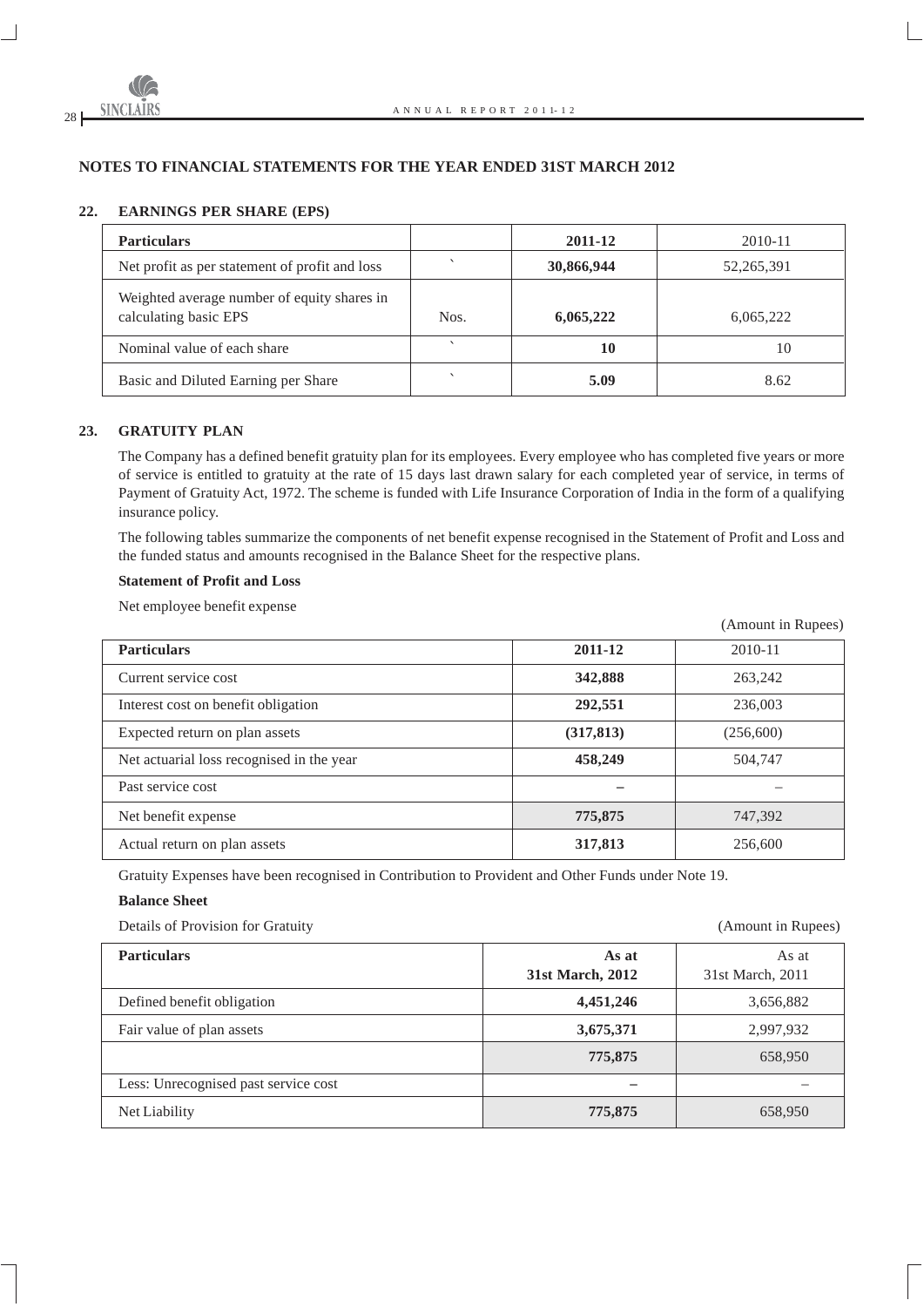## NOTES TO FINANCIAL STATEMENTS FOR THE YEAR ENDED 31ST MARCH 2012

### 22. EARNINGS PER SHARE (EPS)

| Particulars | | 2011-12 | 2010-11 |
|---|---|---|---|
| Net profit as per statement of profit and loss | ` | **30,866,944** | 52,265,391 |
| Weighted average number of equity shares in calculating basic EPS | Nos. | **6,065,222** | 6,065,222 |
| Nominal value of each share | ` | **10** | 10 |
| Basic and Diluted Earning per Share | ` | **5.09** | 8.62 |

### 23. GRATUITY PLAN

The Company has a defined benefit gratuity plan for its employees. Every employee who has completed five years or more of service is entitled to gratuity at the rate of 15 days last drawn salary for each completed year of service, in terms of Payment of Gratuity Act, 1972. The scheme is funded with Life Insurance Corporation of India in the form of a qualifying insurance policy.

The following tables summarize the components of net benefit expense recognised in the Statement of Profit and Loss and the funded status and amounts recognised in the Balance Sheet for the respective plans.

**Statement of Profit and Loss**

Net employee benefit expense

(Amount in Rupees)

| Particulars | 2011-12 | 2010-11 |
|---|---|---|
| Current service cost | **342,888** | 263,242 |
| Interest cost on benefit obligation | **292,551** | 236,003 |
| Expected return on plan assets | **(317,813)** | (256,600) |
| Net actuarial loss recognised in the year | **458,249** | 504,747 |
| Past service cost | **–** | – |
| Net benefit expense | **775,875** | 747,392 |
| Actual return on plan assets | **317,813** | 256,600 |

Gratuity Expenses have been recognised in Contribution to Provident and Other Funds under Note 19.

**Balance Sheet**

Details of Provision for Gratuity (Amount in Rupees)

| Particulars | As at 31st March, 2012 | As at 31st March, 2011 |
|---|---|---|
| Defined benefit obligation | **4,451,246** | 3,656,882 |
| Fair value of plan assets | **3,675,371** | 2,997,932 |
| | **775,875** | 658,950 |
| Less: Unrecognised past service cost | **–** | – |
| Net Liability | **775,875** | 658,950 |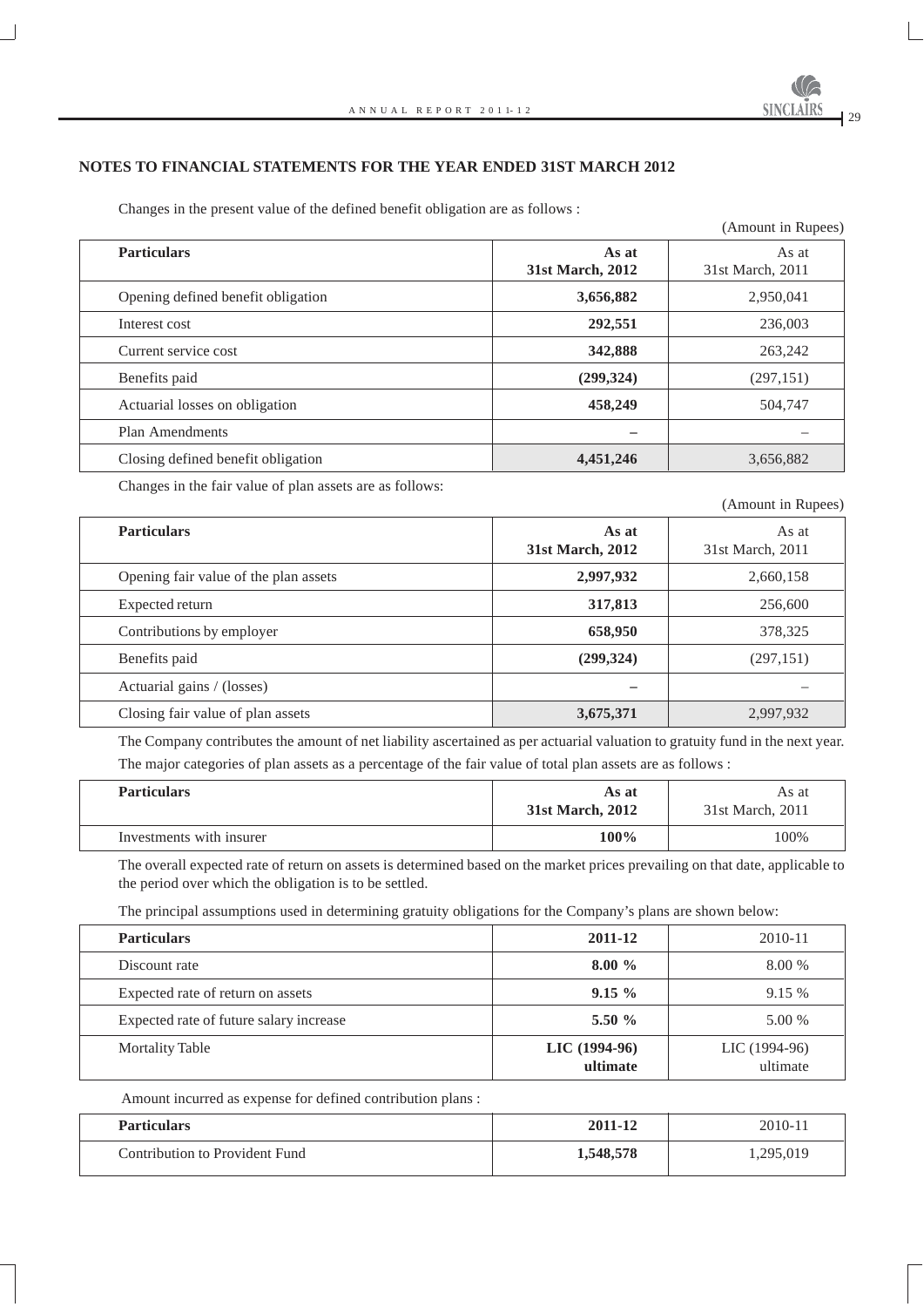## NOTES TO FINANCIAL STATEMENTS FOR THE YEAR ENDED 31ST MARCH 2012

Changes in the present value of the defined benefit obligation are as follows :

(Amount in Rupees)

| Particulars | As at 31st March, 2012 | As at 31st March, 2011 |
|---|---|---|
| Opening defined benefit obligation | **3,656,882** | 2,950,041 |
| Interest cost | **292,551** | 236,003 |
| Current service cost | **342,888** | 263,242 |
| Benefits paid | **(299,324)** | (297,151) |
| Actuarial losses on obligation | **458,249** | 504,747 |
| Plan Amendments | **–** | – |
| Closing defined benefit obligation | **4,451,246** | 3,656,882 |

Changes in the fair value of plan assets are as follows:

(Amount in Rupees)

| Particulars | As at 31st March, 2012 | As at 31st March, 2011 |
|---|---|---|
| Opening fair value of the plan assets | **2,997,932** | 2,660,158 |
| Expected return | **317,813** | 256,600 |
| Contributions by employer | **658,950** | 378,325 |
| Benefits paid | **(299,324)** | (297,151) |
| Actuarial gains / (losses) | **–** | – |
| Closing fair value of plan assets | **3,675,371** | 2,997,932 |

The Company contributes the amount of net liability ascertained as per actuarial valuation to gratuity fund in the next year.

The major categories of plan assets as a percentage of the fair value of total plan assets are as follows :

| Particulars | As at 31st March, 2012 | As at 31st March, 2011 |
|---|---|---|
| Investments with insurer | **100%** | 100% |

The overall expected rate of return on assets is determined based on the market prices prevailing on that date, applicable to the period over which the obligation is to be settled.

The principal assumptions used in determining gratuity obligations for the Company's plans are shown below:

| Particulars | 2011-12 | 2010-11 |
|---|---|---|
| Discount rate | **8.00 %** | 8.00 % |
| Expected rate of return on assets | **9.15 %** | 9.15 % |
| Expected rate of future salary increase | **5.50 %** | 5.00 % |
| Mortality Table | **LIC (1994-96) ultimate** | LIC (1994-96) ultimate |

Amount incurred as expense for defined contribution plans :

| Particulars | 2011-12 | 2010-11 |
|---|---|---|
| Contribution to Provident Fund | **1,548,578** | 1,295,019 |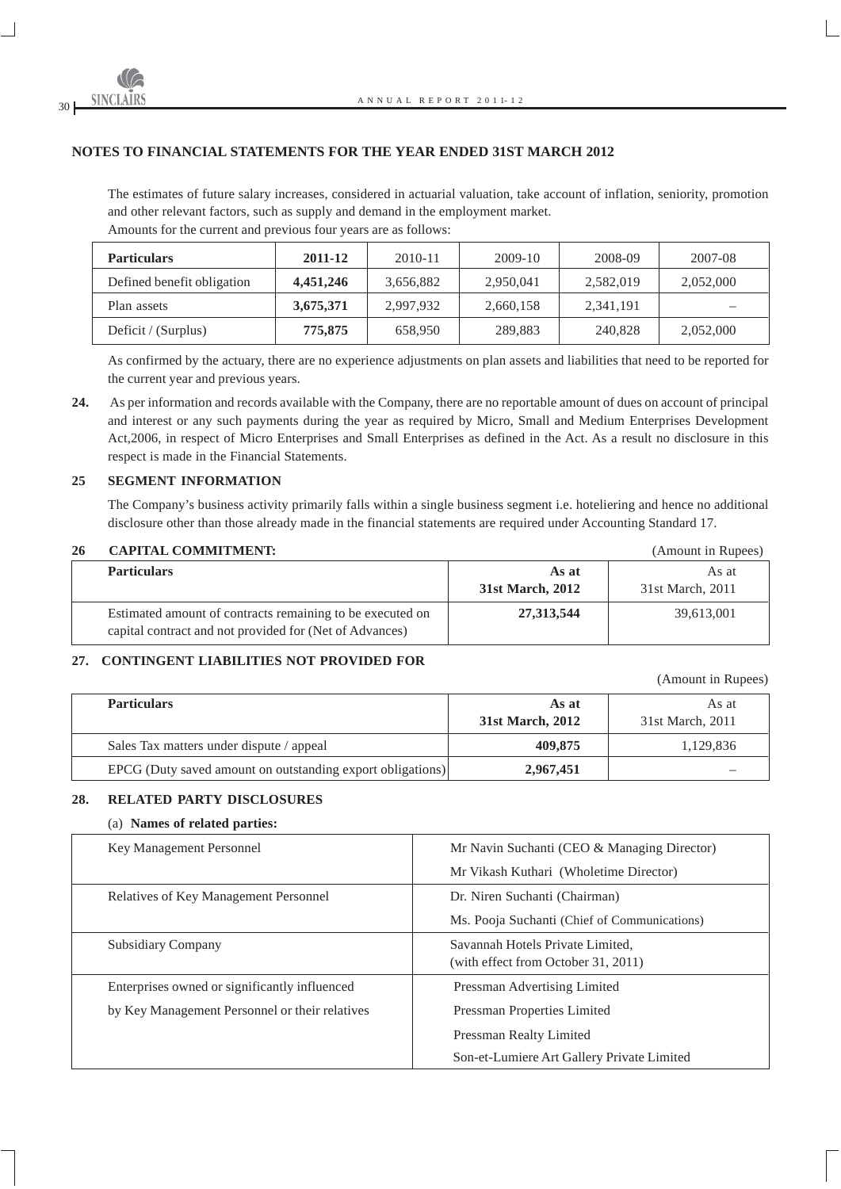## NOTES TO FINANCIAL STATEMENTS FOR THE YEAR ENDED 31ST MARCH 2012

The estimates of future salary increases, considered in actuarial valuation, take account of inflation, seniority, promotion and other relevant factors, such as supply and demand in the employment market.

Amounts for the current and previous four years are as follows:

| Particulars | 2011-12 | 2010-11 | 2009-10 | 2008-09 | 2007-08 |
|---|---|---|---|---|---|
| Defined benefit obligation | **4,451,246** | 3,656,882 | 2,950,041 | 2,582,019 | 2,052,000 |
| Plan assets | **3,675,371** | 2,997,932 | 2,660,158 | 2,341,191 | – |
| Deficit / (Surplus) | **775,875** | 658,950 | 289,883 | 240,828 | 2,052,000 |

As confirmed by the actuary, there are no experience adjustments on plan assets and liabilities that need to be reported for the current year and previous years.

**24.** As per information and records available with the Company, there are no reportable amount of dues on account of principal and interest or any such payments during the year as required by Micro, Small and Medium Enterprises Development Act,2006, in respect of Micro Enterprises and Small Enterprises as defined in the Act. As a result no disclosure in this respect is made in the Financial Statements.

### 25 SEGMENT INFORMATION

The Company's business activity primarily falls within a single business segment i.e. hoteliering and hence no additional disclosure other than those already made in the financial statements are required under Accounting Standard 17.

### 26 CAPITAL COMMITMENT:

(Amount in Rupees)

| Particulars | As at 31st March, 2012 | As at 31st March, 2011 |
|---|---|---|
| Estimated amount of contracts remaining to be executed on capital contract and not provided for (Net of Advances) | **27,313,544** | 39,613,001 |

### 27. CONTINGENT LIABILITIES NOT PROVIDED FOR

(Amount in Rupees)

| Particulars | As at 31st March, 2012 | As at 31st March, 2011 |
|---|---|---|
| Sales Tax matters under dispute / appeal | **409,875** | 1,129,836 |
| EPCG (Duty saved amount on outstanding export obligations) | **2,967,451** | – |

### 28. RELATED PARTY DISCLOSURES

(a) **Names of related parties:**

| | |
|---|---|
| Key Management Personnel | Mr Navin Suchanti (CEO & Managing Director)<br>Mr Vikash Kuthari (Wholetime Director) |
| Relatives of Key Management Personnel | Dr. Niren Suchanti (Chairman)<br>Ms. Pooja Suchanti (Chief of Communications) |
| Subsidiary Company | Savannah Hotels Private Limited, (with effect from October 31, 2011) |
| Enterprises owned or significantly influenced by Key Management Personnel or their relatives | Pressman Advertising Limited<br>Pressman Properties Limited<br>Pressman Realty Limited<br>Son-et-Lumiere Art Gallery Private Limited |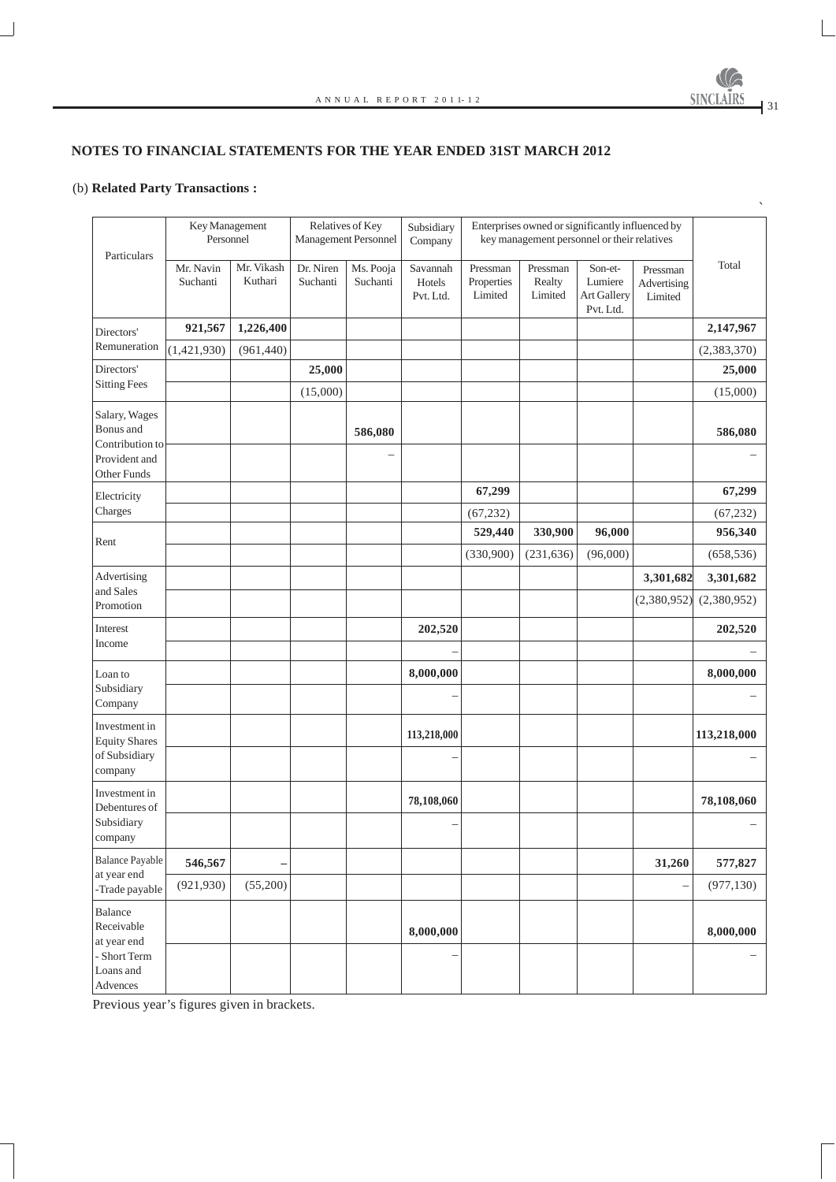## NOTES TO FINANCIAL STATEMENTS FOR THE YEAR ENDED 31ST MARCH 2012

(b) **Related Party Transactions :**

`

| Particulars | Key Management Personnel | | Relatives of Key Management Personnel | | Subsidiary Company | Enterprises owned or significantly influenced by key management personnel or their relatives | | | | Total |
|---|---|---|---|---|---|---|---|---|---|---|
| | Mr. Navin Suchanti | Mr. Vikash Kuthari | Dr. Niren Suchanti | Ms. Pooja Suchanti | Savannah Hotels Pvt. Ltd. | Pressman Properties Limited | Pressman Realty Limited | Son-et-Lumiere Art Gallery Pvt. Ltd. | Pressman Advertising Limited | |
| Directors' Remuneration | **921,567** | **1,226,400** | | | | | | | | **2,147,967** |
| | (1,421,930) | (961,440) | | | | | | | | (2,383,370) |
| Directors' Sitting Fees | | | **25,000** | | | | | | | **25,000** |
| | | | (15,000) | | | | | | | (15,000) |
| Salary, Wages Bonus and Contribution to Provident and Other Funds | | | | **586,080** | | | | | | **586,080** |
| | | | | – | | | | | | – |
| Electricity Charges | | | | | | **67,299** | | | | **67,299** |
| | | | | | | (67,232) | | | | (67,232) |
| Rent | | | | | | **529,440** | **330,900** | **96,000** | | **956,340** |
| | | | | | | (330,900) | (231,636) | (96,000) | | (658,536) |
| Advertising and Sales Promotion | | | | | | | | | **3,301,682** | **3,301,682** |
| | | | | | | | | | (2,380,952) | (2,380,952) |
| Interest Income | | | | | **202,520** | | | | | **202,520** |
| | | | | | – | | | | | – |
| Loan to Subsidiary Company | | | | | **8,000,000** | | | | | **8,000,000** |
| | | | | | – | | | | | – |
| Investment in Equity Shares of Subsidiary company | | | | | **113,218,000** | | | | | **113,218,000** |
| | | | | | – | | | | | – |
| Investment in Debentures of Subsidiary company | | | | | **78,108,060** | | | | | **78,108,060** |
| | | | | | – | | | | | – |
| Balance Payable at year end -Trade payable | **546,567** | **–** | | | | | | | **31,260** | **577,827** |
| | (921,930) | (55,200) | | | | | | | – | (977,130) |
| Balance Receivable at year end - Short Term Loans and Advences | | | | | **8,000,000** | | | | | **8,000,000** |
| | | | | | – | | | | | – |

Previous year's figures given in brackets.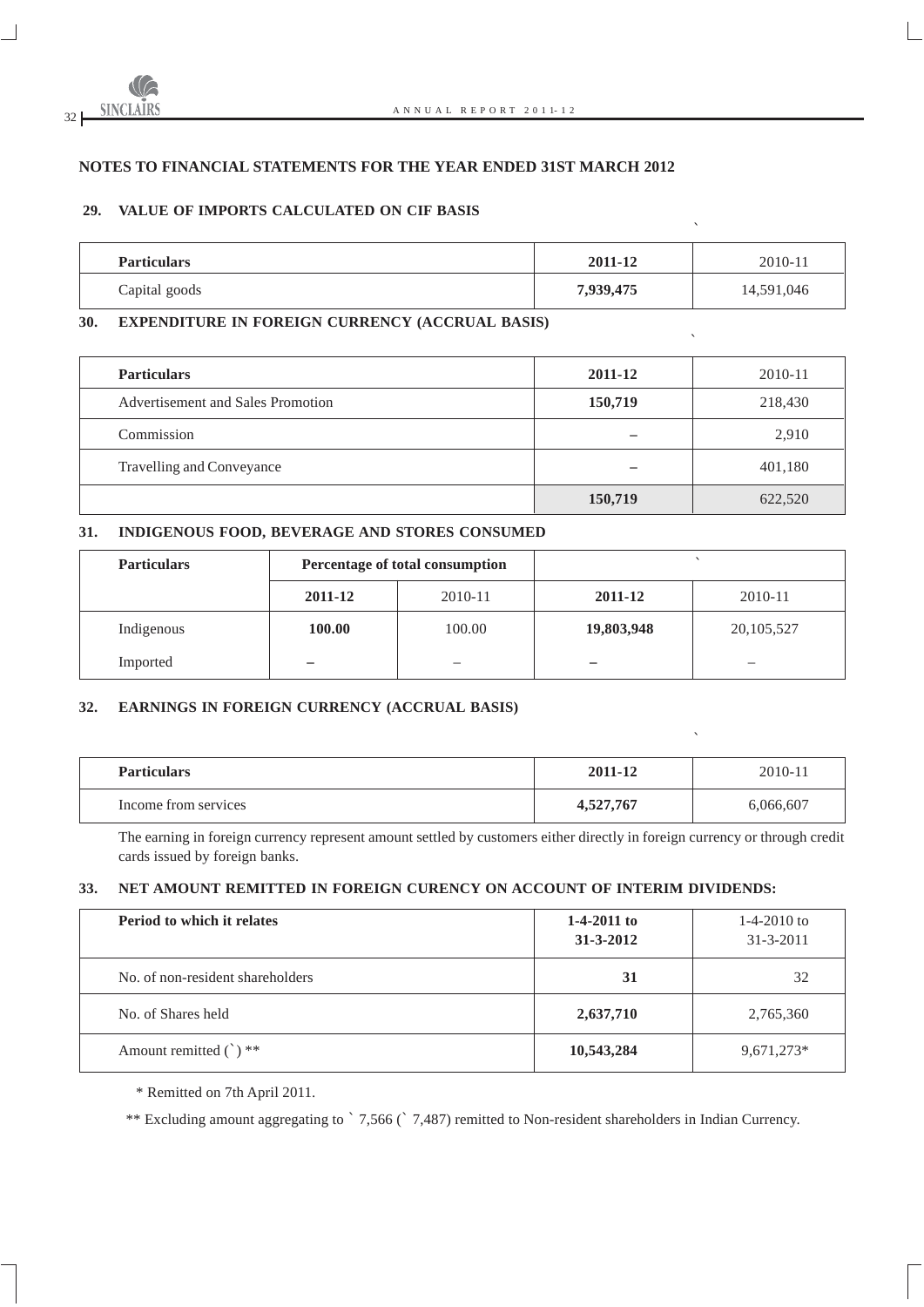## NOTES TO FINANCIAL STATEMENTS FOR THE YEAR ENDED 31ST MARCH 2012

### 29. VALUE OF IMPORTS CALCULATED ON CIF BASIS

`

| Particulars | 2011-12 | 2010-11 |
|---|---|---|
| Capital goods | **7,939,475** | 14,591,046 |

### 30. EXPENDITURE IN FOREIGN CURRENCY (ACCRUAL BASIS)

`

| Particulars | 2011-12 | 2010-11 |
|---|---|---|
| Advertisement and Sales Promotion | **150,719** | 218,430 |
| Commission | **–** | 2,910 |
| Travelling and Conveyance | **–** | 401,180 |
| | **150,719** | 622,520 |

### 31. INDIGENOUS FOOD, BEVERAGE AND STORES CONSUMED

| Particulars | Percentage of total consumption | | ` | |
|---|---|---|---|---|
| | **2011-12** | 2010-11 | **2011-12** | 2010-11 |
| Indigenous | **100.00** | 100.00 | **19,803,948** | 20,105,527 |
| Imported | **–** | – | **–** | – |

### 32. EARNINGS IN FOREIGN CURRENCY (ACCRUAL BASIS)

`

| Particulars | 2011-12 | 2010-11 |
|---|---|---|
| Income from services | **4,527,767** | 6,066,607 |

The earning in foreign currency represent amount settled by customers either directly in foreign currency or through credit cards issued by foreign banks.

### 33. NET AMOUNT REMITTED IN FOREIGN CURENCY ON ACCOUNT OF INTERIM DIVIDENDS:

| Period to which it relates | 1-4-2011 to 31-3-2012 | 1-4-2010 to 31-3-2011 |
|---|---|---|
| No. of non-resident shareholders | **31** | 32 |
| No. of Shares held | **2,637,710** | 2,765,360 |
| Amount remitted (`) ** | **10,543,284** | 9,671,273* |

\* Remitted on 7th April 2011.

** Excluding amount aggregating to ` 7,566 (` 7,487) remitted to Non-resident shareholders in Indian Currency.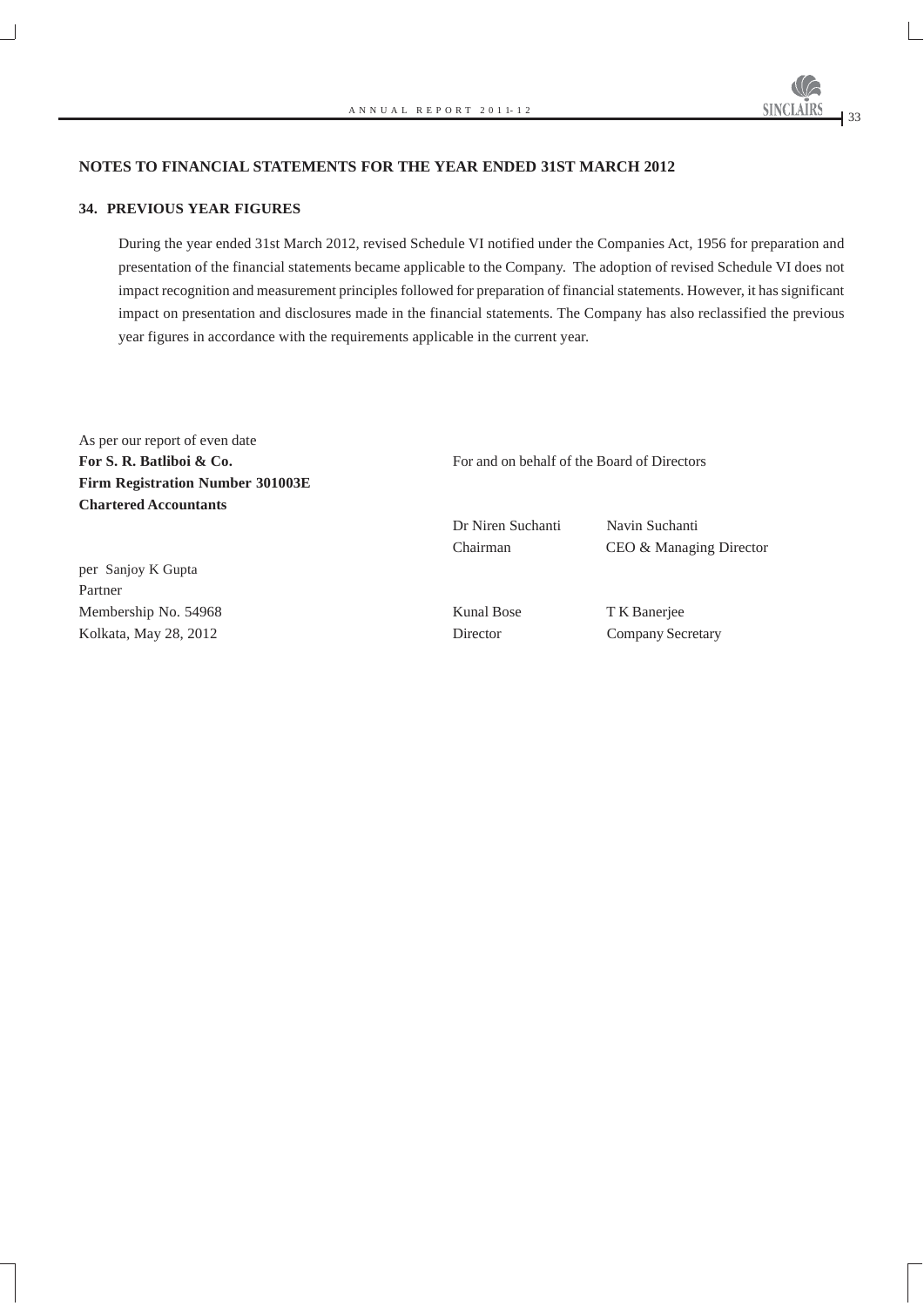## NOTES TO FINANCIAL STATEMENTS FOR THE YEAR ENDED 31ST MARCH 2012

### 34. PREVIOUS YEAR FIGURES

During the year ended 31st March 2012, revised Schedule VI notified under the Companies Act, 1956 for preparation and presentation of the financial statements became applicable to the Company. The adoption of revised Schedule VI does not impact recognition and measurement principles followed for preparation of financial statements. However, it has significant impact on presentation and disclosures made in the financial statements. The Company has also reclassified the previous year figures in accordance with the requirements applicable in the current year.

As per our report of even date
**For S. R. Batliboi & Co.**
**Firm Registration Number 301003E**
**Chartered Accountants**

per Sanjoy K Gupta
Partner
Membership No. 54968
Kolkata, May 28, 2012

For and on behalf of the Board of Directors

Dr Niren Suchanti
Chairman

Navin Suchanti
CEO & Managing Director

Kunal Bose
Director

T K Banerjee
Company Secretary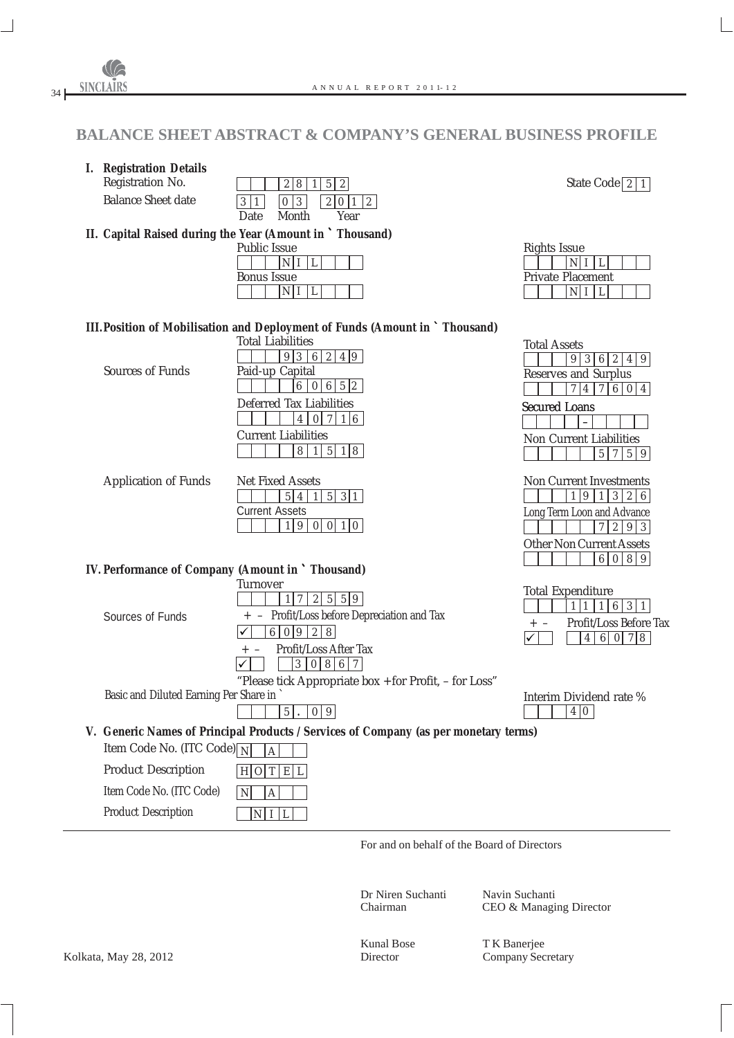# BALANCE SHEET ABSTRACT & COMPANY'S GENERAL BUSINESS PROFILE

**I. Registration Details**

| | | | |
|---|---|---|---|
| Registration No. | 28152 | State Code | 21 |
| Balance Sheet date | 31 (Date) 03 (Month) 2012 (Year) | | |

**II. Capital Raised during the Year (Amount in ` Thousand)**

| | | | |
|---|---|---|---|
| Public Issue | NIL | Rights Issue | NIL |
| Bonus Issue | NIL | Private Placement | NIL |

**III. Position of Mobilisation and Deployment of Funds (Amount in ` Thousand)**

| | | | | |
|---|---|---|---|---|
| | Total Liabilities | 936249 | Total Assets | 936249 |
| Sources of Funds | Paid-up Capital | 60652 | Reserves and Surplus | 747604 |
| | Deferred Tax Liabilities | 40716 | Secured Loans | – |
| | Current Liabilities | 81518 | Non Current Liabilities | 5759 |
| Application of Funds | Net Fixed Assets | 541531 | Non Current Investments | 191326 |
| | Current Assets | 190010 | Long Term Loon and Advance | 7293 |
| | | | Other Non Current Assets | 6089 |

**IV. Performance of Company (Amount in ` Thousand)**

| | | | | |
|---|---|---|---|---|
| | Turnover | 172559 | Total Expenditure | 111631 |
| Sources of Funds | + – Profit/Loss before Depreciation and Tax | ✓ 60928 | + – Profit/Loss Before Tax | ✓ 46078 |
| | + – Profit/Loss After Tax | ✓ 30867 | | |

"Please tick Appropriate box + for Profit, – for Loss"

| | | | |
|---|---|---|---|
| Basic and Diluted Earning Per Share in ` | 5.09 | Interim Dividend rate % | 40 |

**V. Generic Names of Principal Products / Services of Company (as per monetary terms)**

| | |
|---|---|
| Item Code No. (ITC Code) | NA |
| Product Description | HOTEL |
| Item Code No. (ITC Code) | NA |
| Product Description | NIL |

For and on behalf of the Board of Directors

Dr Niren Suchanti
Chairman

Navin Suchanti
CEO & Managing Director

Kunal Bose
Director

T K Banerjee
Company Secretary

Kolkata, May 28, 2012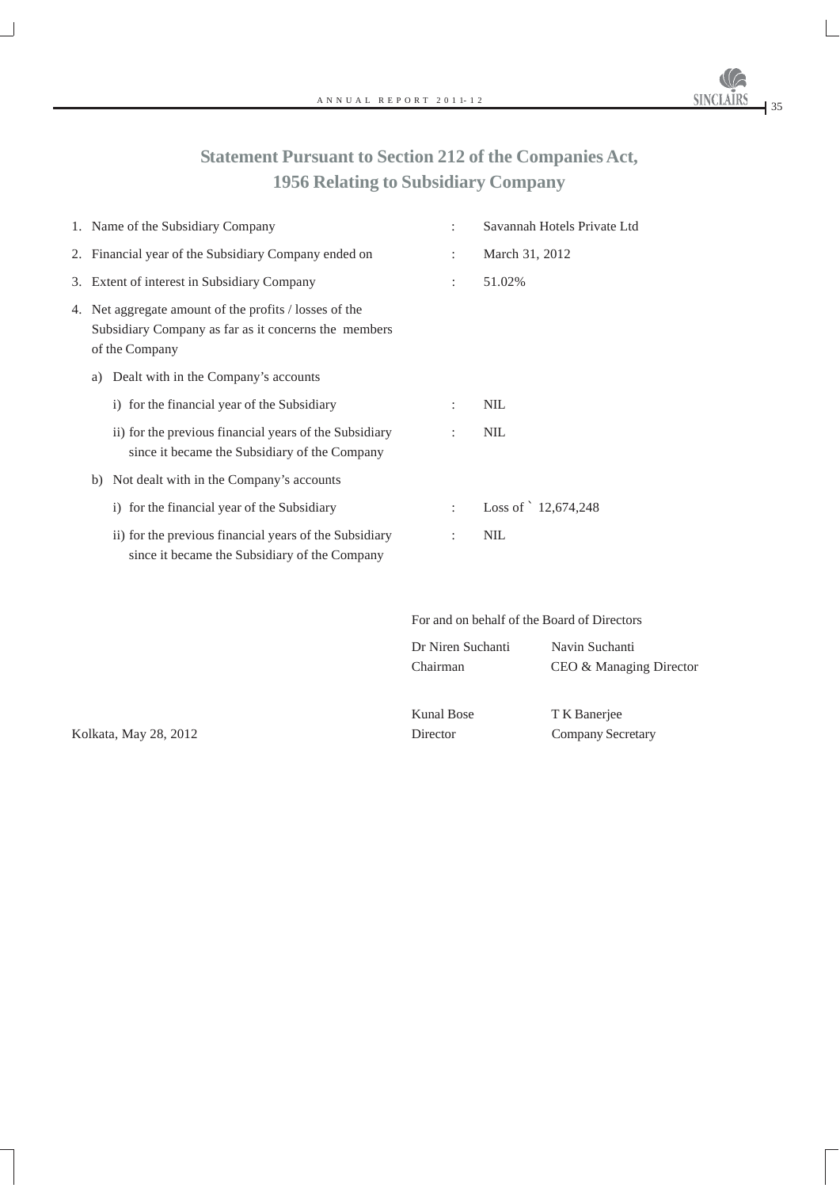# Statement Pursuant to Section 212 of the Companies Act, 1956 Relating to Subsidiary Company

1. Name of the Subsidiary Company : Savannah Hotels Private Ltd
2. Financial year of the Subsidiary Company ended on : March 31, 2012
3. Extent of interest in Subsidiary Company : 51.02%
4. Net aggregate amount of the profits / losses of the Subsidiary Company as far as it concerns the members of the Company
   a) Dealt with in the Company's accounts
      i) for the financial year of the Subsidiary : NIL
      ii) for the previous financial years of the Subsidiary since it became the Subsidiary of the Company : NIL
   b) Not dealt with in the Company's accounts
      i) for the financial year of the Subsidiary : Loss of ` 12,674,248
      ii) for the previous financial years of the Subsidiary since it became the Subsidiary of the Company : NIL

For and on behalf of the Board of Directors

| | |
|---|---|
| Dr Niren Suchanti<br>Chairman | Navin Suchanti<br>CEO & Managing Director |
| Kunal Bose<br>Director | T K Banerjee<br>Company Secretary |

Kolkata, May 28, 2012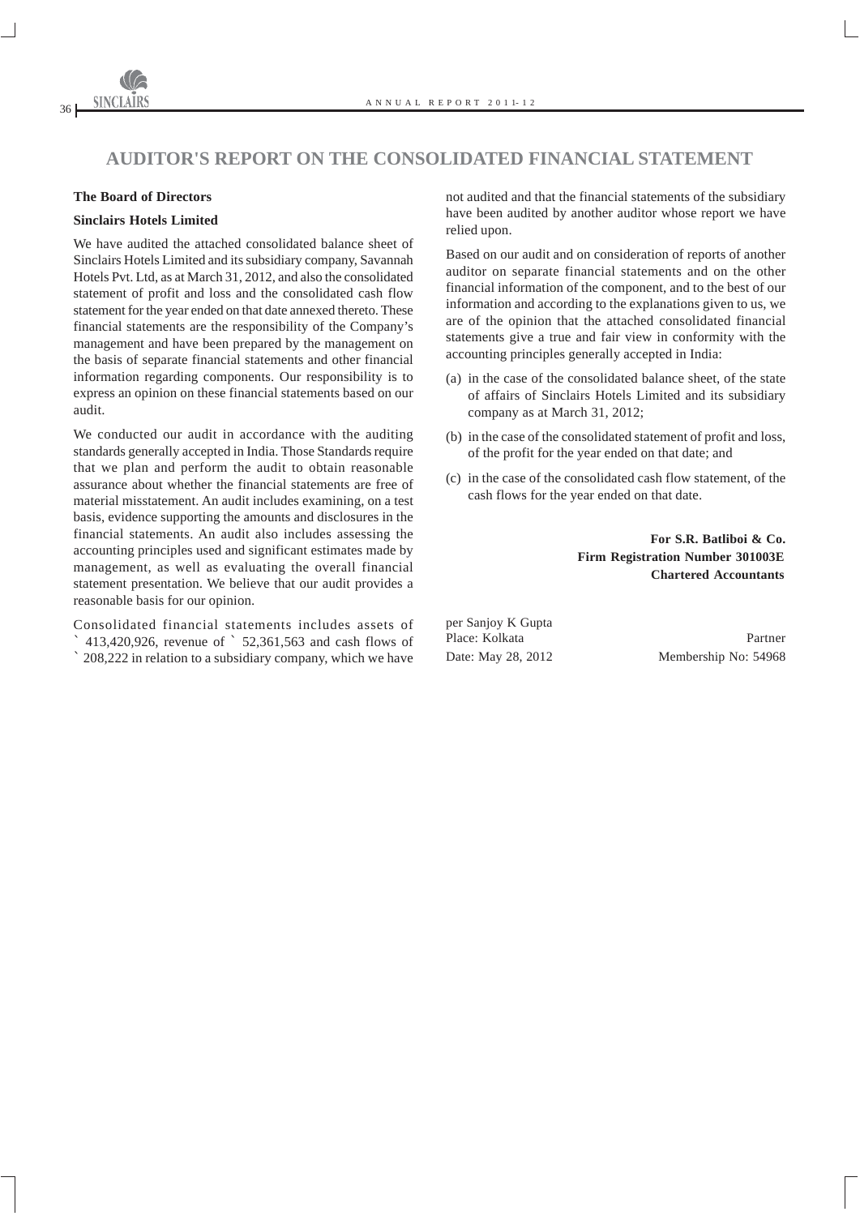# AUDITOR'S REPORT ON THE CONSOLIDATED FINANCIAL STATEMENT

**The Board of Directors**

**Sinclairs Hotels Limited**

We have audited the attached consolidated balance sheet of Sinclairs Hotels Limited and its subsidiary company, Savannah Hotels Pvt. Ltd, as at March 31, 2012, and also the consolidated statement of profit and loss and the consolidated cash flow statement for the year ended on that date annexed thereto. These financial statements are the responsibility of the Company's management and have been prepared by the management on the basis of separate financial statements and other financial information regarding components. Our responsibility is to express an opinion on these financial statements based on our audit.

We conducted our audit in accordance with the auditing standards generally accepted in India. Those Standards require that we plan and perform the audit to obtain reasonable assurance about whether the financial statements are free of material misstatement. An audit includes examining, on a test basis, evidence supporting the amounts and disclosures in the financial statements. An audit also includes assessing the accounting principles used and significant estimates made by management, as well as evaluating the overall financial statement presentation. We believe that our audit provides a reasonable basis for our opinion.

Consolidated financial statements includes assets of ` 413,420,926, revenue of ` 52,361,563 and cash flows of ` 208,222 in relation to a subsidiary company, which we have not audited and that the financial statements of the subsidiary have been audited by another auditor whose report we have relied upon.

Based on our audit and on consideration of reports of another auditor on separate financial statements and on the other financial information of the component, and to the best of our information and according to the explanations given to us, we are of the opinion that the attached consolidated financial statements give a true and fair view in conformity with the accounting principles generally accepted in India:

(a) in the case of the consolidated balance sheet, of the state of affairs of Sinclairs Hotels Limited and its subsidiary company as at March 31, 2012;

(b) in the case of the consolidated statement of profit and loss, of the profit for the year ended on that date; and

(c) in the case of the consolidated cash flow statement, of the cash flows for the year ended on that date.

**For S.R. Batliboi & Co.**
**Firm Registration Number 301003E**
**Chartered Accountants**

per Sanjoy K Gupta
Partner
Membership No: 54968

Place: Kolkata
Date: May 28, 2012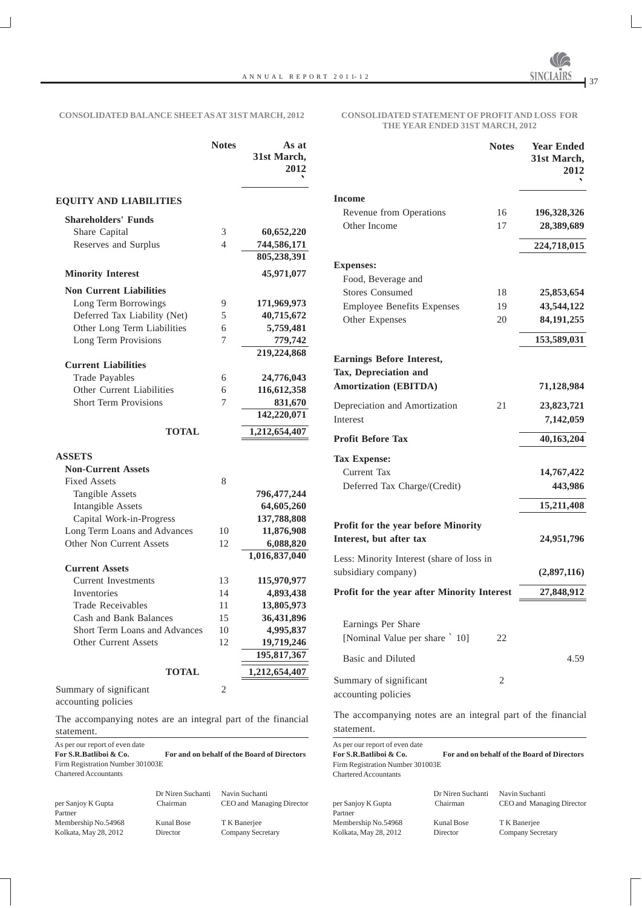## CONSOLIDATED BALANCE SHEET AS AT 31ST MARCH, 2012

| | Notes | As at 31st March, 2012 ` |
|---|---|---|
| **EQUITY AND LIABILITIES** | | |
| **Shareholders' Funds** | | |
| Share Capital | 3 | **60,652,220** |
| Reserves and Surplus | 4 | **744,586,171** |
| | | **805,238,391** |
| **Minority Interest** | | **45,971,077** |
| **Non Current Liabilities** | | |
| Long Term Borrowings | 9 | **171,969,973** |
| Deferred Tax Liability (Net) | 5 | **40,715,672** |
| Other Long Term Liabilities | 6 | **5,759,481** |
| Long Term Provisions | 7 | **779,742** |
| | | **219,224,868** |
| **Current Liabilities** | | |
| Trade Payables | 6 | **24,776,043** |
| Other Current Liabilities | 6 | **116,612,358** |
| Short Term Provisions | 7 | **831,670** |
| | | **142,220,071** |
| **TOTAL** | | **1,212,654,407** |
| **ASSETS** | | |
| **Non-Current Assets** | | |
| Fixed Assets | 8 | |
| Tangible Assets | | **796,477,244** |
| Intangible Assets | | **64,605,260** |
| Capital Work-in-Progress | | **137,788,808** |
| Long Term Loans and Advances | 10 | **11,876,908** |
| Other Non Current Assets | 12 | **6,088,820** |
| | | **1,016,837,040** |
| **Current Assets** | | |
| Current Investments | 13 | **115,970,977** |
| Inventories | 14 | **4,893,438** |
| Trade Receivables | 11 | **13,805,973** |
| Cash and Bank Balances | 15 | **36,431,896** |
| Short Term Loans and Advances | 10 | **4,995,837** |
| Other Current Assets | 12 | **19,719,246** |
| | | **195,817,367** |
| **TOTAL** | | **1,212,654,407** |
| Summary of significant accounting policies | 2 | |

The accompanying notes are an integral part of the financial statement.

As per our report of even date
**For S.R.Batliboi & Co.** **For and on behalf of the Board of Directors**
Firm Registration Number 301003E
Chartered Accountants

| | | |
|---|---|---|
| per Sanjoy K Gupta<br>Partner | Dr Niren Suchanti<br>Chairman | Navin Suchanti<br>CEO and Managing Director |
| Membership No.54968<br>Kolkata, May 28, 2012 | Kunal Bose<br>Director | T K Banerjee<br>Company Secretary |

## CONSOLIDATED STATEMENT OF PROFIT AND LOSS FOR THE YEAR ENDED 31ST MARCH, 2012

| | Notes | Year Ended 31st March, 2012 ` |
|---|---|---|
| **Income** | | |
| Revenue from Operations | 16 | **196,328,326** |
| Other Income | 17 | **28,389,689** |
| | | **224,718,015** |
| **Expenses:** | | |
| Food, Beverage and Stores Consumed | 18 | **25,853,654** |
| Employee Benefits Expenses | 19 | **43,544,122** |
| Other Expenses | 20 | **84,191,255** |
| | | **153,589,031** |
| **Earnings Before Interest, Tax, Depreciation and Amortization (EBITDA)** | | **71,128,984** |
| Depreciation and Amortization | 21 | **23,823,721** |
| Interest | | **7,142,059** |
| **Profit Before Tax** | | **40,163,204** |
| **Tax Expense:** | | |
| Current Tax | | **14,767,422** |
| Deferred Tax Charge/(Credit) | | **443,986** |
| | | **15,211,408** |
| **Profit for the year before Minority Interest, but after tax** | | **24,951,796** |
| Less: Minority Interest (share of loss in subsidiary company) | | **(2,897,116)** |
| **Profit for the year after Minority Interest** | | **27,848,912** |
| Earnings Per Share [Nominal Value per share ` 10] | 22 | |
| Basic and Diluted | | 4.59 |
| Summary of significant accounting policies | 2 | |

The accompanying notes are an integral part of the financial statement.

As per our report of even date
**For S.R.Batliboi & Co.** **For and on behalf of the Board of Directors**
Firm Registration Number 301003E
Chartered Accountants

| | | |
|---|---|---|
| per Sanjoy K Gupta<br>Partner | Dr Niren Suchanti<br>Chairman | Navin Suchanti<br>CEO and Managing Director |
| Membership No.54968<br>Kolkata, May 28, 2012 | Kunal Bose<br>Director | T K Banerjee<br>Company Secretary |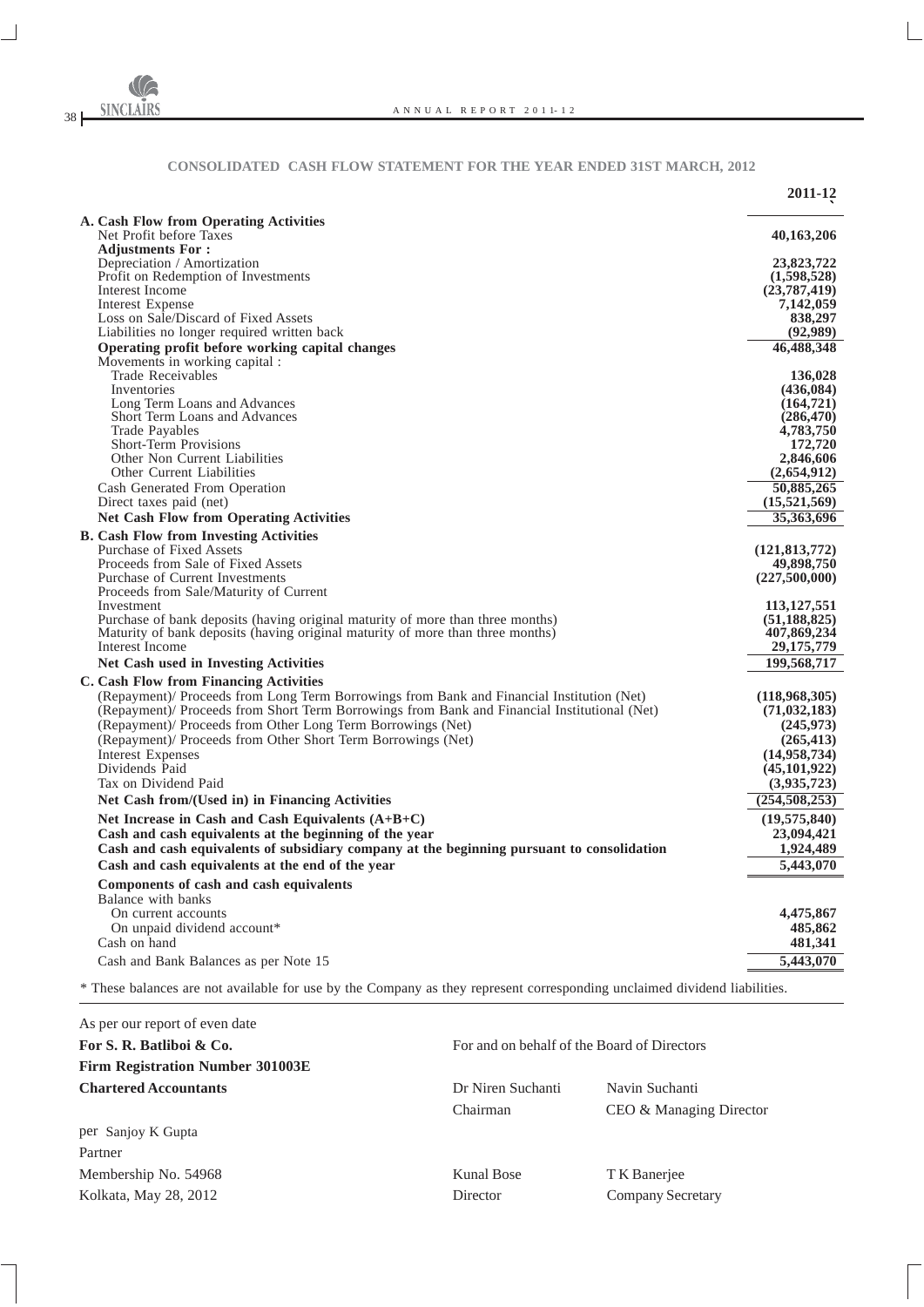## CONSOLIDATED CASH FLOW STATEMENT FOR THE YEAR ENDED 31ST MARCH, 2012

| | 2011-12 ` |
|---|---|
| **A. Cash Flow from Operating Activities** | |
| Net Profit before Taxes | **40,163,206** |
| **Adjustments For :** | |
| Depreciation / Amortization | **23,823,722** |
| Profit on Redemption of Investments | **(1,598,528)** |
| Interest Income | **(23,787,419)** |
| Interest Expense | **7,142,059** |
| Loss on Sale/Discard of Fixed Assets | **838,297** |
| Liabilities no longer required written back | **(92,989)** |
| **Operating profit before working capital changes** | **46,488,348** |
| Movements in working capital : | |
| Trade Receivables | **136,028** |
| Inventories | **(436,084)** |
| Long Term Loans and Advances | **(164,721)** |
| Short Term Loans and Advances | **(286,470)** |
| Trade Payables | **4,783,750** |
| Short-Term Provisions | **172,720** |
| Other Non Current Liabilities | **2,846,606** |
| Other Current Liabilities | **(2,654,912)** |
| Cash Generated From Operation | **50,885,265** |
| Direct taxes paid (net) | **(15,521,569)** |
| **Net Cash Flow from Operating Activities** | **35,363,696** |
| **B. Cash Flow from Investing Activities** | |
| Purchase of Fixed Assets | **(121,813,772)** |
| Proceeds from Sale of Fixed Assets | **49,898,750** |
| Purchase of Current Investments | **(227,500,000)** |
| Proceeds from Sale/Maturity of Current Investment | **113,127,551** |
| Purchase of bank deposits (having original maturity of more than three months) | **(51,188,825)** |
| Maturity of bank deposits (having original maturity of more than three months) | **407,869,234** |
| Interest Income | **29,175,779** |
| **Net Cash used in Investing Activities** | **199,568,717** |
| **C. Cash Flow from Financing Activities** | |
| (Repayment)/ Proceeds from Long Term Borrowings from Bank and Financial Institution (Net) | **(118,968,305)** |
| (Repayment)/ Proceeds from Short Term Borrowings from Bank and Financial Institutional (Net) | **(71,032,183)** |
| (Repayment)/ Proceeds from Other Long Term Borrowings (Net) | **(245,973)** |
| (Repayment)/ Proceeds from Other Short Term Borrowings (Net) | **(265,413)** |
| Interest Expenses | **(14,958,734)** |
| Dividends Paid | **(45,101,922)** |
| Tax on Dividend Paid | **(3,935,723)** |
| **Net Cash from/(Used in) in Financing Activities** | **(254,508,253)** |
| **Net Increase in Cash and Cash Equivalents (A+B+C)** | **(19,575,840)** |
| **Cash and cash equivalents at the beginning of the year** | **23,094,421** |
| **Cash and cash equivalents of subsidiary company at the beginning pursuant to consolidation** | **1,924,489** |
| **Cash and cash equivalents at the end of the year** | **5,443,070** |
| **Components of cash and cash equivalents** | |
| Balance with banks | |
| On current accounts | **4,475,867** |
| On unpaid dividend account* | **485,862** |
| Cash on hand | **481,341** |
| Cash and Bank Balances as per Note 15 | **5,443,070** |

\* These balances are not available for use by the Company as they represent corresponding unclaimed dividend liabilities.

As per our report of even date

**For S. R. Batliboi & Co.**
**Firm Registration Number 301003E**
**Chartered Accountants**

per Sanjoy K Gupta
Partner
Membership No. 54968
Kolkata, May 28, 2012

For and on behalf of the Board of Directors

Dr Niren Suchanti — Chairman
Navin Suchanti — CEO & Managing Director

Kunal Bose — Director
T K Banerjee — Company Secretary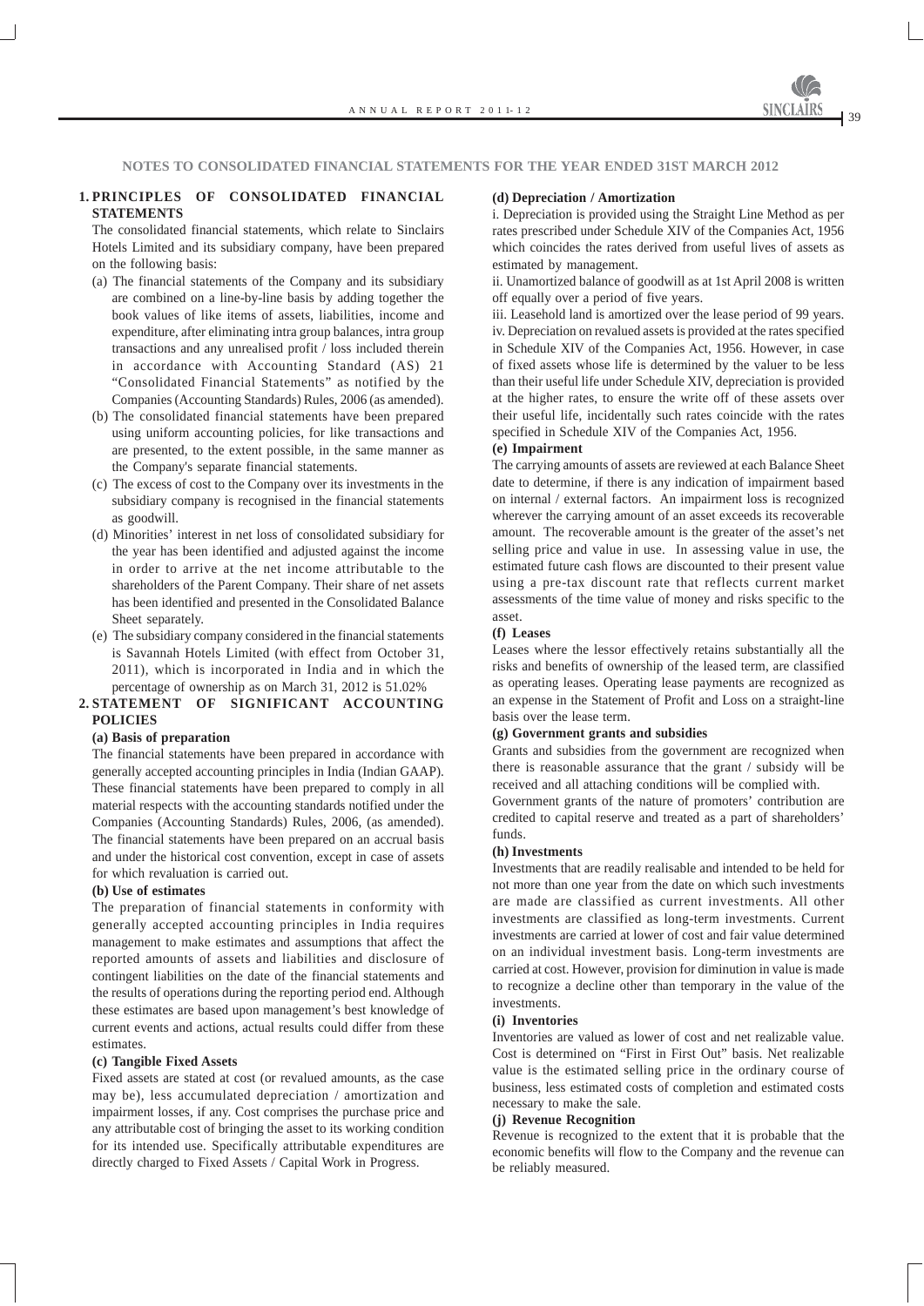## NOTES TO CONSOLIDATED FINANCIAL STATEMENTS FOR THE YEAR ENDED 31ST MARCH 2012

### 1. PRINCIPLES OF CONSOLIDATED FINANCIAL STATEMENTS

The consolidated financial statements, which relate to Sinclairs Hotels Limited and its subsidiary company, have been prepared on the following basis:

(a) The financial statements of the Company and its subsidiary are combined on a line-by-line basis by adding together the book values of like items of assets, liabilities, income and expenditure, after eliminating intra group balances, intra group transactions and any unrealised profit / loss included therein in accordance with Accounting Standard (AS) 21 "Consolidated Financial Statements" as notified by the Companies (Accounting Standards) Rules, 2006 (as amended).

(b) The consolidated financial statements have been prepared using uniform accounting policies, for like transactions and are presented, to the extent possible, in the same manner as the Company's separate financial statements.

(c) The excess of cost to the Company over its investments in the subsidiary company is recognised in the financial statements as goodwill.

(d) Minorities' interest in net loss of consolidated subsidiary for the year has been identified and adjusted against the income in order to arrive at the net income attributable to the shareholders of the Parent Company. Their share of net assets has been identified and presented in the Consolidated Balance Sheet separately.

(e) The subsidiary company considered in the financial statements is Savannah Hotels Limited (with effect from October 31, 2011), which is incorporated in India and in which the percentage of ownership as on March 31, 2012 is 51.02%

### 2. STATEMENT OF SIGNIFICANT ACCOUNTING POLICIES

**(a) Basis of preparation**

The financial statements have been prepared in accordance with generally accepted accounting principles in India (Indian GAAP). These financial statements have been prepared to comply in all material respects with the accounting standards notified under the Companies (Accounting Standards) Rules, 2006, (as amended). The financial statements have been prepared on an accrual basis and under the historical cost convention, except in case of assets for which revaluation is carried out.

**(b) Use of estimates**

The preparation of financial statements in conformity with generally accepted accounting principles in India requires management to make estimates and assumptions that affect the reported amounts of assets and liabilities and disclosure of contingent liabilities on the date of the financial statements and the results of operations during the reporting period end. Although these estimates are based upon management's best knowledge of current events and actions, actual results could differ from these estimates.

**(c) Tangible Fixed Assets**

Fixed assets are stated at cost (or revalued amounts, as the case may be), less accumulated depreciation / amortization and impairment losses, if any. Cost comprises the purchase price and any attributable cost of bringing the asset to its working condition for its intended use. Specifically attributable expenditures are directly charged to Fixed Assets / Capital Work in Progress.

**(d) Depreciation / Amortization**

i. Depreciation is provided using the Straight Line Method as per rates prescribed under Schedule XIV of the Companies Act, 1956 which coincides the rates derived from useful lives of assets as estimated by management.

ii. Unamortized balance of goodwill as at 1st April 2008 is written off equally over a period of five years.

iii. Leasehold land is amortized over the lease period of 99 years.

iv. Depreciation on revalued assets is provided at the rates specified in Schedule XIV of the Companies Act, 1956. However, in case of fixed assets whose life is determined by the valuer to be less than their useful life under Schedule XIV, depreciation is provided at the higher rates, to ensure the write off of these assets over their useful life, incidentally such rates coincide with the rates specified in Schedule XIV of the Companies Act, 1956.

**(e) Impairment**

The carrying amounts of assets are reviewed at each Balance Sheet date to determine, if there is any indication of impairment based on internal / external factors. An impairment loss is recognized wherever the carrying amount of an asset exceeds its recoverable amount. The recoverable amount is the greater of the asset's net selling price and value in use. In assessing value in use, the estimated future cash flows are discounted to their present value using a pre-tax discount rate that reflects current market assessments of the time value of money and risks specific to the asset.

**(f) Leases**

Leases where the lessor effectively retains substantially all the risks and benefits of ownership of the leased term, are classified as operating leases. Operating lease payments are recognized as an expense in the Statement of Profit and Loss on a straight-line basis over the lease term.

**(g) Government grants and subsidies**

Grants and subsidies from the government are recognized when there is reasonable assurance that the grant / subsidy will be received and all attaching conditions will be complied with.

Government grants of the nature of promoters' contribution are credited to capital reserve and treated as a part of shareholders' funds.

**(h) Investments**

Investments that are readily realisable and intended to be held for not more than one year from the date on which such investments are made are classified as current investments. All other investments are classified as long-term investments. Current investments are carried at lower of cost and fair value determined on an individual investment basis. Long-term investments are carried at cost. However, provision for diminution in value is made to recognize a decline other than temporary in the value of the investments.

**(i) Inventories**

Inventories are valued as lower of cost and net realizable value. Cost is determined on "First in First Out" basis. Net realizable value is the estimated selling price in the ordinary course of business, less estimated costs of completion and estimated costs necessary to make the sale.

**(j) Revenue Recognition**

Revenue is recognized to the extent that it is probable that the economic benefits will flow to the Company and the revenue can be reliably measured.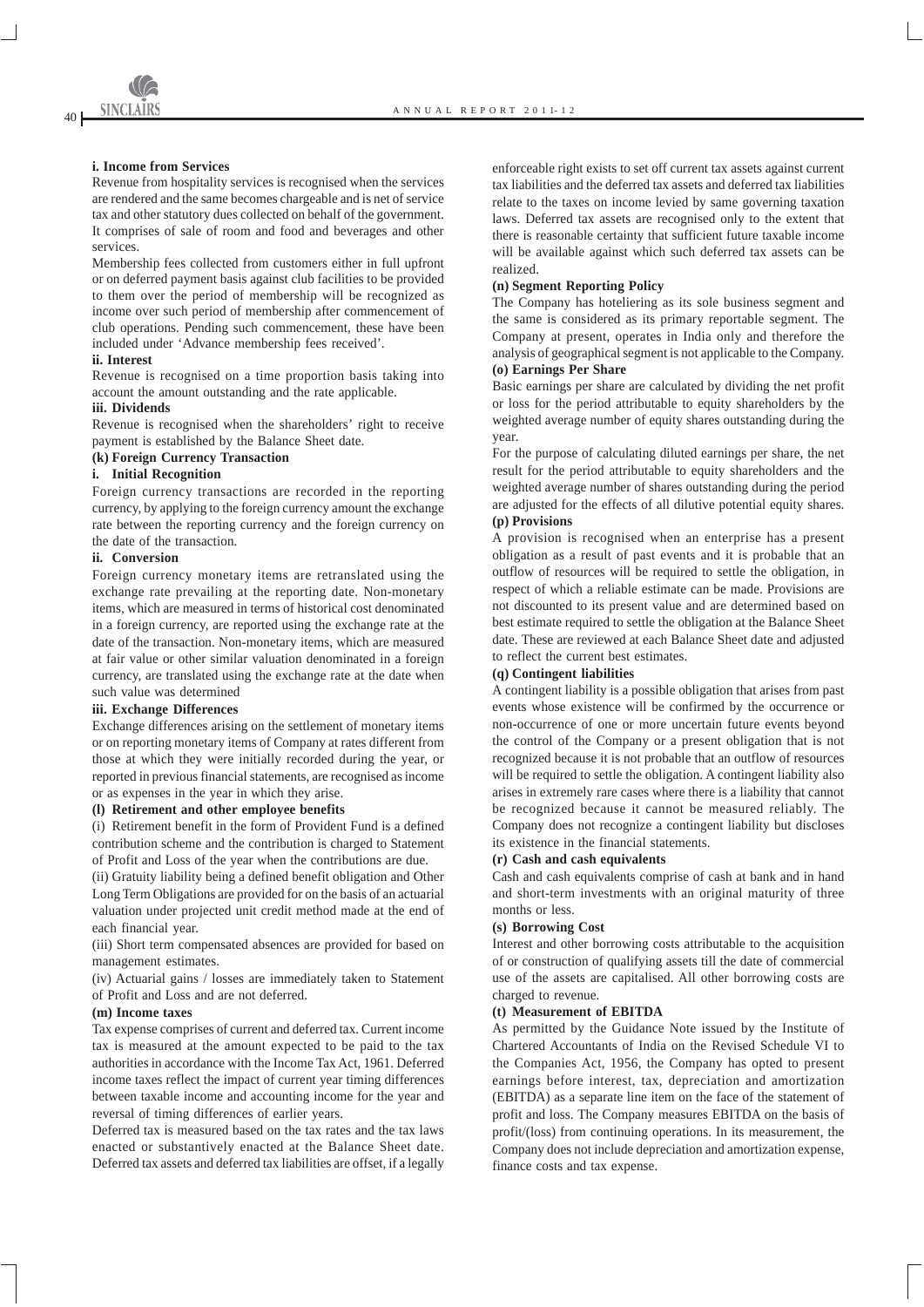**i. Income from Services**

Revenue from hospitality services is recognised when the services are rendered and the same becomes chargeable and is net of service tax and other statutory dues collected on behalf of the government. It comprises of sale of room and food and beverages and other services.

Membership fees collected from customers either in full upfront or on deferred payment basis against club facilities to be provided to them over the period of membership will be recognized as income over such period of membership after commencement of club operations. Pending such commencement, these have been included under 'Advance membership fees received'.

**ii. Interest**

Revenue is recognised on a time proportion basis taking into account the amount outstanding and the rate applicable.

**iii. Dividends**

Revenue is recognised when the shareholders' right to receive payment is established by the Balance Sheet date.

**(k) Foreign Currency Transaction**

**i. Initial Recognition**

Foreign currency transactions are recorded in the reporting currency, by applying to the foreign currency amount the exchange rate between the reporting currency and the foreign currency on the date of the transaction.

**ii. Conversion**

Foreign currency monetary items are retranslated using the exchange rate prevailing at the reporting date. Non-monetary items, which are measured in terms of historical cost denominated in a foreign currency, are reported using the exchange rate at the date of the transaction. Non-monetary items, which are measured at fair value or other similar valuation denominated in a foreign currency, are translated using the exchange rate at the date when such value was determined

**iii. Exchange Differences**

Exchange differences arising on the settlement of monetary items or on reporting monetary items of Company at rates different from those at which they were initially recorded during the year, or reported in previous financial statements, are recognised as income or as expenses in the year in which they arise.

**(l) Retirement and other employee benefits**

(i) Retirement benefit in the form of Provident Fund is a defined contribution scheme and the contribution is charged to Statement of Profit and Loss of the year when the contributions are due.

(ii) Gratuity liability being a defined benefit obligation and Other Long Term Obligations are provided for on the basis of an actuarial valuation under projected unit credit method made at the end of each financial year.

(iii) Short term compensated absences are provided for based on management estimates.

(iv) Actuarial gains / losses are immediately taken to Statement of Profit and Loss and are not deferred.

**(m) Income taxes**

Tax expense comprises of current and deferred tax. Current income tax is measured at the amount expected to be paid to the tax authorities in accordance with the Income Tax Act, 1961. Deferred income taxes reflect the impact of current year timing differences between taxable income and accounting income for the year and reversal of timing differences of earlier years.

Deferred tax is measured based on the tax rates and the tax laws enacted or substantively enacted at the Balance Sheet date. Deferred tax assets and deferred tax liabilities are offset, if a legally enforceable right exists to set off current tax assets against current tax liabilities and the deferred tax assets and deferred tax liabilities relate to the taxes on income levied by same governing taxation laws. Deferred tax assets are recognised only to the extent that there is reasonable certainty that sufficient future taxable income will be available against which such deferred tax assets can be realized.

**(n) Segment Reporting Policy**

The Company has hoteliering as its sole business segment and the same is considered as its primary reportable segment. The Company at present, operates in India only and therefore the analysis of geographical segment is not applicable to the Company.

**(o) Earnings Per Share**

Basic earnings per share are calculated by dividing the net profit or loss for the period attributable to equity shareholders by the weighted average number of equity shares outstanding during the year.

For the purpose of calculating diluted earnings per share, the net result for the period attributable to equity shareholders and the weighted average number of shares outstanding during the period are adjusted for the effects of all dilutive potential equity shares.

**(p) Provisions**

A provision is recognised when an enterprise has a present obligation as a result of past events and it is probable that an outflow of resources will be required to settle the obligation, in respect of which a reliable estimate can be made. Provisions are not discounted to its present value and are determined based on best estimate required to settle the obligation at the Balance Sheet date. These are reviewed at each Balance Sheet date and adjusted to reflect the current best estimates.

**(q) Contingent liabilities**

A contingent liability is a possible obligation that arises from past events whose existence will be confirmed by the occurrence or non-occurrence of one or more uncertain future events beyond the control of the Company or a present obligation that is not recognized because it is not probable that an outflow of resources will be required to settle the obligation. A contingent liability also arises in extremely rare cases where there is a liability that cannot be recognized because it cannot be measured reliably. The Company does not recognize a contingent liability but discloses its existence in the financial statements.

**(r) Cash and cash equivalents**

Cash and cash equivalents comprise of cash at bank and in hand and short-term investments with an original maturity of three months or less.

**(s) Borrowing Cost**

Interest and other borrowing costs attributable to the acquisition of or construction of qualifying assets till the date of commercial use of the assets are capitalised. All other borrowing costs are charged to revenue.

**(t) Measurement of EBITDA**

As permitted by the Guidance Note issued by the Institute of Chartered Accountants of India on the Revised Schedule VI to the Companies Act, 1956, the Company has opted to present earnings before interest, tax, depreciation and amortization (EBITDA) as a separate line item on the face of the statement of profit and loss. The Company measures EBITDA on the basis of profit/(loss) from continuing operations. In its measurement, the Company does not include depreciation and amortization expense, finance costs and tax expense.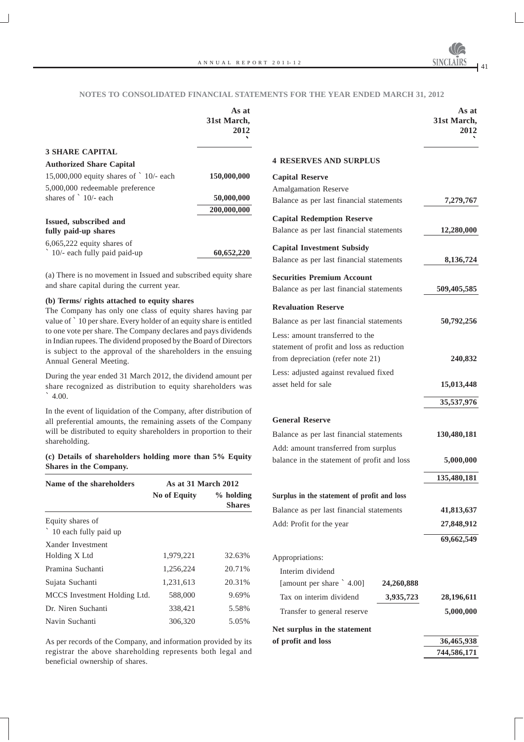## NOTES TO CONSOLIDATED FINANCIAL STATEMENTS FOR THE YEAR ENDED MARCH 31, 2012

| | As at 31st March, 2012 ` |
|---|---|
| **3 SHARE CAPITAL** | |
| **Authorized Share Capital** | |
| 15,000,000 equity shares of ` 10/- each | **150,000,000** |
| 5,000,000 redeemable preference shares of ` 10/- each | **50,000,000** |
| | **200,000,000** |
| **Issued, subscribed and fully paid-up shares** | |
| 6,065,222 equity shares of ` 10/- each fully paid paid-up | **60,652,220** |

(a) There is no movement in Issued and subscribed equity share and share capital during the current year.

**(b) Terms/ rights attached to equity shares**

The Company has only one class of equity shares having par value of ` 10 per share. Every holder of an equity share is entitled to one vote per share. The Company declares and pays dividends in Indian rupees. The dividend proposed by the Board of Directors is subject to the approval of the shareholders in the ensuing Annual General Meeting.

During the year ended 31 March 2012, the dividend amount per share recognized as distribution to equity shareholders was ` 4.00.

In the event of liquidation of the Company, after distribution of all preferential amounts, the remaining assets of the Company will be distributed to equity shareholders in proportion to their shareholding.

**(c) Details of shareholders holding more than 5% Equity Shares in the Company.**

| Name of the shareholders | As at 31 March 2012 | |
|---|---|---|
| | No of Equity | % holding Shares |
| Equity shares of ` 10 each fully paid up | | |
| Xander Investment Holding X Ltd | 1,979,221 | 32.63% |
| Pramina Suchanti | 1,256,224 | 20.71% |
| Sujata Suchanti | 1,231,613 | 20.31% |
| MCCS Investment Holding Ltd. | 588,000 | 9.69% |
| Dr. Niren Suchanti | 338,421 | 5.58% |
| Navin Suchanti | 306,320 | 5.05% |

As per records of the Company, and information provided by its registrar the above shareholding represents both legal and beneficial ownership of shares.

| | | As at 31st March, 2012 ` |
|---|---|---|
| **4 RESERVES AND SURPLUS** | | |
| **Capital Reserve** | | |
| Amalgamation Reserve | | |
| Balance as per last financial statements | | **7,279,767** |
| **Capital Redemption Reserve** | | |
| Balance as per last financial statements | | **12,280,000** |
| **Capital Investment Subsidy** | | |
| Balance as per last financial statements | | **8,136,724** |
| **Securities Premium Account** | | |
| Balance as per last financial statements | | **509,405,585** |
| **Revaluation Reserve** | | |
| Balance as per last financial statements | | **50,792,256** |
| Less: amount transferred to the statement of profit and loss as reduction from depreciation (refer note 21) | | **240,832** |
| Less: adjusted against revalued fixed asset held for sale | | **15,013,448** |
| | | **35,537,976** |
| **General Reserve** | | |
| Balance as per last financial statements | | **130,480,181** |
| Add: amount transferred from surplus balance in the statement of profit and loss | | **5,000,000** |
| | | **135,480,181** |
| **Surplus in the statement of profit and loss** | | |
| Balance as per last financial statements | | **41,813,637** |
| Add: Profit for the year | | **27,848,912** |
| | | **69,662,549** |
| Appropriations: | | |
| Interim dividend [amount per share ` 4.00] | **24,260,888** | |
| Tax on interim dividend | **3,935,723** | **28,196,611** |
| Transfer to general reserve | | **5,000,000** |
| **Net surplus in the statement of profit and loss** | | **36,465,938** |
| | | **744,586,171** |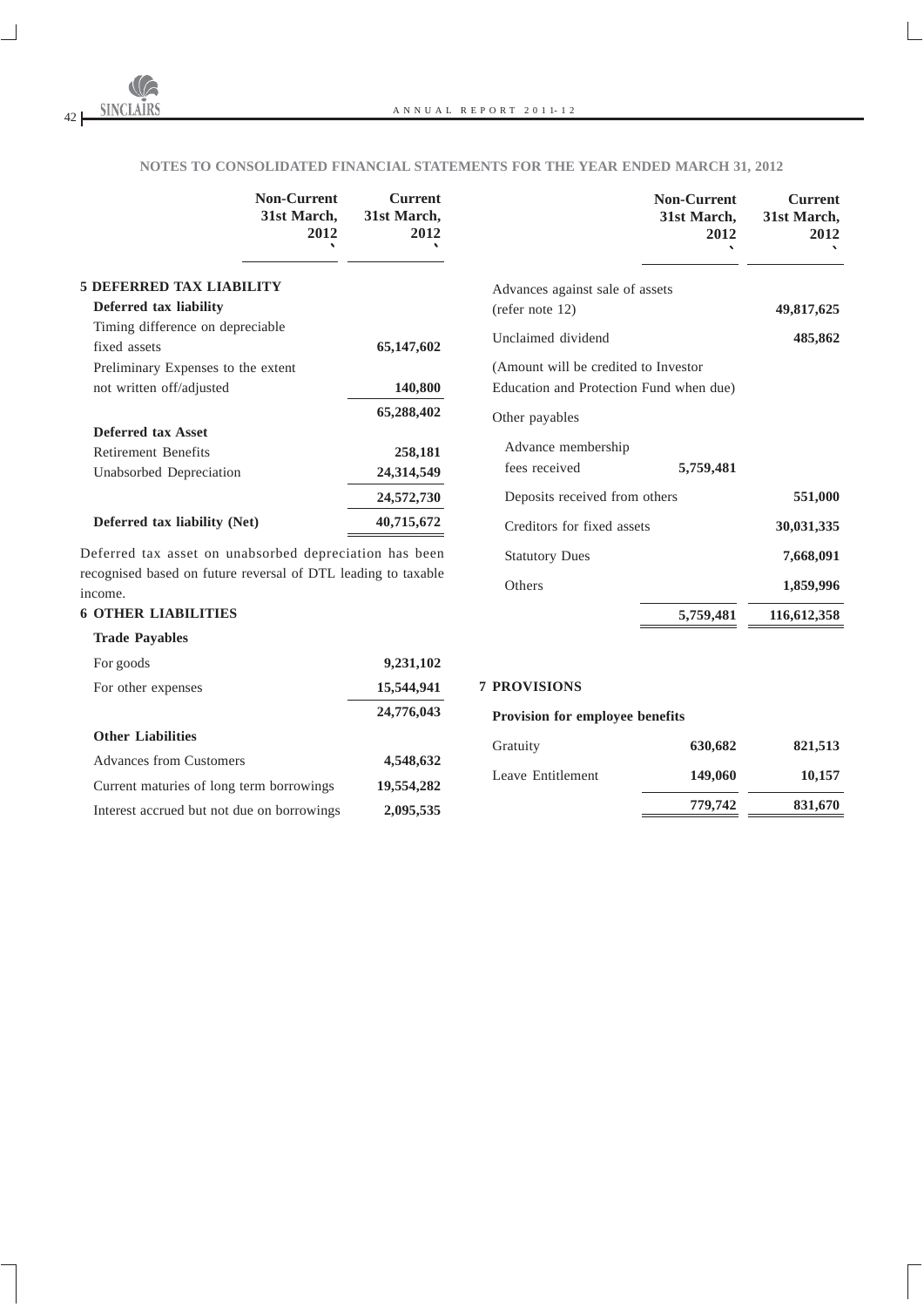## NOTES TO CONSOLIDATED FINANCIAL STATEMENTS FOR THE YEAR ENDED MARCH 31, 2012

| | Non-Current 31st March, 2012 ` | Current 31st March, 2012 ` |
|---|---|---|
| **5 DEFERRED TAX LIABILITY** | | |
| **Deferred tax liability** | | |
| Timing difference on depreciable fixed assets | | 65,147,602 |
| Preliminary Expenses to the extent not written off/adjusted | | 140,800 |
| | | 65,288,402 |
| **Deferred tax Asset** | | |
| Retirement Benefits | | 258,181 |
| Unabsorbed Depreciation | | 24,314,549 |
| | | 24,572,730 |
| **Deferred tax liability (Net)** | | 40,715,672 |

Deferred tax asset on unabsorbed depreciation has been recognised based on future reversal of DTL leading to taxable income.

| | Non-Current 31st March, 2012 ` | Current 31st March, 2012 ` |
|---|---|---|
| **6 OTHER LIABILITIES** | | |
| **Trade Payables** | | |
| For goods | | 9,231,102 |
| For other expenses | | 15,544,941 |
| | | 24,776,043 |
| **Other Liabilities** | | |
| Advances from Customers | | 4,548,632 |
| Current maturities of long term borrowings | | 19,554,282 |
| Interest accrued but not due on borrowings | | 2,095,535 |
| Advances against sale of assets (refer note 12) | | 49,817,625 |
| Unclaimed dividend | | 485,862 |
| (Amount will be credited to Investor Education and Protection Fund when due) | | |
| Other payables | | |
| Advance membership fees received | 5,759,481 | |
| Deposits received from others | | 551,000 |
| Creditors for fixed assets | | 30,031,335 |
| Statutory Dues | | 7,668,091 |
| Others | | 1,859,996 |
| | 5,759,481 | 116,612,358 |

| | Non-Current 31st March, 2012 ` | Current 31st March, 2012 ` |
|---|---|---|
| **7 PROVISIONS** | | |
| **Provision for employee benefits** | | |
| Gratuity | 630,682 | 821,513 |
| Leave Entitlement | 149,060 | 10,157 |
| | 779,742 | 831,670 |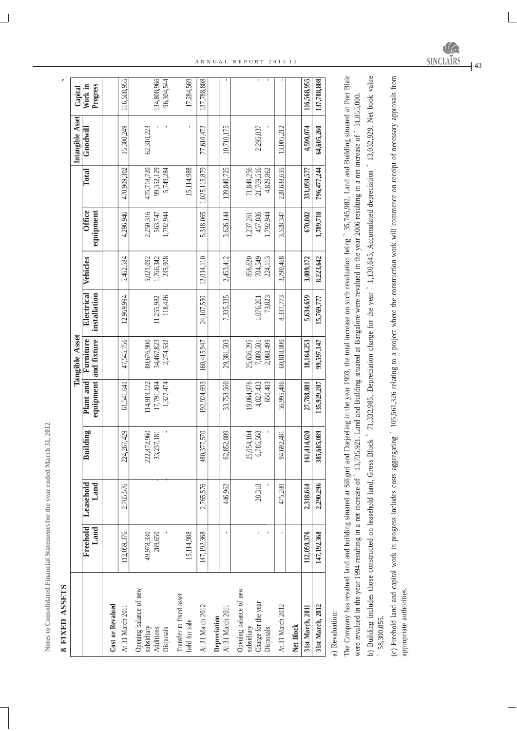**Notes to Consolidated Financial Statements for the year ended March 31, 2012**

## 8 FIXED ASSETS

`

| | Tangible Asset | | | | | | | | Intangible Asset | Capital Work in Progress |
|---|---|---|---|---|---|---|---|---|---|---|
| | Freehold Land | Leasehold Land | Building | Plant and equipment | Furniture and fixture | Electrical installation | Vehicles | Office equipment | Total | Goodwill | |
| **Cost or Revalued** | | | | | | | | | | | |
| At 31 March 2011 | 112,059,376 | 2,765,576 | 224,267,429 | 61,541,641 | 47,545,756 | 12,969,994 | 5,462,584 | 4,296,946 | 470,909,302 | 15,300,249 | 116,568,955 |
| Opening balance of new subsidiary | 49,978,330 | | 222,872,960 | 114,919,122 | 80,676,900 | 11,255,982 | 5,021,092 | 2,250,316 | 475,718,720 | 62,310,223 | |
| Additions | 269,650 | - | 33,237,181 | 17,791,404 | 34,467,823 | 118,426 | 1,766,342 | 563,747 | 99,352,129 | - | 134,808,966 |
| Disposals | - | | - | 1,327,474 | 2,274,532 | | 235,908 | 1,792,944 | 5,749,284 | - | 96,304,544 |
| Transfer to fixed asset held for sale | 15,114,988 | | | | | | | | 15,114,988 | - | 17,284,569 |
| At 31 March 2012 | 147,192,368 | 2,765,576 | 480,377,570 | 192,924,693 | 160,415,947 | 24,107,550 | 12,014,110 | 5,318,065 | 1,025,115,879 | 77,610,472 | 137,788,808 |
| **Depreciation** | | | | | | | | | | | |
| At 31 March 2011 | - | 446,962 | 62,852,809 | 33,753,560 | 29,381,503 | 7,335,335 | 2,453,412 | 3,626,144 | 139,849,725 | 10,710,175 | - |
| Opening balance of new subsidiary | | | 25,054,104 | 19,064,976 | 25,636,295 | | 856,620 | 1,237,261 | 71,849,256 | | |
| Charge for the year | - | 28,318 | 6,785,568 | 4,827,433 | 7,889,501 | 1,076,261 | 704,549 | 457,886 | 21,769,516 | 2,295,037 | - |
| Disposals | - | - | - | 650,483 | 2,088,499 | 73,823 | 224,113 | 1,792,944 | 4,829,862 | - | - |
| At 31 March 2012 | - | 475,280 | 94,692,481 | 56,995,486 | 60,818,800 | 8,337,773 | 3,790,468 | 3,528,347 | 228,638,635 | 13,005,212 | - |
| **Net Block** | | | | | | | | | | | |
| **31st March, 2011** | **112,059,376** | **2,318,614** | **161,414,620** | **27,788,081** | **18,164,253** | **5,634,659** | **3,009,172** | **670,802** | **331,059,577** | **4,590,074** | **116,568,955** |
| **31st March, 2012** | **147,192,368** | **2,290,296** | **385,685,089** | **135,929,207** | **99,597,147** | **15,769,777** | **8,223,642** | **1,789,718** | **796,477,244** | **64,605,260** | **137,788,808** |

a) Revaluation:

The Company has revalued land and building situated at Siliguri and Darjeeling in the year 1993, the total increase on such revaluation being ` 35,745,982. Land and Building situated at Port Blair were revalued in the year 1994 resulting in a net increase of ` 13,735,921. Land and Building situated at Bangalore were revalued in the year 2006 resulting in a net increase of ` 31,855,000.

b) Building includes those constructed on leasehold land, Gross Block ` 71,332,985, Depreciation charge for the year ` 1,130,645, Accumulated depreciation ` 13,032,929, Net book value ` 58,300,055.

(c) Freehold land and capital work in progress includes costs aggregating ` 105,561,326 relating to a project where the construction work will commence on receipt of necessary approvals from appropriate authorities.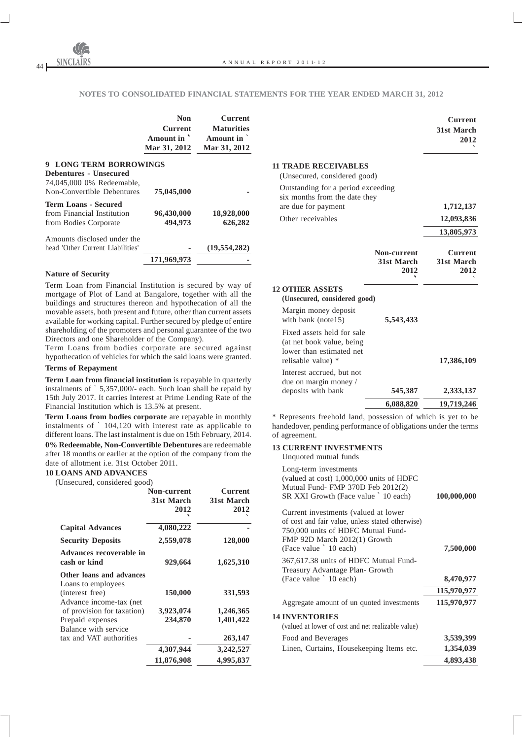## NOTES TO CONSOLIDATED FINANCIAL STATEMENTS FOR THE YEAR ENDED MARCH 31, 2012

| | Non Current Amount in ` Mar 31, 2012 | Current Maturities Amount in ` Mar 31, 2012 |
|---|---|---|
| **9 LONG TERM BORROWINGS** | | |
| **Debentures - Unsecured** | | |
| 74,045,000 0% Redeemable, Non-Convertible Debentures | 75,045,000 | - |
| **Term Loans - Secured** | | |
| from Financial Institution | 96,430,000 | 18,928,000 |
| from Bodies Corporate | 494,973 | 626,282 |
| Amounts disclosed under the head 'Other Current Liabilities' | - | (19,554,282) |
| | 171,969,973 | - |

**Nature of Security**

Term Loan from Financial Institution is secured by way of mortgage of Plot of Land at Bangalore, together with all the buildings and structures thereon and hypothecation of all the movable assets, both present and future, other than current assets available for working capital. Further secured by pledge of entire shareholding of the promoters and personal guarantee of the two Directors and one Shareholder of the Company).

Term Loans from bodies corporate are secured against hypothecation of vehicles for which the said loans were granted.

**Terms of Repayment**

**Term Loan from financial institution** is repayable in quarterly instalments of ` 5,357,000/- each. Such loan shall be repaid by 15th July 2017. It carries Interest at Prime Lending Rate of the Financial Institution which is 13.5% at present.

**Term Loans from bodies corporate** are repayable in monthly instalments of ` 104,120 with interest rate as applicable to different loans. The last instalment is due on 15th February, 2014.

**0% Redeemable, Non-Convertible Debentures** are redeemable after 18 months or earlier at the option of the company from the date of allotment i.e. 31st October 2011.

**10 LOANS AND ADVANCES**

(Unsecured, considered good)

| | Non-current 31st March 2012 ` | Current 31st March 2012 ` |
|---|---|---|
| **Capital Advances** | 4,080,222 | - |
| **Security Deposits** | 2,559,078 | 128,000 |
| **Advances recoverable in cash or kind** | 929,664 | 1,625,310 |
| **Other loans and advances** | | |
| Loans to employees (interest free) | 150,000 | 331,593 |
| Advance income-tax (net of provision for taxation) | 3,923,074 | 1,246,365 |
| Prepaid expenses | 234,870 | 1,401,422 |
| Balance with service tax and VAT authorities | - | 263,147 |
| | 4,307,944 | 3,242,527 |
| | 11,876,908 | 4,995,837 |

| | Current 31st March 2012 ` |
|---|---|
| **11 TRADE RECEIVABLES** | |
| (Unsecured, considered good) | |
| Outstanding for a period exceeding six months from the date they are due for payment | 1,712,137 |
| Other receivables | 12,093,836 |
| | 13,805,973 |

| | Non-current 31st March 2012 ` | Current 31st March 2012 ` |
|---|---|---|
| **12 OTHER ASSETS** | | |
| **(Unsecured, considered good)** | | |
| Margin money deposit with bank (note15) | 5,543,433 | |
| Fixed assets held for sale (at net book value, being lower than estimated net relisable value) * | | 17,386,109 |
| Interest accrued, but not due on margin money / deposits with bank | 545,387 | 2,333,137 |
| | 6,088,820 | 19,719,246 |

\* Represents freehold land, possession of which is yet to be handedover, pending performance of obligations under the terms of agreement.

| | ` |
|---|---|
| **13 CURRENT INVESTMENTS** | |
| Unquoted mutual funds | |
| Long-term investments (valued at cost) 1,000,000 units of HDFC Mutual Fund- FMP 370D Feb 2012(2) SR XXI Growth (Face value ` 10 each) | 100,000,000 |
| Current investments (valued at lower of cost and fair value, unless stated otherwise) 750,000 units of HDFC Mutual Fund- FMP 92D March 2012(1) Growth (Face value ` 10 each) | 7,500,000 |
| 367,617.38 units of HDFC Mutual Fund- Treasury Advantage Plan- Growth (Face value ` 10 each) | 8,470,977 |
| | 115,970,977 |
| Aggregate amount of un quoted investments | 115,970,977 |
| **14 INVENTORIES** | |
| (valued at lower of cost and net realizable value) | |
| Food and Beverages | 3,539,399 |
| Linen, Curtains, Housekeeping Items etc. | 1,354,039 |
| | 4,893,438 |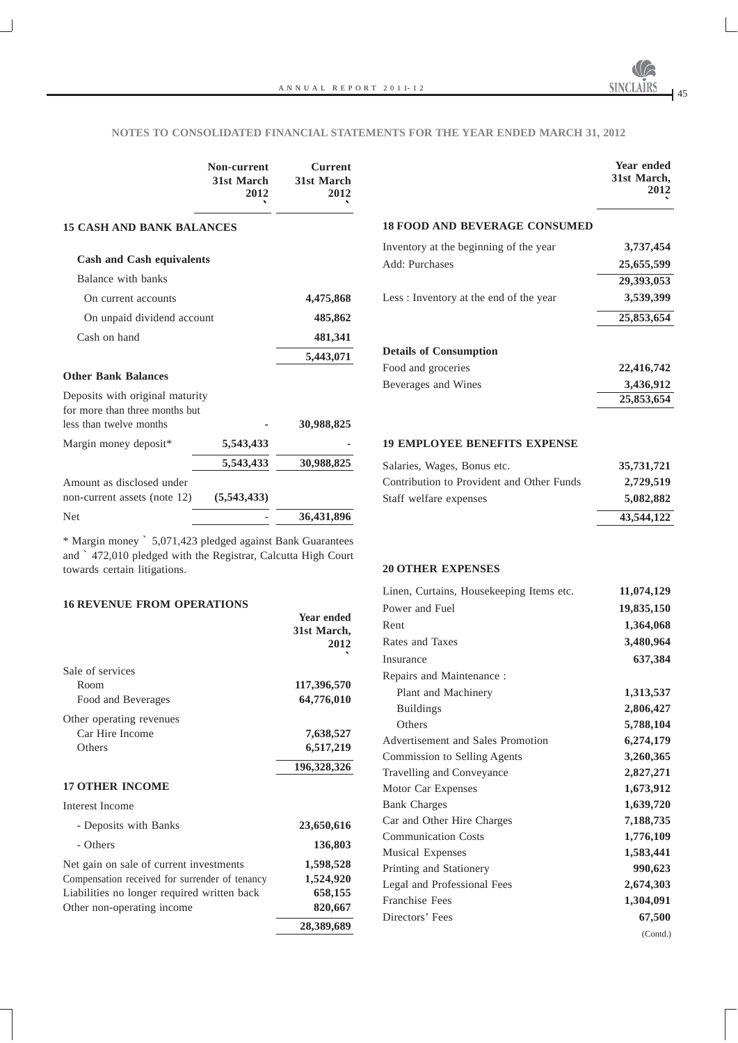## NOTES TO CONSOLIDATED FINANCIAL STATEMENTS FOR THE YEAR ENDED MARCH 31, 2012

### 15 CASH AND BANK BALANCES

| | Non-current 31st March 2012 ` | Current 31st March 2012 ` |
|---|---|---|
| **Cash and Cash equivalents** | | |
| Balance with banks | | |
| On current accounts | | 4,475,868 |
| On unpaid dividend account | | 485,862 |
| Cash on hand | | 481,341 |
| | | 5,443,071 |
| **Other Bank Balances** | | |
| Deposits with original maturity for more than three months but less than twelve months | - | 30,988,825 |
| Margin money deposit* | 5,543,433 | - |
| | 5,543,433 | 30,988,825 |
| Amount as disclosed under non-current assets (note 12) | (5,543,433) | |
| Net | - | 36,431,896 |

\* Margin money ` 5,071,423 pledged against Bank Guarantees and ` 472,010 pledged with the Registrar, Calcutta High Court towards certain litigations.

### 16 REVENUE FROM OPERATIONS

| | Year ended 31st March, 2012 ` |
|---|---|
| Sale of services | |
| Room | 117,396,570 |
| Food and Beverages | 64,776,010 |
| Other operating revenues | |
| Car Hire Income | 7,638,527 |
| Others | 6,517,219 |
| | 196,328,326 |

### 17 OTHER INCOME

| | Year ended 31st March, 2012 ` |
|---|---|
| Interest Income | |
| - Deposits with Banks | 23,650,616 |
| - Others | 136,803 |
| Net gain on sale of current investments | 1,598,528 |
| Compensation received for surrender of tenancy | 1,524,920 |
| Liabilities no longer required written back | 658,155 |
| Other non-operating income | 820,667 |
| | 28,389,689 |

### 18 FOOD AND BEVERAGE CONSUMED

| | Year ended 31st March, 2012 ` |
|---|---|
| Inventory at the beginning of the year | 3,737,454 |
| Add: Purchases | 25,655,599 |
| | 29,393,053 |
| Less : Inventory at the end of the year | 3,539,399 |
| | 25,853,654 |
| **Details of Consumption** | |
| Food and groceries | 22,416,742 |
| Beverages and Wines | 3,436,912 |
| | 25,853,654 |

### 19 EMPLOYEE BENEFITS EXPENSE

| | Year ended 31st March, 2012 ` |
|---|---|
| Salaries, Wages, Bonus etc. | 35,731,721 |
| Contribution to Provident and Other Funds | 2,729,519 |
| Staff welfare expenses | 5,082,882 |
| | 43,544,122 |

### 20 OTHER EXPENSES

| | Year ended 31st March, 2012 ` |
|---|---|
| Linen, Curtains, Housekeeping Items etc. | 11,074,129 |
| Power and Fuel | 19,835,150 |
| Rent | 1,364,068 |
| Rates and Taxes | 3,480,964 |
| Insurance | 637,384 |
| Repairs and Maintenance : | |
| Plant and Machinery | 1,313,537 |
| Buildings | 2,806,427 |
| Others | 5,788,104 |
| Advertisement and Sales Promotion | 6,274,179 |
| Commission to Selling Agents | 3,260,365 |
| Travelling and Conveyance | 2,827,271 |
| Motor Car Expenses | 1,673,912 |
| Bank Charges | 1,639,720 |
| Car and Other Hire Charges | 7,188,735 |
| Communication Costs | 1,776,109 |
| Musical Expenses | 1,583,441 |
| Printing and Stationery | 990,623 |
| Legal and Professional Fees | 2,674,303 |
| Franchise Fees | 1,304,091 |
| Directors' Fees | 67,500 |

(Contd.)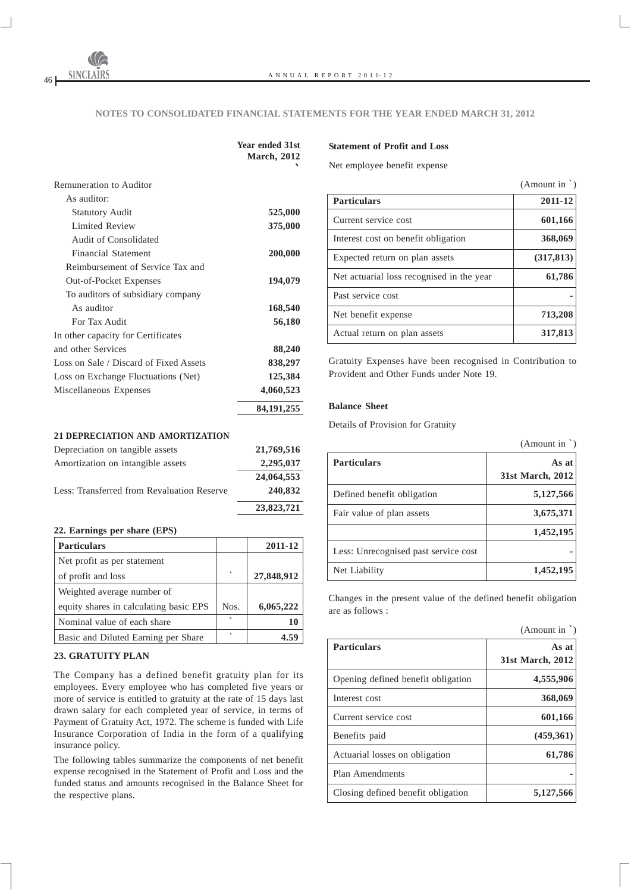## NOTES TO CONSOLIDATED FINANCIAL STATEMENTS FOR THE YEAR ENDED MARCH 31, 2012

| | Year ended 31st March, 2012 ` |
|---|---|
| Remuneration to Auditor | |
| As auditor: | |
| Statutory Audit | **525,000** |
| Limited Review | **375,000** |
| Audit of Consolidated Financial Statement | **200,000** |
| Reimbursement of Service Tax and Out-of-Pocket Expenses | **194,079** |
| To auditors of subsidiary company | |
| As auditor | **168,540** |
| For Tax Audit | **56,180** |
| In other capacity for Certificates and other Services | **88,240** |
| Loss on Sale / Discard of Fixed Assets | **838,297** |
| Loss on Exchange Fluctuations (Net) | **125,384** |
| Miscellaneous Expenses | **4,060,523** |
| | **84,191,255** |

### 21 DEPRECIATION AND AMORTIZATION

| | |
|---|---|
| Depreciation on tangible assets | **21,769,516** |
| Amortization on intangible assets | **2,295,037** |
| | **24,064,553** |
| Less: Transferred from Revaluation Reserve | **240,832** |
| | **23,823,721** |

### 22. Earnings per share (EPS)

| Particulars | | 2011-12 |
|---|---|---|
| Net profit as per statement of profit and loss | ` | **27,848,912** |
| Weighted average number of equity shares in calculating basic EPS | Nos. | **6,065,222** |
| Nominal value of each share | ` | **10** |
| Basic and Diluted Earning per Share | ` | **4.59** |

### 23. GRATUITY PLAN

The Company has a defined benefit gratuity plan for its employees. Every employee who has completed five years or more of service is entitled to gratuity at the rate of 15 days last drawn salary for each completed year of service, in terms of Payment of Gratuity Act, 1972. The scheme is funded with Life Insurance Corporation of India in the form of a qualifying insurance policy.

The following tables summarize the components of net benefit expense recognised in the Statement of Profit and Loss and the funded status and amounts recognised in the Balance Sheet for the respective plans.

**Statement of Profit and Loss**

Net employee benefit expense

(Amount in `)

| Particulars | 2011-12 |
|---|---|
| Current service cost | **601,166** |
| Interest cost on benefit obligation | **368,069** |
| Expected return on plan assets | **(317,813)** |
| Net actuarial loss recognised in the year | **61,786** |
| Past service cost | **-** |
| Net benefit expense | **713,208** |
| Actual return on plan assets | **317,813** |

Gratuity Expenses have been recognised in Contribution to Provident and Other Funds under Note 19.

**Balance Sheet**

Details of Provision for Gratuity

(Amount in `)

| Particulars | As at 31st March, 2012 |
|---|---|
| Defined benefit obligation | **5,127,566** |
| Fair value of plan assets | **3,675,371** |
| | **1,452,195** |
| Less: Unrecognised past service cost | **-** |
| Net Liability | **1,452,195** |

Changes in the present value of the defined benefit obligation are as follows :

(Amount in `)

| Particulars | As at 31st March, 2012 |
|---|---|
| Opening defined benefit obligation | **4,555,906** |
| Interest cost | **368,069** |
| Current service cost | **601,166** |
| Benefits paid | **(459,361)** |
| Actuarial losses on obligation | **61,786** |
| Plan Amendments | **-** |
| Closing defined benefit obligation | **5,127,566** |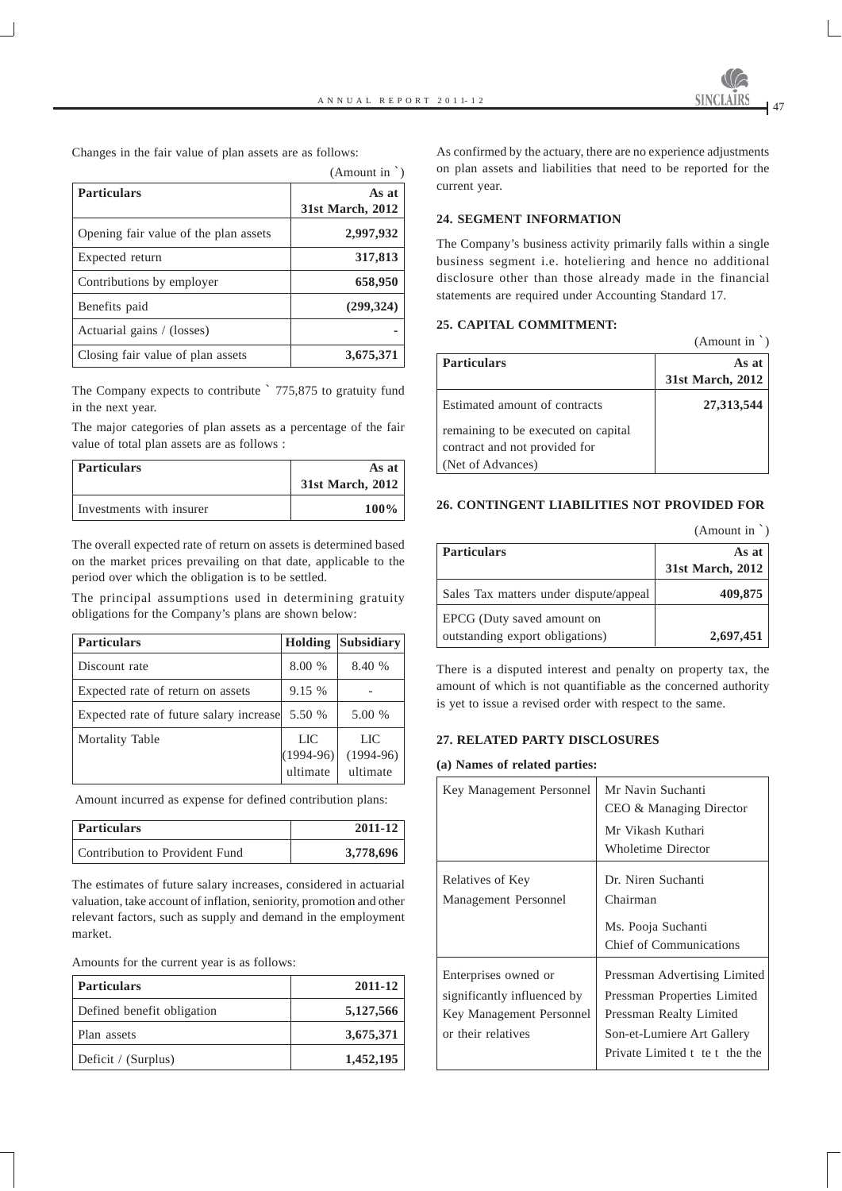Changes in the fair value of plan assets are as follows:

(Amount in `)

| Particulars | As at 31st March, 2012 |
|---|---|
| Opening fair value of the plan assets | **2,997,932** |
| Expected return | **317,813** |
| Contributions by employer | **658,950** |
| Benefits paid | **(299,324)** |
| Actuarial gains / (losses) | **-** |
| Closing fair value of plan assets | **3,675,371** |

The Company expects to contribute ` 775,875 to gratuity fund in the next year.

The major categories of plan assets as a percentage of the fair value of total plan assets are as follows :

| Particulars | As at 31st March, 2012 |
|---|---|
| Investments with insurer | **100%** |

The overall expected rate of return on assets is determined based on the market prices prevailing on that date, applicable to the period over which the obligation is to be settled.

The principal assumptions used in determining gratuity obligations for the Company's plans are shown below:

| Particulars | Holding | Subsidiary |
|---|---|---|
| Discount rate | 8.00 % | 8.40 % |
| Expected rate of return on assets | 9.15 % | - |
| Expected rate of future salary increase | 5.50 % | 5.00 % |
| Mortality Table | LIC (1994-96) ultimate | LIC (1994-96) ultimate |

Amount incurred as expense for defined contribution plans:

| Particulars | 2011-12 |
|---|---|
| Contribution to Provident Fund | **3,778,696** |

The estimates of future salary increases, considered in actuarial valuation, take account of inflation, seniority, promotion and other relevant factors, such as supply and demand in the employment market.

Amounts for the current year is as follows:

| Particulars | 2011-12 |
|---|---|
| Defined benefit obligation | **5,127,566** |
| Plan assets | **3,675,371** |
| Deficit / (Surplus) | **1,452,195** |

As confirmed by the actuary, there are no experience adjustments on plan assets and liabilities that need to be reported for the current year.

## 24. SEGMENT INFORMATION

The Company's business activity primarily falls within a single business segment i.e. hoteliering and hence no additional disclosure other than those already made in the financial statements are required under Accounting Standard 17.

## 25. CAPITAL COMMITMENT:

(Amount in `)

| Particulars | As at 31st March, 2012 |
|---|---|
| Estimated amount of contracts remaining to be executed on capital contract and not provided for (Net of Advances) | **27,313,544** |

## 26. CONTINGENT LIABILITIES NOT PROVIDED FOR

(Amount in `)

| Particulars | As at 31st March, 2012 |
|---|---|
| Sales Tax matters under dispute/appeal | **409,875** |
| EPCG (Duty saved amount on outstanding export obligations) | **2,697,451** |

There is a disputed interest and penalty on property tax, the amount of which is not quantifiable as the concerned authority is yet to issue a revised order with respect to the same.

## 27. RELATED PARTY DISCLOSURES

**(a) Names of related parties:**

| | |
|---|---|
| Key Management Personnel | Mr Navin Suchanti<br>CEO & Managing Director<br>Mr Vikash Kuthari<br>Wholetime Director |
| Relatives of Key Management Personnel | Dr. Niren Suchanti<br>Chairman<br>Ms. Pooja Suchanti<br>Chief of Communications |
| Enterprises owned or significantly influenced by Key Management Personnel or their relatives | Pressman Advertising Limited<br>Pressman Properties Limited<br>Pressman Realty Limited<br>Son-et-Lumiere Art Gallery Private Limited t te t the the |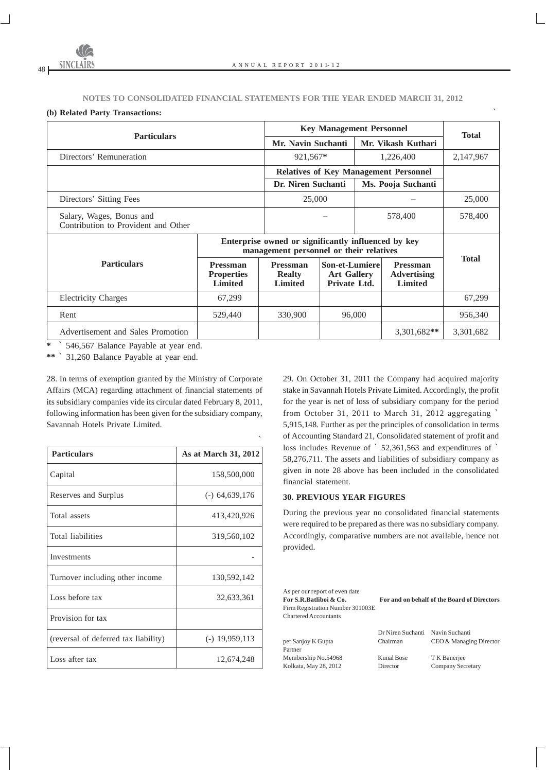## NOTES TO CONSOLIDATED FINANCIAL STATEMENTS FOR THE YEAR ENDED MARCH 31, 2012

**(b) Related Party Transactions:**

`

| Particulars | Key Management Personnel | | Total |
|---|---|---|---|
| | Mr. Navin Suchanti | Mr. Vikash Kuthari | |
| Directors' Remuneration | 921,567* | 1,226,400 | 2,147,967 |
| | **Relatives of Key Management Personnel** | | |
| | **Dr. Niren Suchanti** | **Ms. Pooja Suchanti** | |
| Directors' Sitting Fees | 25,000 | – | 25,000 |
| Salary, Wages, Bonus and Contribution to Provident and Other | – | 578,400 | 578,400 |

| Particulars | Enterprise owned or significantly influenced by key management personnel or their relatives | | | | Total |
|---|---|---|---|---|---|
| | Pressman Properties Limited | Pressman Realty Limited | Son-et-Lumiere Art Gallery Private Ltd. | Pressman Advertising Limited | |
| Electricity Charges | 67,299 | | | | 67,299 |
| Rent | 529,440 | 330,900 | 96,000 | | 956,340 |
| Advertisement and Sales Promotion | | | | 3,301,682** | 3,301,682 |

\* ` 546,567 Balance Payable at year end.

\*\* ` 31,260 Balance Payable at year end.

28. In terms of exemption granted by the Ministry of Corporate Affairs (MCA) regarding attachment of financial statements of its subsidiary companies vide its circular dated February 8, 2011, following information has been given for the subsidiary company, Savannah Hotels Private Limited.

`

| Particulars | As at March 31, 2012 |
|---|---|
| Capital | 158,500,000 |
| Reserves and Surplus | (-) 64,639,176 |
| Total assets | 413,420,926 |
| Total liabilities | 319,560,102 |
| Investments | - |
| Turnover including other income | 130,592,142 |
| Loss before tax | 32,633,361 |
| Provision for tax | |
| (reversal of deferred tax liability) | (-) 19,959,113 |
| Loss after tax | 12,674,248 |

29. On October 31, 2011 the Company had acquired majority stake in Savannah Hotels Private Limited. Accordingly, the profit for the year is net of loss of subsidiary company for the period from October 31, 2011 to March 31, 2012 aggregating ` 5,915,148. Further as per the principles of consolidation in terms of Accounting Standard 21, Consolidated statement of profit and loss includes Revenue of ` 52,361,563 and expenditures of ` 58,276,711. The assets and liabilities of subsidiary company as given in note 28 above has been included in the consolidated financial statement.

### 30. PREVIOUS YEAR FIGURES

During the previous year no consolidated financial statements were required to be prepared as there was no subsidiary company. Accordingly, comparative numbers are not available, hence not provided.

As per our report of even date
**For S.R.Batliboi & Co.**
Firm Registration Number 301003E
Chartered Accountants

per Sanjoy K Gupta
Partner
Membership No.54968
Kolkata, May 28, 2012

**For and on behalf of the Board of Directors**

Dr Niren Suchanti
Chairman

Navin Suchanti
CEO & Managing Director

Kunal Bose
Director

T K Banerjee
Company Secretary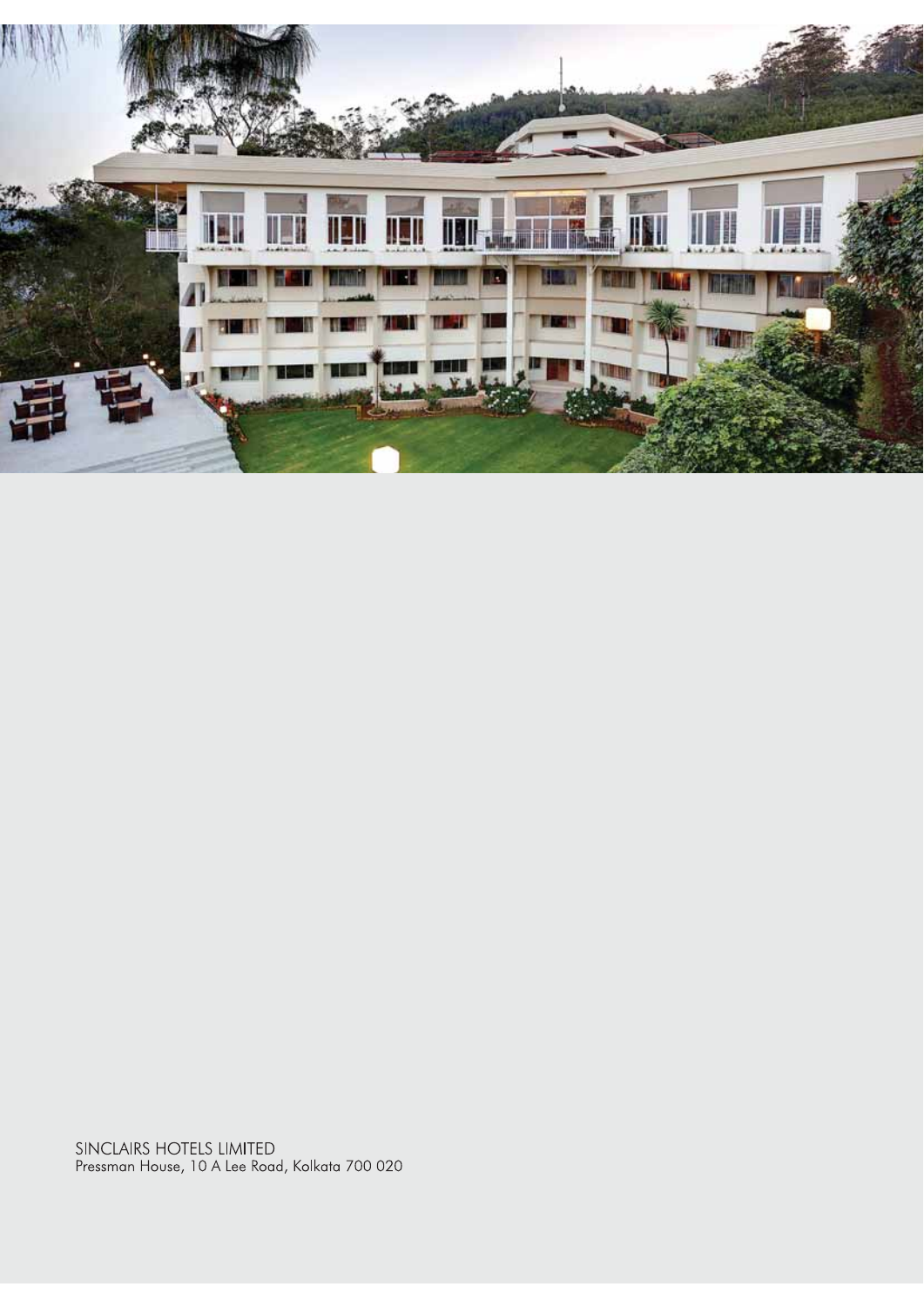SINCLAIRS HOTELS LIMITED
Pressman House, 10 A Lee Road, Kolkata 700 020